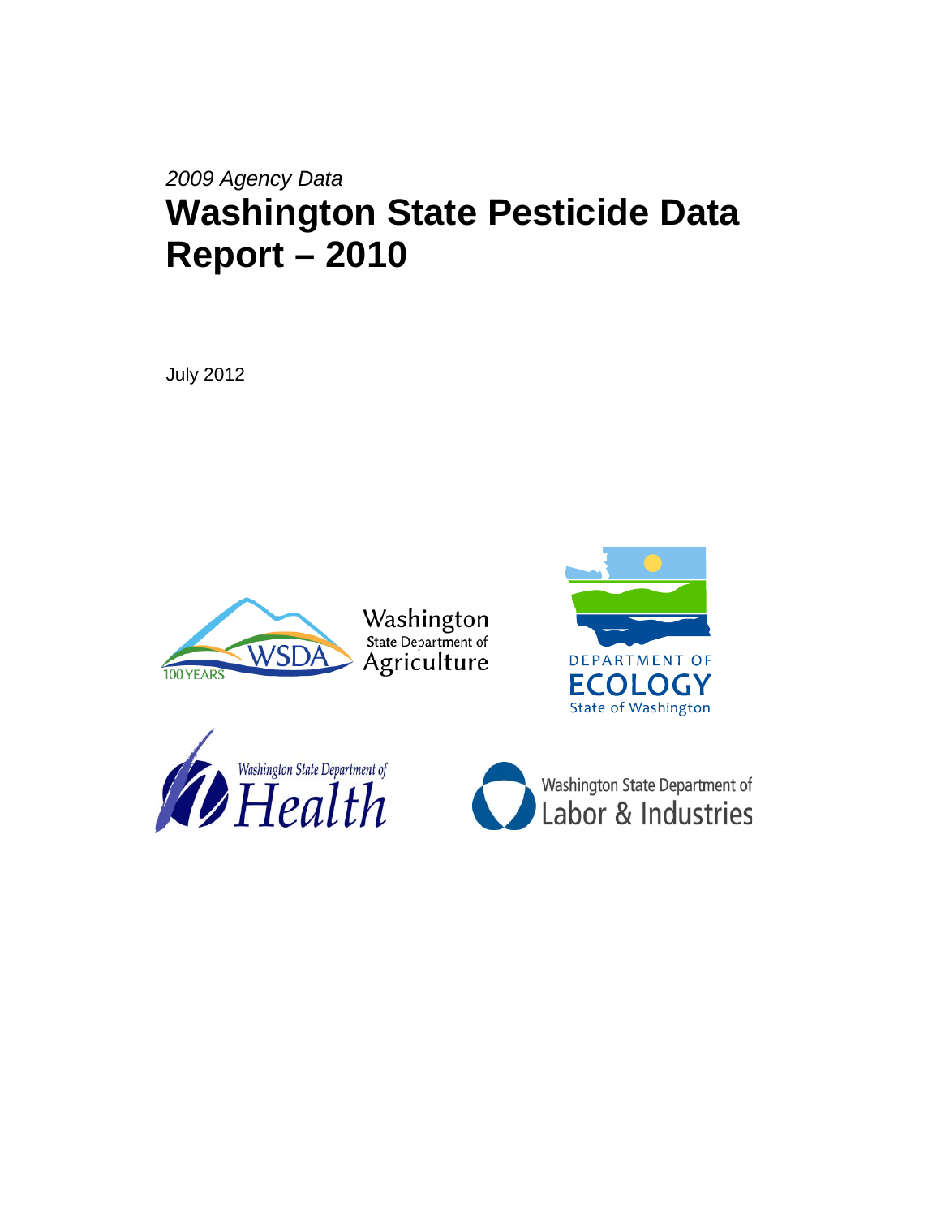*2009 Agency Data*

# Washington State Pesticide Data Report – 2010

July 2012

Washington State Department of Agriculture

Department of Ecology, State of Washington

Washington State Department of Health

Washington State Department of Labor & Industries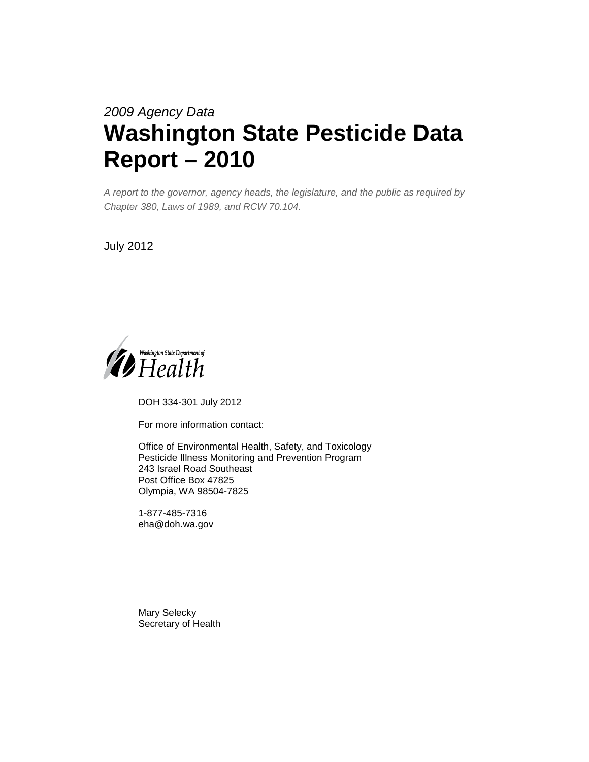*2009 Agency Data*

# Washington State Pesticide Data Report – 2010

*A report to the governor, agency heads, the legislature, and the public as required by Chapter 380, Laws of 1989, and RCW 70.104.*

July 2012

Washington State Department of Health

DOH 334-301 July 2012

For more information contact:

Office of Environmental Health, Safety, and Toxicology
Pesticide Illness Monitoring and Prevention Program
243 Israel Road Southeast
Post Office Box 47825
Olympia, WA 98504-7825

1-877-485-7316
eha@doh.wa.gov

Mary Selecky
Secretary of Health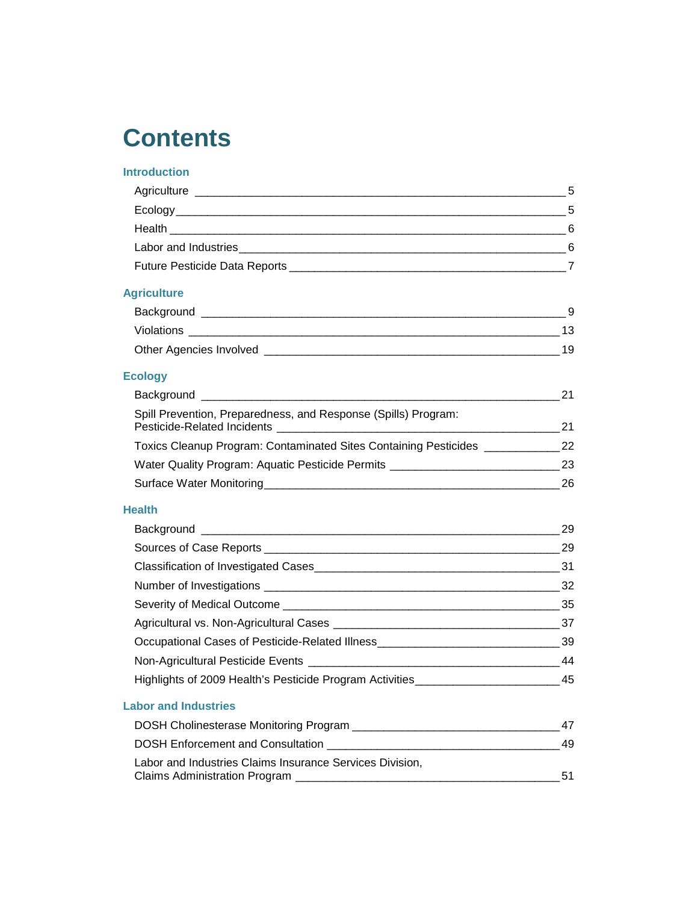# Contents

## Introduction

- Agriculture — 5
- Ecology — 5
- Health — 6
- Labor and Industries — 6
- Future Pesticide Data Reports — 7

## Agriculture

- Background — 9
- Violations — 13
- Other Agencies Involved — 19

## Ecology

- Background — 21
- Spill Prevention, Preparedness, and Response (Spills) Program: Pesticide-Related Incidents — 21
- Toxics Cleanup Program: Contaminated Sites Containing Pesticides — 22
- Water Quality Program: Aquatic Pesticide Permits — 23
- Surface Water Monitoring — 26

## Health

- Background — 29
- Sources of Case Reports — 29
- Classification of Investigated Cases — 31
- Number of Investigations — 32
- Severity of Medical Outcome — 35
- Agricultural vs. Non-Agricultural Cases — 37
- Occupational Cases of Pesticide-Related Illness — 39
- Non-Agricultural Pesticide Events — 44
- Highlights of 2009 Health's Pesticide Program Activities — 45

## Labor and Industries

- DOSH Cholinesterase Monitoring Program — 47
- DOSH Enforcement and Consultation — 49
- Labor and Industries Claims Insurance Services Division, Claims Administration Program — 51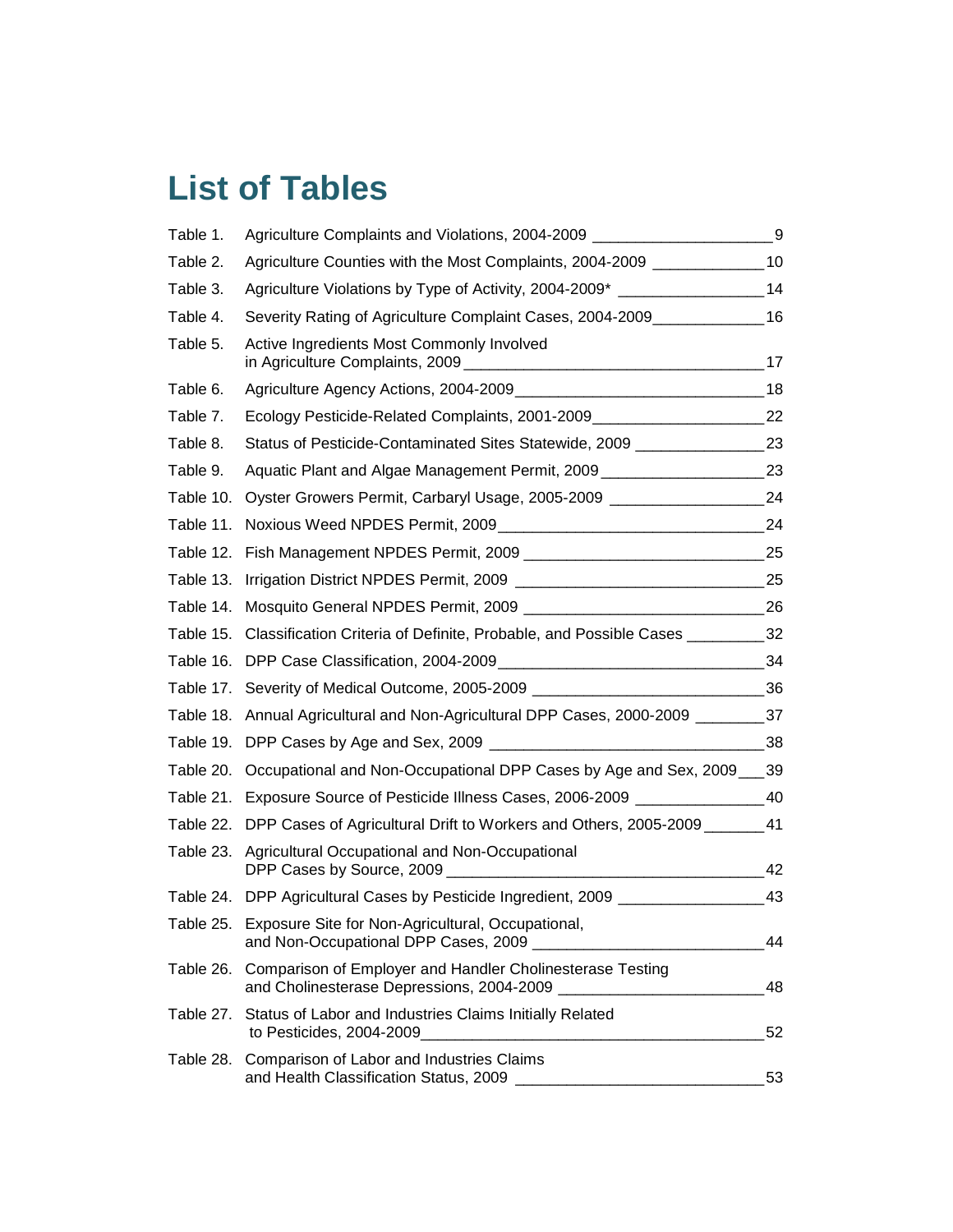# List of Tables

| | | |
|---|---|---|
| Table 1. | Agriculture Complaints and Violations, 2004-2009 | 9 |
| Table 2. | Agriculture Counties with the Most Complaints, 2004-2009 | 10 |
| Table 3. | Agriculture Violations by Type of Activity, 2004-2009* | 14 |
| Table 4. | Severity Rating of Agriculture Complaint Cases, 2004-2009 | 16 |
| Table 5. | Active Ingredients Most Commonly Involved in Agriculture Complaints, 2009 | 17 |
| Table 6. | Agriculture Agency Actions, 2004-2009 | 18 |
| Table 7. | Ecology Pesticide-Related Complaints, 2001-2009 | 22 |
| Table 8. | Status of Pesticide-Contaminated Sites Statewide, 2009 | 23 |
| Table 9. | Aquatic Plant and Algae Management Permit, 2009 | 23 |
| Table 10. | Oyster Growers Permit, Carbaryl Usage, 2005-2009 | 24 |
| Table 11. | Noxious Weed NPDES Permit, 2009 | 24 |
| Table 12. | Fish Management NPDES Permit, 2009 | 25 |
| Table 13. | Irrigation District NPDES Permit, 2009 | 25 |
| Table 14. | Mosquito General NPDES Permit, 2009 | 26 |
| Table 15. | Classification Criteria of Definite, Probable, and Possible Cases | 32 |
| Table 16. | DPP Case Classification, 2004-2009 | 34 |
| Table 17. | Severity of Medical Outcome, 2005-2009 | 36 |
| Table 18. | Annual Agricultural and Non-Agricultural DPP Cases, 2000-2009 | 37 |
| Table 19. | DPP Cases by Age and Sex, 2009 | 38 |
| Table 20. | Occupational and Non-Occupational DPP Cases by Age and Sex, 2009 | 39 |
| Table 21. | Exposure Source of Pesticide Illness Cases, 2006-2009 | 40 |
| Table 22. | DPP Cases of Agricultural Drift to Workers and Others, 2005-2009 | 41 |
| Table 23. | Agricultural Occupational and Non-Occupational DPP Cases by Source, 2009 | 42 |
| Table 24. | DPP Agricultural Cases by Pesticide Ingredient, 2009 | 43 |
| Table 25. | Exposure Site for Non-Agricultural, Occupational, and Non-Occupational DPP Cases, 2009 | 44 |
| Table 26. | Comparison of Employer and Handler Cholinesterase Testing and Cholinesterase Depressions, 2004-2009 | 48 |
| Table 27. | Status of Labor and Industries Claims Initially Related to Pesticides, 2004-2009 | 52 |
| Table 28. | Comparison of Labor and Industries Claims and Health Classification Status, 2009 | 53 |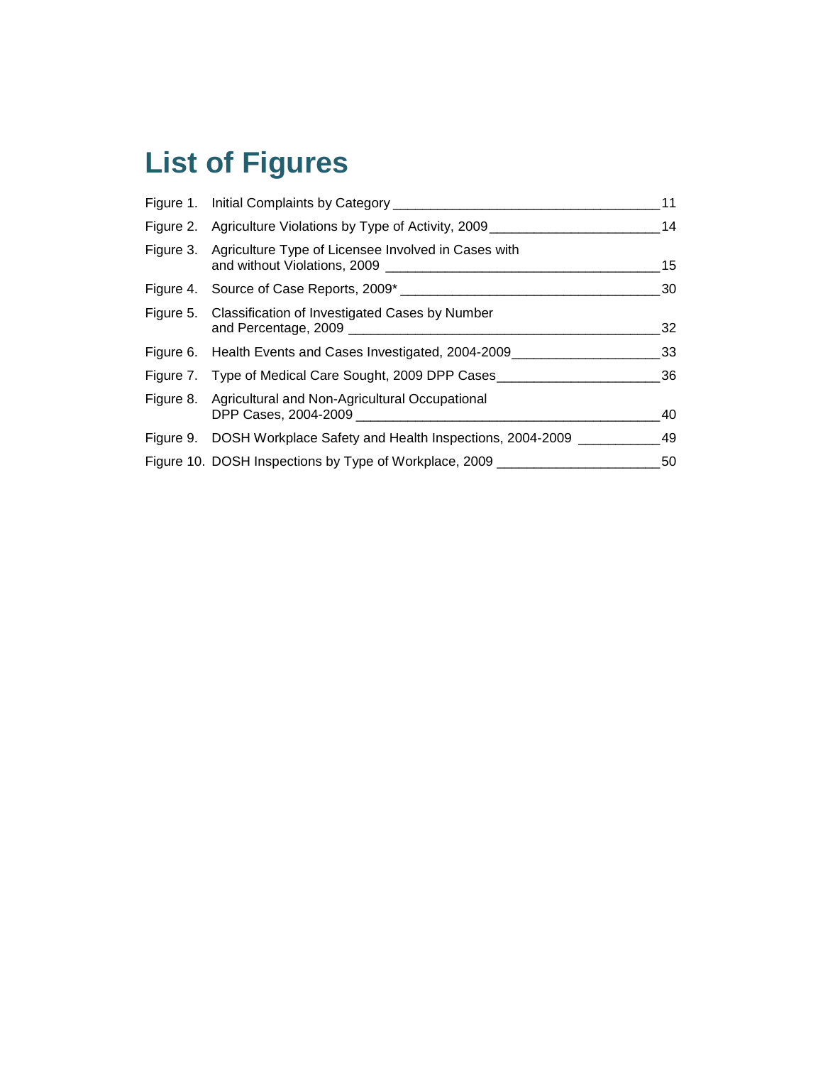# List of Figures

| | | |
|---|---|---|
| Figure 1. | Initial Complaints by Category | 11 |
| Figure 2. | Agriculture Violations by Type of Activity, 2009 | 14 |
| Figure 3. | Agriculture Type of Licensee Involved in Cases with and without Violations, 2009 | 15 |
| Figure 4. | Source of Case Reports, 2009* | 30 |
| Figure 5. | Classification of Investigated Cases by Number and Percentage, 2009 | 32 |
| Figure 6. | Health Events and Cases Investigated, 2004-2009 | 33 |
| Figure 7. | Type of Medical Care Sought, 2009 DPP Cases | 36 |
| Figure 8. | Agricultural and Non-Agricultural Occupational DPP Cases, 2004-2009 | 40 |
| Figure 9. | DOSH Workplace Safety and Health Inspections, 2004-2009 | 49 |
| Figure 10. | DOSH Inspections by Type of Workplace, 2009 | 50 |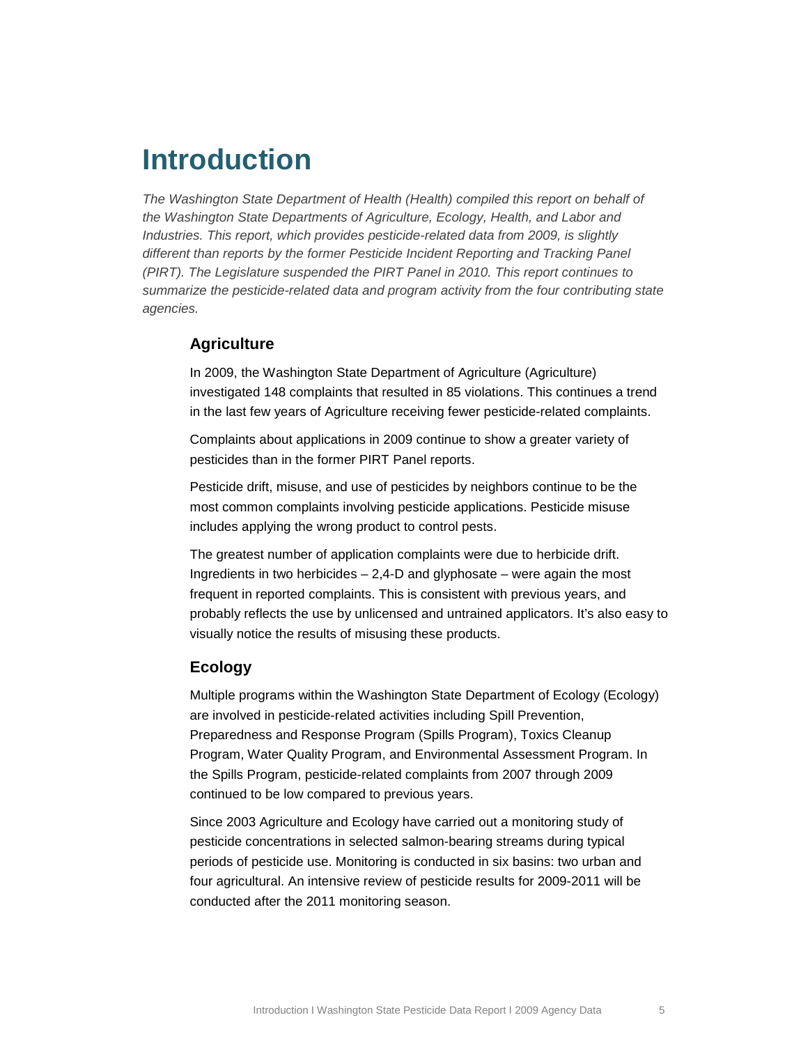# Introduction

*The Washington State Department of Health (Health) compiled this report on behalf of the Washington State Departments of Agriculture, Ecology, Health, and Labor and Industries. This report, which provides pesticide-related data from 2009, is slightly different than reports by the former Pesticide Incident Reporting and Tracking Panel (PIRT). The Legislature suspended the PIRT Panel in 2010. This report continues to summarize the pesticide-related data and program activity from the four contributing state agencies.*

## Agriculture

In 2009, the Washington State Department of Agriculture (Agriculture) investigated 148 complaints that resulted in 85 violations. This continues a trend in the last few years of Agriculture receiving fewer pesticide-related complaints.

Complaints about applications in 2009 continue to show a greater variety of pesticides than in the former PIRT Panel reports.

Pesticide drift, misuse, and use of pesticides by neighbors continue to be the most common complaints involving pesticide applications. Pesticide misuse includes applying the wrong product to control pests.

The greatest number of application complaints were due to herbicide drift. Ingredients in two herbicides – 2,4-D and glyphosate – were again the most frequent in reported complaints. This is consistent with previous years, and probably reflects the use by unlicensed and untrained applicators. It's also easy to visually notice the results of misusing these products.

## Ecology

Multiple programs within the Washington State Department of Ecology (Ecology) are involved in pesticide-related activities including Spill Prevention, Preparedness and Response Program (Spills Program), Toxics Cleanup Program, Water Quality Program, and Environmental Assessment Program. In the Spills Program, pesticide-related complaints from 2007 through 2009 continued to be low compared to previous years.

Since 2003 Agriculture and Ecology have carried out a monitoring study of pesticide concentrations in selected salmon-bearing streams during typical periods of pesticide use. Monitoring is conducted in six basins: two urban and four agricultural. An intensive review of pesticide results for 2009-2011 will be conducted after the 2011 monitoring season.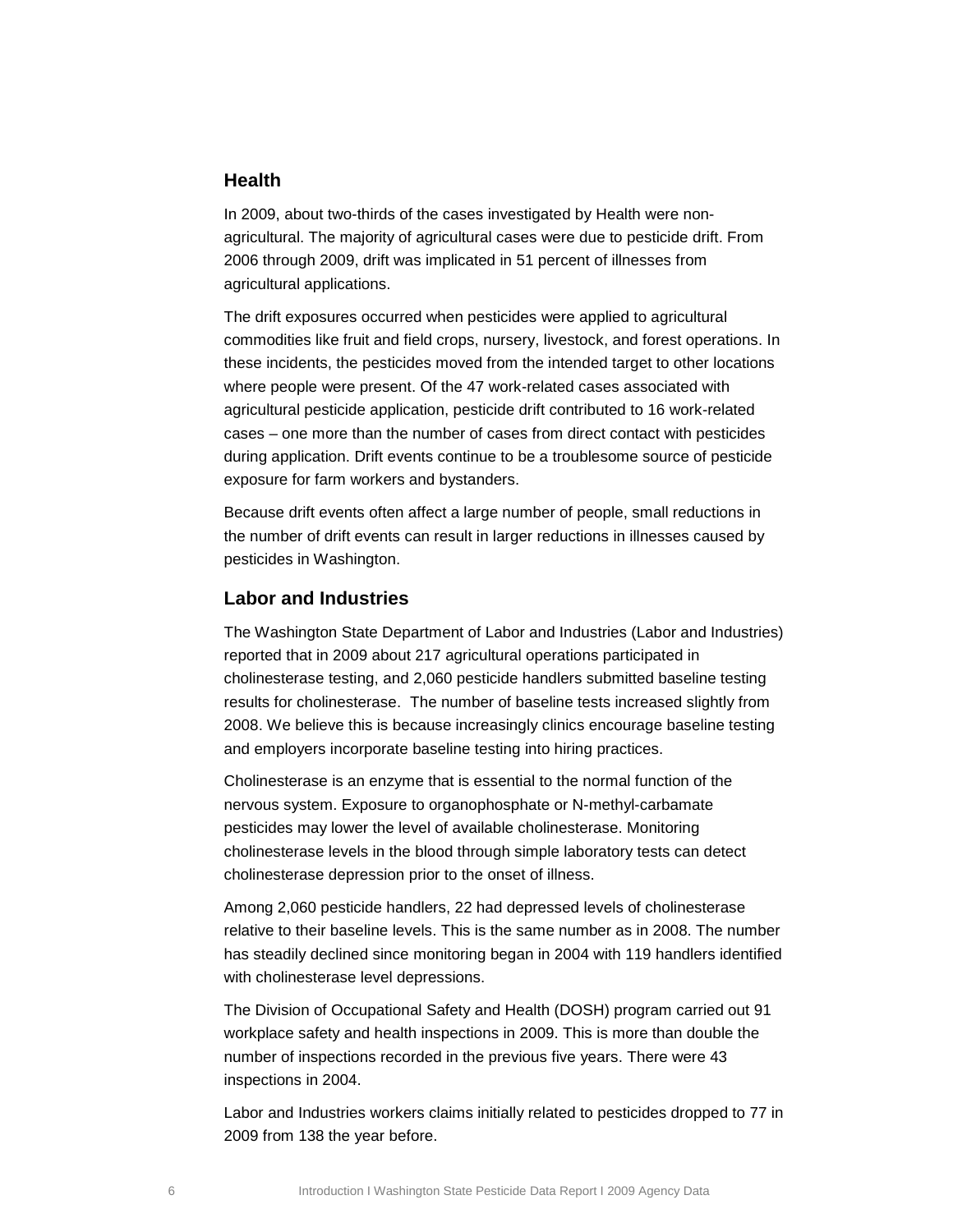## Health

In 2009, about two-thirds of the cases investigated by Health were non-agricultural. The majority of agricultural cases were due to pesticide drift. From 2006 through 2009, drift was implicated in 51 percent of illnesses from agricultural applications.

The drift exposures occurred when pesticides were applied to agricultural commodities like fruit and field crops, nursery, livestock, and forest operations. In these incidents, the pesticides moved from the intended target to other locations where people were present. Of the 47 work-related cases associated with agricultural pesticide application, pesticide drift contributed to 16 work-related cases – one more than the number of cases from direct contact with pesticides during application. Drift events continue to be a troublesome source of pesticide exposure for farm workers and bystanders.

Because drift events often affect a large number of people, small reductions in the number of drift events can result in larger reductions in illnesses caused by pesticides in Washington.

## Labor and Industries

The Washington State Department of Labor and Industries (Labor and Industries) reported that in 2009 about 217 agricultural operations participated in cholinesterase testing, and 2,060 pesticide handlers submitted baseline testing results for cholinesterase. The number of baseline tests increased slightly from 2008. We believe this is because increasingly clinics encourage baseline testing and employers incorporate baseline testing into hiring practices.

Cholinesterase is an enzyme that is essential to the normal function of the nervous system. Exposure to organophosphate or N-methyl-carbamate pesticides may lower the level of available cholinesterase. Monitoring cholinesterase levels in the blood through simple laboratory tests can detect cholinesterase depression prior to the onset of illness.

Among 2,060 pesticide handlers, 22 had depressed levels of cholinesterase relative to their baseline levels. This is the same number as in 2008. The number has steadily declined since monitoring began in 2004 with 119 handlers identified with cholinesterase level depressions.

The Division of Occupational Safety and Health (DOSH) program carried out 91 workplace safety and health inspections in 2009. This is more than double the number of inspections recorded in the previous five years. There were 43 inspections in 2004.

Labor and Industries workers claims initially related to pesticides dropped to 77 in 2009 from 138 the year before.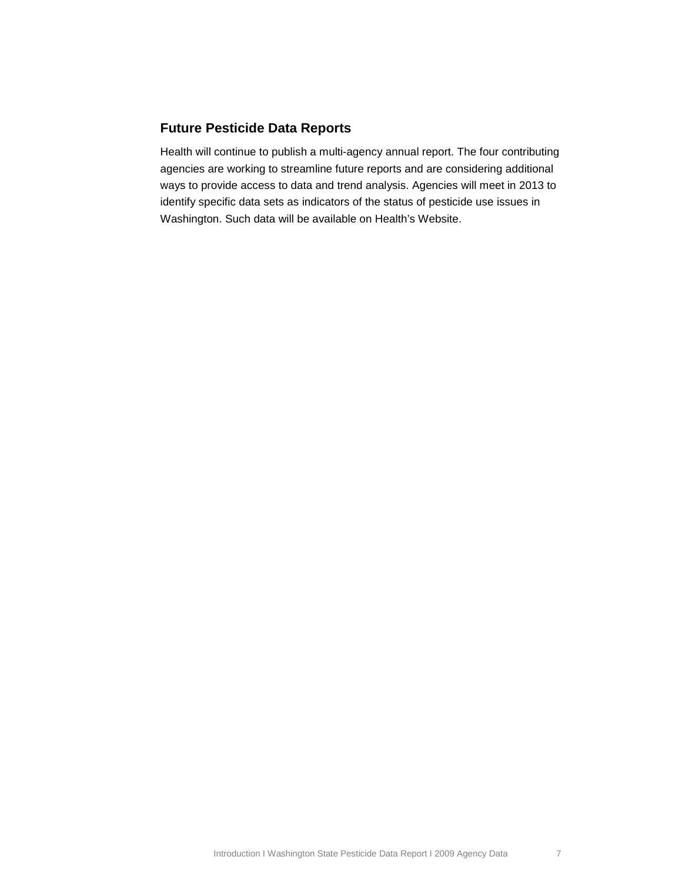## Future Pesticide Data Reports

Health will continue to publish a multi-agency annual report. The four contributing agencies are working to streamline future reports and are considering additional ways to provide access to data and trend analysis. Agencies will meet in 2013 to identify specific data sets as indicators of the status of pesticide use issues in Washington. Such data will be available on Health's Website.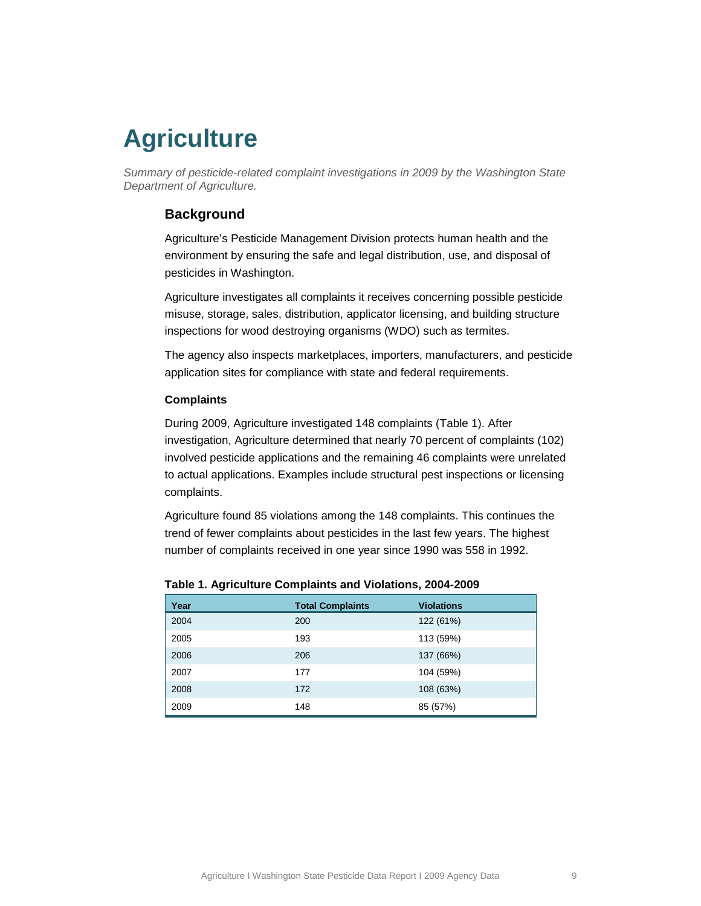# Agriculture

*Summary of pesticide-related complaint investigations in 2009 by the Washington State Department of Agriculture.*

## Background

Agriculture's Pesticide Management Division protects human health and the environment by ensuring the safe and legal distribution, use, and disposal of pesticides in Washington.

Agriculture investigates all complaints it receives concerning possible pesticide misuse, storage, sales, distribution, applicator licensing, and building structure inspections for wood destroying organisms (WDO) such as termites.

The agency also inspects marketplaces, importers, manufacturers, and pesticide application sites for compliance with state and federal requirements.

### Complaints

During 2009, Agriculture investigated 148 complaints (Table 1). After investigation, Agriculture determined that nearly 70 percent of complaints (102) involved pesticide applications and the remaining 46 complaints were unrelated to actual applications. Examples include structural pest inspections or licensing complaints.

Agriculture found 85 violations among the 148 complaints. This continues the trend of fewer complaints about pesticides in the last few years. The highest number of complaints received in one year since 1990 was 558 in 1992.

**Table 1. Agriculture Complaints and Violations, 2004-2009**

| Year | Total Complaints | Violations |
|---|---|---|
| 2004 | 200 | 122 (61%) |
| 2005 | 193 | 113 (59%) |
| 2006 | 206 | 137 (66%) |
| 2007 | 177 | 104 (59%) |
| 2008 | 172 | 108 (63%) |
| 2009 | 148 | 85 (57%) |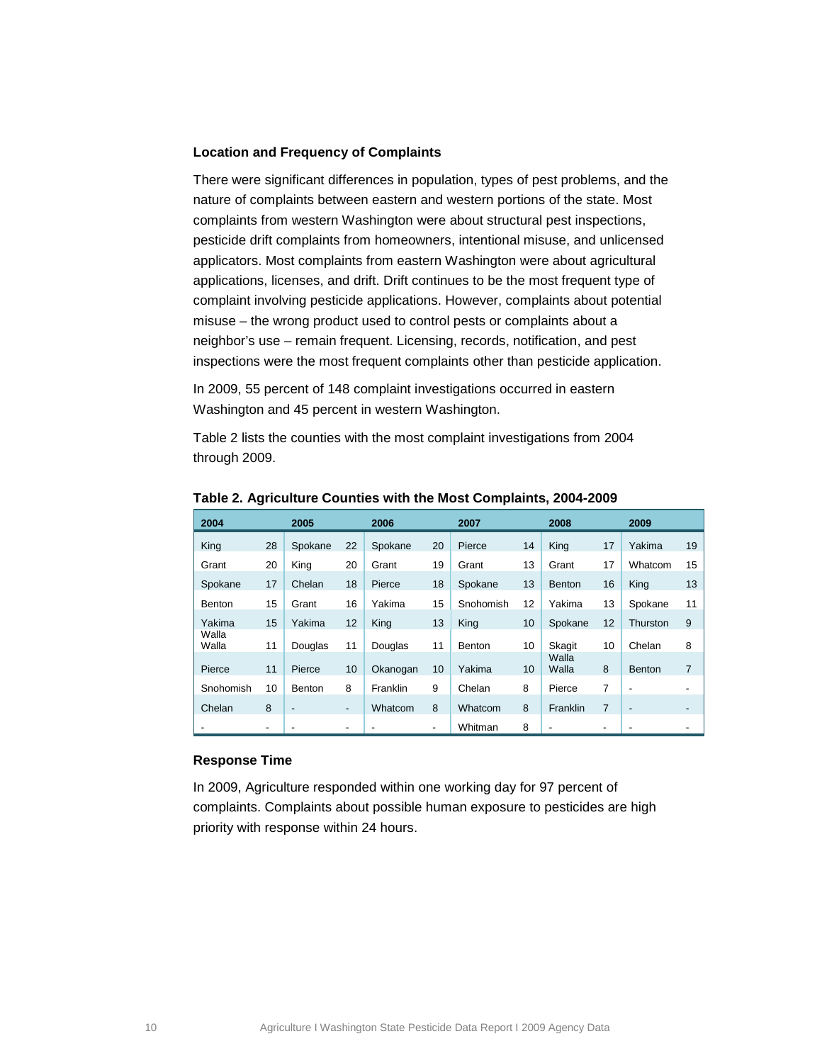### Location and Frequency of Complaints

There were significant differences in population, types of pest problems, and the nature of complaints between eastern and western portions of the state. Most complaints from western Washington were about structural pest inspections, pesticide drift complaints from homeowners, intentional misuse, and unlicensed applicators. Most complaints from eastern Washington were about agricultural applications, licenses, and drift. Drift continues to be the most frequent type of complaint involving pesticide applications. However, complaints about potential misuse – the wrong product used to control pests or complaints about a neighbor's use – remain frequent. Licensing, records, notification, and pest inspections were the most frequent complaints other than pesticide application.

In 2009, 55 percent of 148 complaint investigations occurred in eastern Washington and 45 percent in western Washington.

Table 2 lists the counties with the most complaint investigations from 2004 through 2009.

**Table 2. Agriculture Counties with the Most Complaints, 2004-2009**

| 2004 | | 2005 | | 2006 | | 2007 | | 2008 | | 2009 | |
|---|---|---|---|---|---|---|---|---|---|---|---|
| King | 28 | Spokane | 22 | Spokane | 20 | Pierce | 14 | King | 17 | Yakima | 19 |
| Grant | 20 | King | 20 | Grant | 19 | Grant | 13 | Grant | 17 | Whatcom | 15 |
| Spokane | 17 | Chelan | 18 | Pierce | 18 | Spokane | 13 | Benton | 16 | King | 13 |
| Benton | 15 | Grant | 16 | Yakima | 15 | Snohomish | 12 | Yakima | 13 | Spokane | 11 |
| Yakima | 15 | Yakima | 12 | King | 13 | King | 10 | Spokane | 12 | Thurston | 9 |
| Walla Walla | 11 | Douglas | 11 | Douglas | 11 | Benton | 10 | Skagit | 10 | Chelan | 8 |
| Pierce | 11 | Pierce | 10 | Okanogan | 10 | Yakima | 10 | Walla Walla | 8 | Benton | 7 |
| Snohomish | 10 | Benton | 8 | Franklin | 9 | Chelan | 8 | Pierce | 7 | - | - |
| Chelan | 8 | - | - | Whatcom | 8 | Whatcom | 8 | Franklin | 7 | - | - |
| - | - | - | - | - | - | Whitman | 8 | - | - | - | - |

### Response Time

In 2009, Agriculture responded within one working day for 97 percent of complaints. Complaints about possible human exposure to pesticides are high priority with response within 24 hours.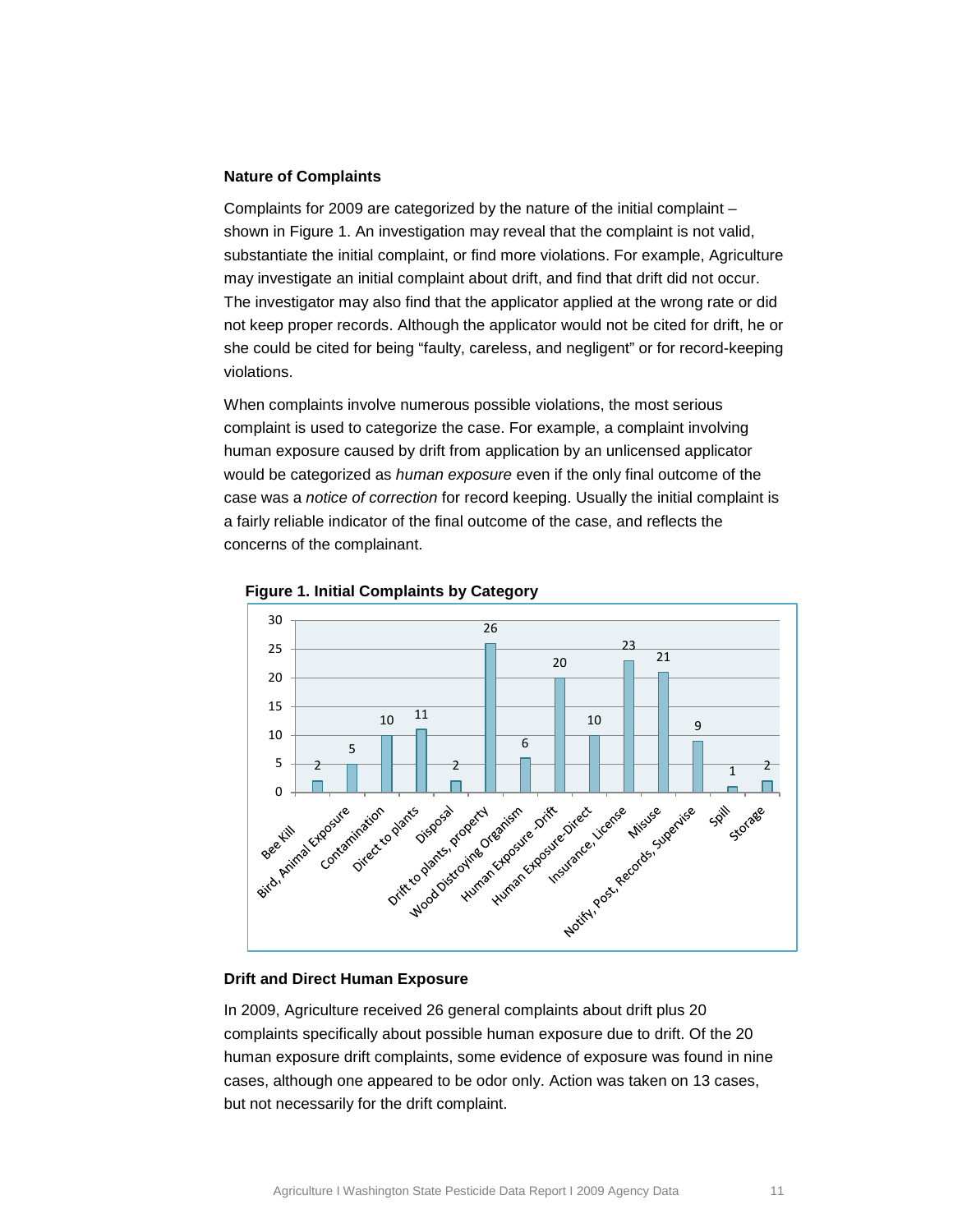### Nature of Complaints

Complaints for 2009 are categorized by the nature of the initial complaint – shown in Figure 1. An investigation may reveal that the complaint is not valid, substantiate the initial complaint, or find more violations. For example, Agriculture may investigate an initial complaint about drift, and find that drift did not occur. The investigator may also find that the applicator applied at the wrong rate or did not keep proper records. Although the applicator would not be cited for drift, he or she could be cited for being "faulty, careless, and negligent" or for record-keeping violations.

When complaints involve numerous possible violations, the most serious complaint is used to categorize the case. For example, a complaint involving human exposure caused by drift from application by an unlicensed applicator would be categorized as *human exposure* even if the only final outcome of the case was a *notice of correction* for record keeping. Usually the initial complaint is a fairly reliable indicator of the final outcome of the case, and reflects the concerns of the complainant.

**Figure 1. Initial Complaints by Category**

| Category | Number |
| --- | --- |
| Bee Kill | 2 |
| Bird, Animal Exposure | 5 |
| Contamination | 10 |
| Direct to plants | 11 |
| Disposal | 2 |
| Drift to plants, property | 26 |
| Wood Distroying Organism | 6 |
| Human Exposure -Drift | 20 |
| Human Exposure-Direct | 10 |
| Insurance, License | 23 |
| Misuse | 21 |
| Notify, Post, Records, Supervise | 9 |
| Spill | 1 |
| Storage | 2 |

### Drift and Direct Human Exposure

In 2009, Agriculture received 26 general complaints about drift plus 20 complaints specifically about possible human exposure due to drift. Of the 20 human exposure drift complaints, some evidence of exposure was found in nine cases, although one appeared to be odor only. Action was taken on 13 cases, but not necessarily for the drift complaint.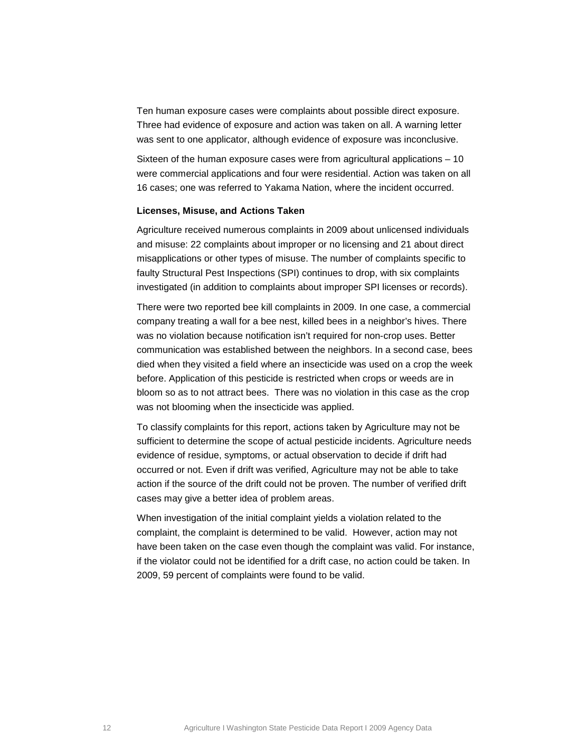Ten human exposure cases were complaints about possible direct exposure. Three had evidence of exposure and action was taken on all. A warning letter was sent to one applicator, although evidence of exposure was inconclusive.

Sixteen of the human exposure cases were from agricultural applications – 10 were commercial applications and four were residential. Action was taken on all 16 cases; one was referred to Yakama Nation, where the incident occurred.

**Licenses, Misuse, and Actions Taken**

Agriculture received numerous complaints in 2009 about unlicensed individuals and misuse: 22 complaints about improper or no licensing and 21 about direct misapplications or other types of misuse. The number of complaints specific to faulty Structural Pest Inspections (SPI) continues to drop, with six complaints investigated (in addition to complaints about improper SPI licenses or records).

There were two reported bee kill complaints in 2009. In one case, a commercial company treating a wall for a bee nest, killed bees in a neighbor's hives. There was no violation because notification isn't required for non-crop uses. Better communication was established between the neighbors. In a second case, bees died when they visited a field where an insecticide was used on a crop the week before. Application of this pesticide is restricted when crops or weeds are in bloom so as to not attract bees. There was no violation in this case as the crop was not blooming when the insecticide was applied.

To classify complaints for this report, actions taken by Agriculture may not be sufficient to determine the scope of actual pesticide incidents. Agriculture needs evidence of residue, symptoms, or actual observation to decide if drift had occurred or not. Even if drift was verified, Agriculture may not be able to take action if the source of the drift could not be proven. The number of verified drift cases may give a better idea of problem areas.

When investigation of the initial complaint yields a violation related to the complaint, the complaint is determined to be valid. However, action may not have been taken on the case even though the complaint was valid. For instance, if the violator could not be identified for a drift case, no action could be taken. In 2009, 59 percent of complaints were found to be valid.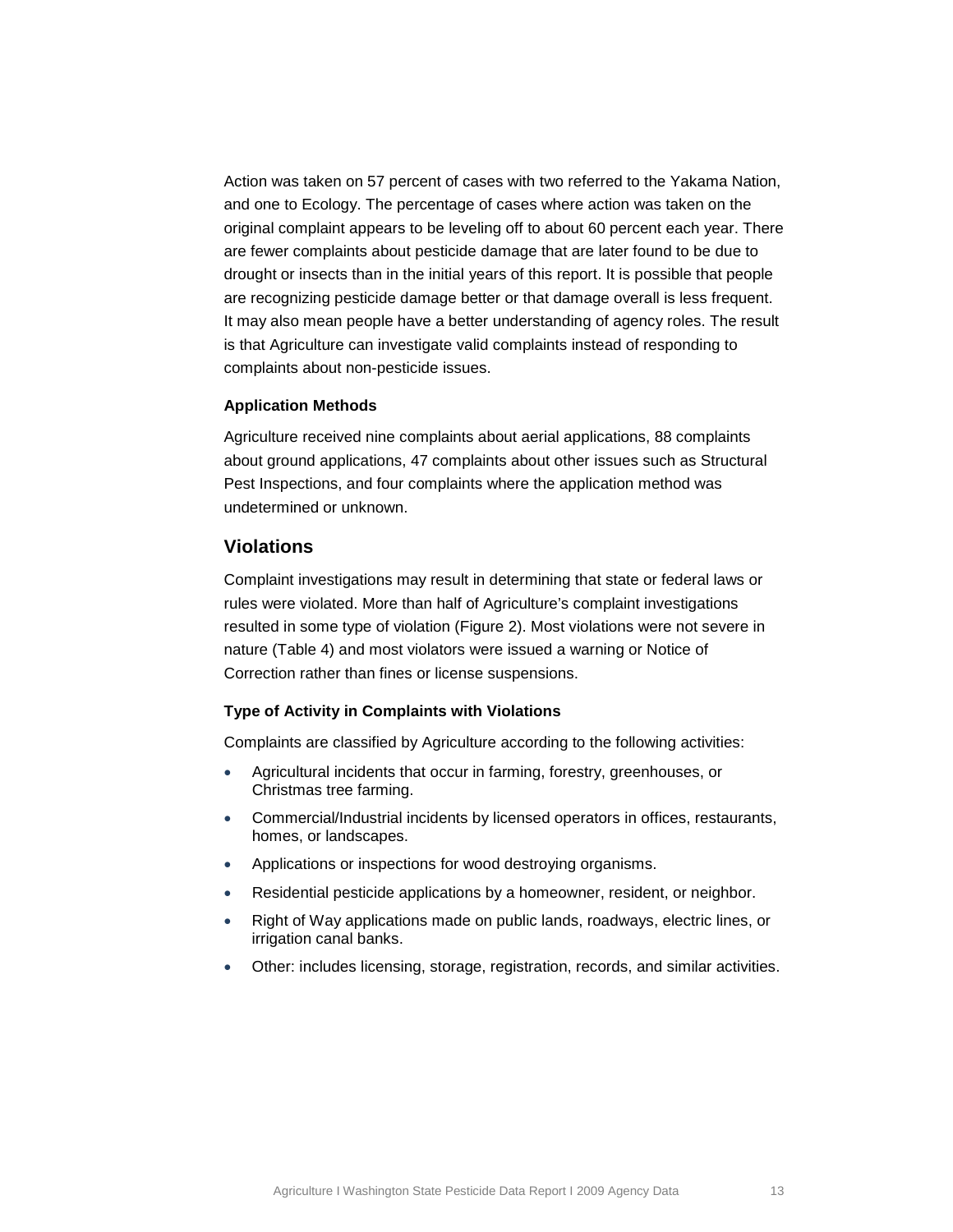Action was taken on 57 percent of cases with two referred to the Yakama Nation, and one to Ecology. The percentage of cases where action was taken on the original complaint appears to be leveling off to about 60 percent each year. There are fewer complaints about pesticide damage that are later found to be due to drought or insects than in the initial years of this report. It is possible that people are recognizing pesticide damage better or that damage overall is less frequent. It may also mean people have a better understanding of agency roles. The result is that Agriculture can investigate valid complaints instead of responding to complaints about non-pesticide issues.

### Application Methods

Agriculture received nine complaints about aerial applications, 88 complaints about ground applications, 47 complaints about other issues such as Structural Pest Inspections, and four complaints where the application method was undetermined or unknown.

## Violations

Complaint investigations may result in determining that state or federal laws or rules were violated. More than half of Agriculture's complaint investigations resulted in some type of violation (Figure 2). Most violations were not severe in nature (Table 4) and most violators were issued a warning or Notice of Correction rather than fines or license suspensions.

### Type of Activity in Complaints with Violations

Complaints are classified by Agriculture according to the following activities:

- Agricultural incidents that occur in farming, forestry, greenhouses, or Christmas tree farming.
- Commercial/Industrial incidents by licensed operators in offices, restaurants, homes, or landscapes.
- Applications or inspections for wood destroying organisms.
- Residential pesticide applications by a homeowner, resident, or neighbor.
- Right of Way applications made on public lands, roadways, electric lines, or irrigation canal banks.
- Other: includes licensing, storage, registration, records, and similar activities.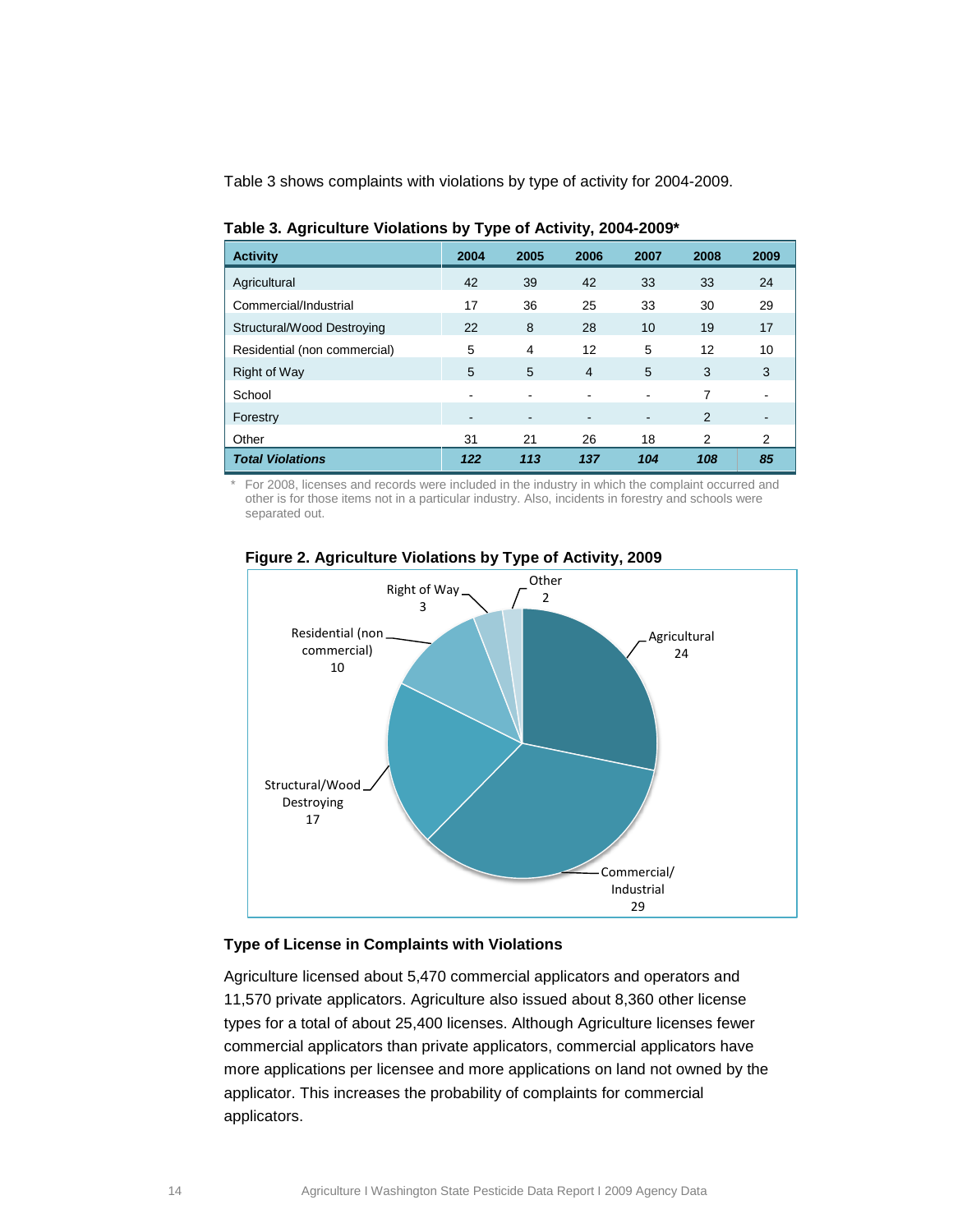Table 3 shows complaints with violations by type of activity for 2004-2009.

**Table 3. Agriculture Violations by Type of Activity, 2004-2009***

| Activity | 2004 | 2005 | 2006 | 2007 | 2008 | 2009 |
|---|---|---|---|---|---|---|
| Agricultural | 42 | 39 | 42 | 33 | 33 | 24 |
| Commercial/Industrial | 17 | 36 | 25 | 33 | 30 | 29 |
| Structural/Wood Destroying | 22 | 8 | 28 | 10 | 19 | 17 |
| Residential (non commercial) | 5 | 4 | 12 | 5 | 12 | 10 |
| Right of Way | 5 | 5 | 4 | 5 | 3 | 3 |
| School | - | - | - | - | 7 | - |
| Forestry | - | - | - | - | 2 | - |
| Other | 31 | 21 | 26 | 18 | 2 | 2 |
| ***Total Violations*** | ***122*** | ***113*** | ***137*** | ***104*** | ***108*** | ***85*** |

\* For 2008, licenses and records were included in the industry in which the complaint occurred and other is for those items not in a particular industry. Also, incidents in forestry and schools were separated out.

**Figure 2. Agriculture Violations by Type of Activity, 2009**

| Activity | Violations |
|---|---|
| Agricultural | 24 |
| Commercial/Industrial | 29 |
| Structural/Wood Destroying | 17 |
| Residential (non commercial) | 10 |
| Right of Way | 3 |
| Other | 2 |

### Type of License in Complaints with Violations

Agriculture licensed about 5,470 commercial applicators and operators and 11,570 private applicators. Agriculture also issued about 8,360 other license types for a total of about 25,400 licenses. Although Agriculture licenses fewer commercial applicators than private applicators, commercial applicators have more applications per licensee and more applications on land not owned by the applicator. This increases the probability of complaints for commercial applicators.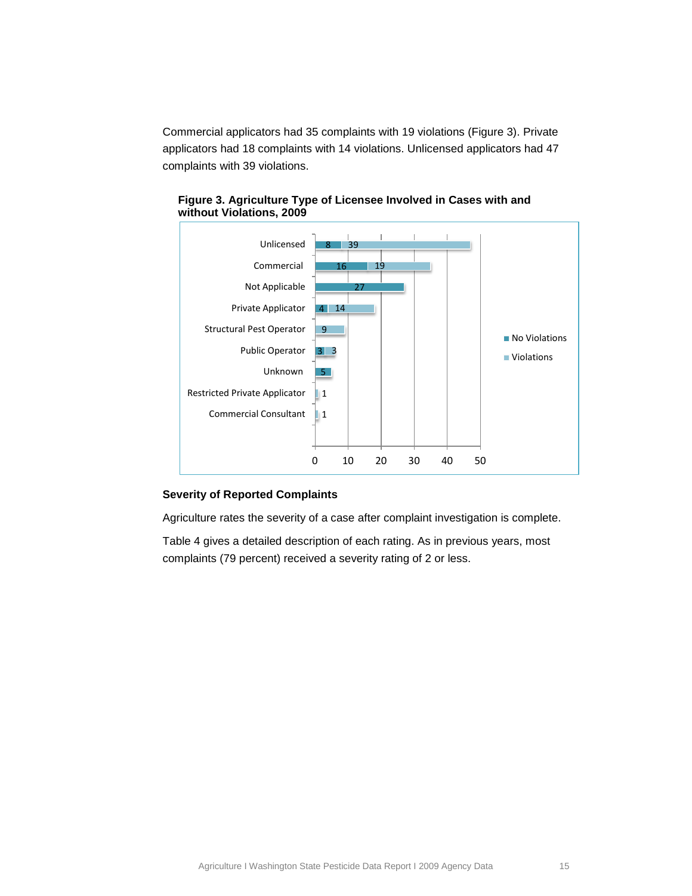Commercial applicators had 35 complaints with 19 violations (Figure 3). Private applicators had 18 complaints with 14 violations. Unlicensed applicators had 47 complaints with 39 violations.

**Figure 3. Agriculture Type of Licensee Involved in Cases with and without Violations, 2009**

| Licensee Type | No Violations | Violations |
|---|---|---|
| Unlicensed | 8 | 39 |
| Commercial | 16 | 19 |
| Not Applicable | 27 | |
| Private Applicator | 4 | 14 |
| Structural Pest Operator | | 9 |
| Public Operator | 3 | 3 |
| Unknown | 5 | |
| Restricted Private Applicator | | 1 |
| Commercial Consultant | | 1 |

## Severity of Reported Complaints

Agriculture rates the severity of a case after complaint investigation is complete.

Table 4 gives a detailed description of each rating. As in previous years, most complaints (79 percent) received a severity rating of 2 or less.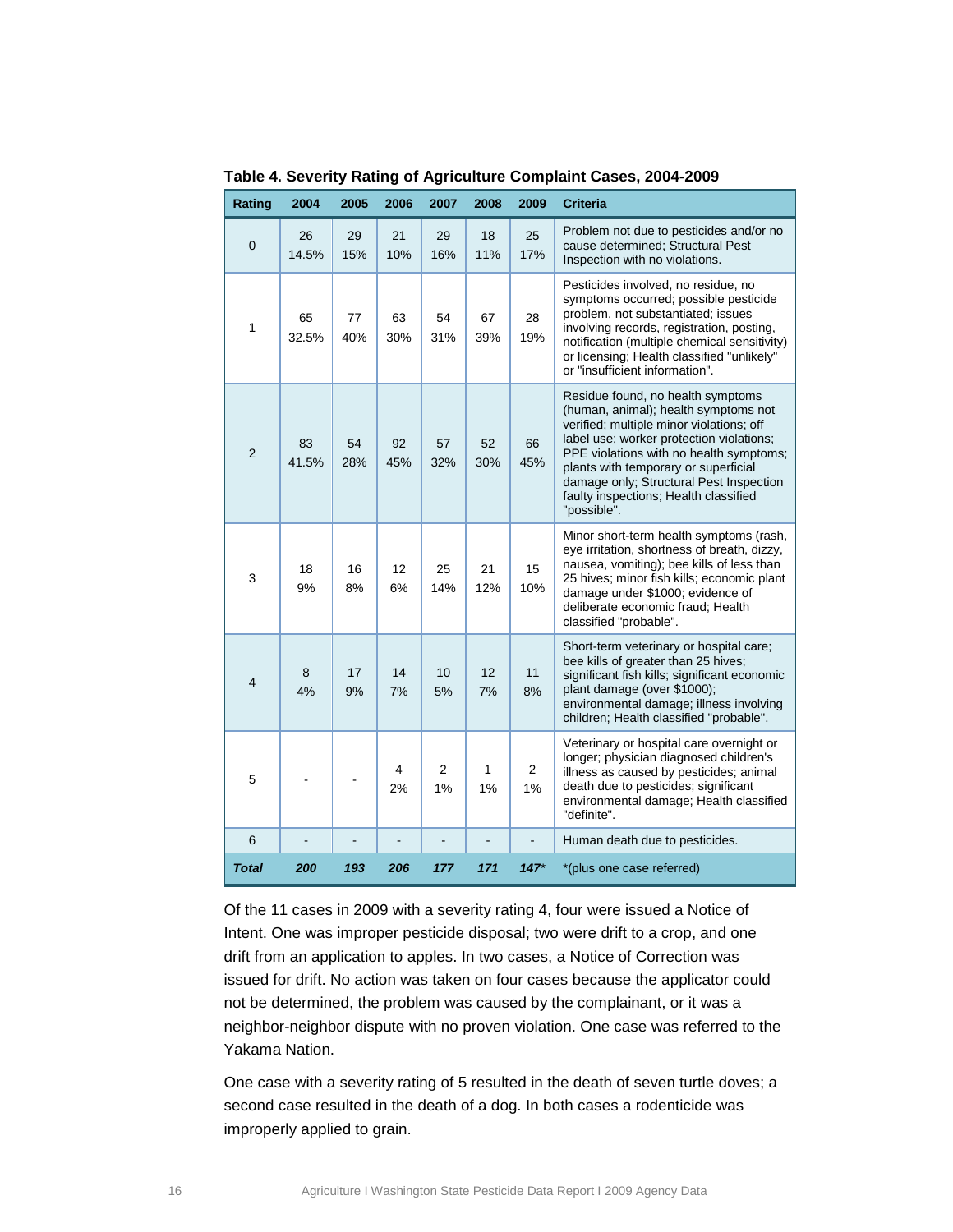**Table 4. Severity Rating of Agriculture Complaint Cases, 2004-2009**

| Rating | 2004 | 2005 | 2006 | 2007 | 2008 | 2009 | Criteria |
|---|---|---|---|---|---|---|---|
| 0 | 26 14.5% | 29 15% | 21 10% | 29 16% | 18 11% | 25 17% | Problem not due to pesticides and/or no cause determined; Structural Pest Inspection with no violations. |
| 1 | 65 32.5% | 77 40% | 63 30% | 54 31% | 67 39% | 28 19% | Pesticides involved, no residue, no symptoms occurred; possible pesticide problem, not substantiated; issues involving records, registration, posting, notification (multiple chemical sensitivity) or licensing; Health classified "unlikely" or "insufficient information". |
| 2 | 83 41.5% | 54 28% | 92 45% | 57 32% | 52 30% | 66 45% | Residue found, no health symptoms (human, animal); health symptoms not verified; multiple minor violations; off label use; worker protection violations; PPE violations with no health symptoms; plants with temporary or superficial damage only; Structural Pest Inspection faulty inspections; Health classified "possible". |
| 3 | 18 9% | 16 8% | 12 6% | 25 14% | 21 12% | 15 10% | Minor short-term health symptoms (rash, eye irritation, shortness of breath, dizzy, nausea, vomiting); bee kills of less than 25 hives; minor fish kills; economic plant damage under $1000; evidence of deliberate economic fraud; Health classified "probable". |
| 4 | 8 4% | 17 9% | 14 7% | 10 5% | 12 7% | 11 8% | Short-term veterinary or hospital care; bee kills of greater than 25 hives; significant fish kills; significant economic plant damage (over $1000); environmental damage; illness involving children; Health classified "probable". |
| 5 | - | - | 4 2% | 2 1% | 1 1% | 2 1% | Veterinary or hospital care overnight or longer; physician diagnosed children's illness as caused by pesticides; animal death due to pesticides; significant environmental damage; Health classified "definite". |
| 6 | - | - | - | - | - | - | Human death due to pesticides. |
| ***Total*** | ***200*** | ***193*** | ***206*** | ***177*** | ***171*** | ***147**** | *(plus one case referred) |

Of the 11 cases in 2009 with a severity rating 4, four were issued a Notice of Intent. One was improper pesticide disposal; two were drift to a crop, and one drift from an application to apples. In two cases, a Notice of Correction was issued for drift. No action was taken on four cases because the applicator could not be determined, the problem was caused by the complainant, or it was a neighbor-neighbor dispute with no proven violation. One case was referred to the Yakama Nation.

One case with a severity rating of 5 resulted in the death of seven turtle doves; a second case resulted in the death of a dog. In both cases a rodenticide was improperly applied to grain.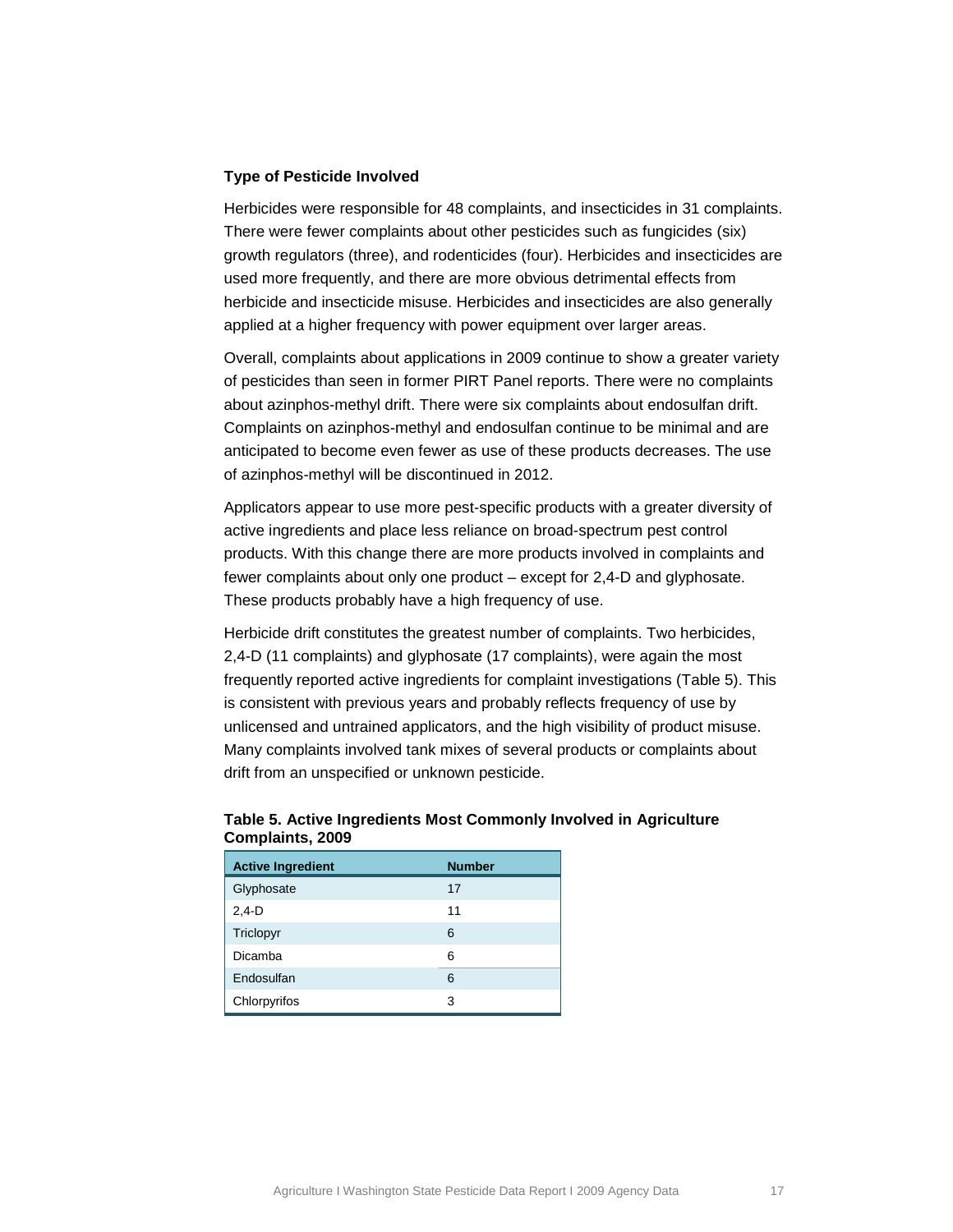### Type of Pesticide Involved

Herbicides were responsible for 48 complaints, and insecticides in 31 complaints. There were fewer complaints about other pesticides such as fungicides (six) growth regulators (three), and rodenticides (four). Herbicides and insecticides are used more frequently, and there are more obvious detrimental effects from herbicide and insecticide misuse. Herbicides and insecticides are also generally applied at a higher frequency with power equipment over larger areas.

Overall, complaints about applications in 2009 continue to show a greater variety of pesticides than seen in former PIRT Panel reports. There were no complaints about azinphos-methyl drift. There were six complaints about endosulfan drift. Complaints on azinphos-methyl and endosulfan continue to be minimal and are anticipated to become even fewer as use of these products decreases. The use of azinphos-methyl will be discontinued in 2012.

Applicators appear to use more pest-specific products with a greater diversity of active ingredients and place less reliance on broad-spectrum pest control products. With this change there are more products involved in complaints and fewer complaints about only one product – except for 2,4-D and glyphosate. These products probably have a high frequency of use.

Herbicide drift constitutes the greatest number of complaints. Two herbicides, 2,4-D (11 complaints) and glyphosate (17 complaints), were again the most frequently reported active ingredients for complaint investigations (Table 5). This is consistent with previous years and probably reflects frequency of use by unlicensed and untrained applicators, and the high visibility of product misuse. Many complaints involved tank mixes of several products or complaints about drift from an unspecified or unknown pesticide.

**Table 5. Active Ingredients Most Commonly Involved in Agriculture Complaints, 2009**

| Active Ingredient | Number |
|---|---|
| Glyphosate | 17 |
| 2,4-D | 11 |
| Triclopyr | 6 |
| Dicamba | 6 |
| Endosulfan | 6 |
| Chlorpyrifos | 3 |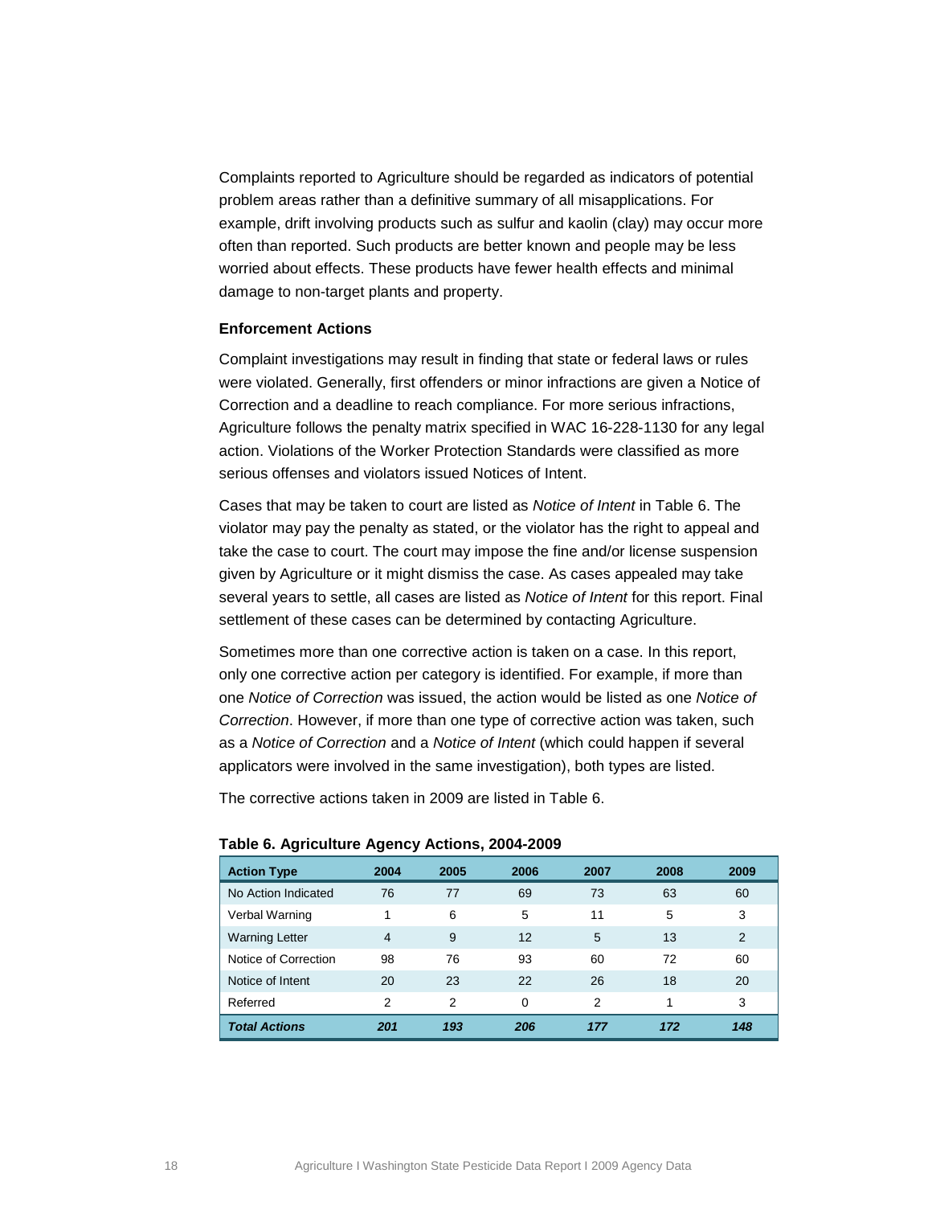Complaints reported to Agriculture should be regarded as indicators of potential problem areas rather than a definitive summary of all misapplications. For example, drift involving products such as sulfur and kaolin (clay) may occur more often than reported. Such products are better known and people may be less worried about effects. These products have fewer health effects and minimal damage to non-target plants and property.

### Enforcement Actions

Complaint investigations may result in finding that state or federal laws or rules were violated. Generally, first offenders or minor infractions are given a Notice of Correction and a deadline to reach compliance. For more serious infractions, Agriculture follows the penalty matrix specified in WAC 16-228-1130 for any legal action. Violations of the Worker Protection Standards were classified as more serious offenses and violators issued Notices of Intent.

Cases that may be taken to court are listed as *Notice of Intent* in Table 6. The violator may pay the penalty as stated, or the violator has the right to appeal and take the case to court. The court may impose the fine and/or license suspension given by Agriculture or it might dismiss the case. As cases appealed may take several years to settle, all cases are listed as *Notice of Intent* for this report. Final settlement of these cases can be determined by contacting Agriculture.

Sometimes more than one corrective action is taken on a case. In this report, only one corrective action per category is identified. For example, if more than one *Notice of Correction* was issued, the action would be listed as one *Notice of Correction*. However, if more than one type of corrective action was taken, such as a *Notice of Correction* and a *Notice of Intent* (which could happen if several applicators were involved in the same investigation), both types are listed.

The corrective actions taken in 2009 are listed in Table 6.

**Table 6. Agriculture Agency Actions, 2004-2009**

| Action Type | 2004 | 2005 | 2006 | 2007 | 2008 | 2009 |
|---|---|---|---|---|---|---|
| No Action Indicated | 76 | 77 | 69 | 73 | 63 | 60 |
| Verbal Warning | 1 | 6 | 5 | 11 | 5 | 3 |
| Warning Letter | 4 | 9 | 12 | 5 | 13 | 2 |
| Notice of Correction | 98 | 76 | 93 | 60 | 72 | 60 |
| Notice of Intent | 20 | 23 | 22 | 26 | 18 | 20 |
| Referred | 2 | 2 | 0 | 2 | 1 | 3 |
| ***Total Actions*** | ***201*** | ***193*** | ***206*** | ***177*** | ***172*** | ***148*** |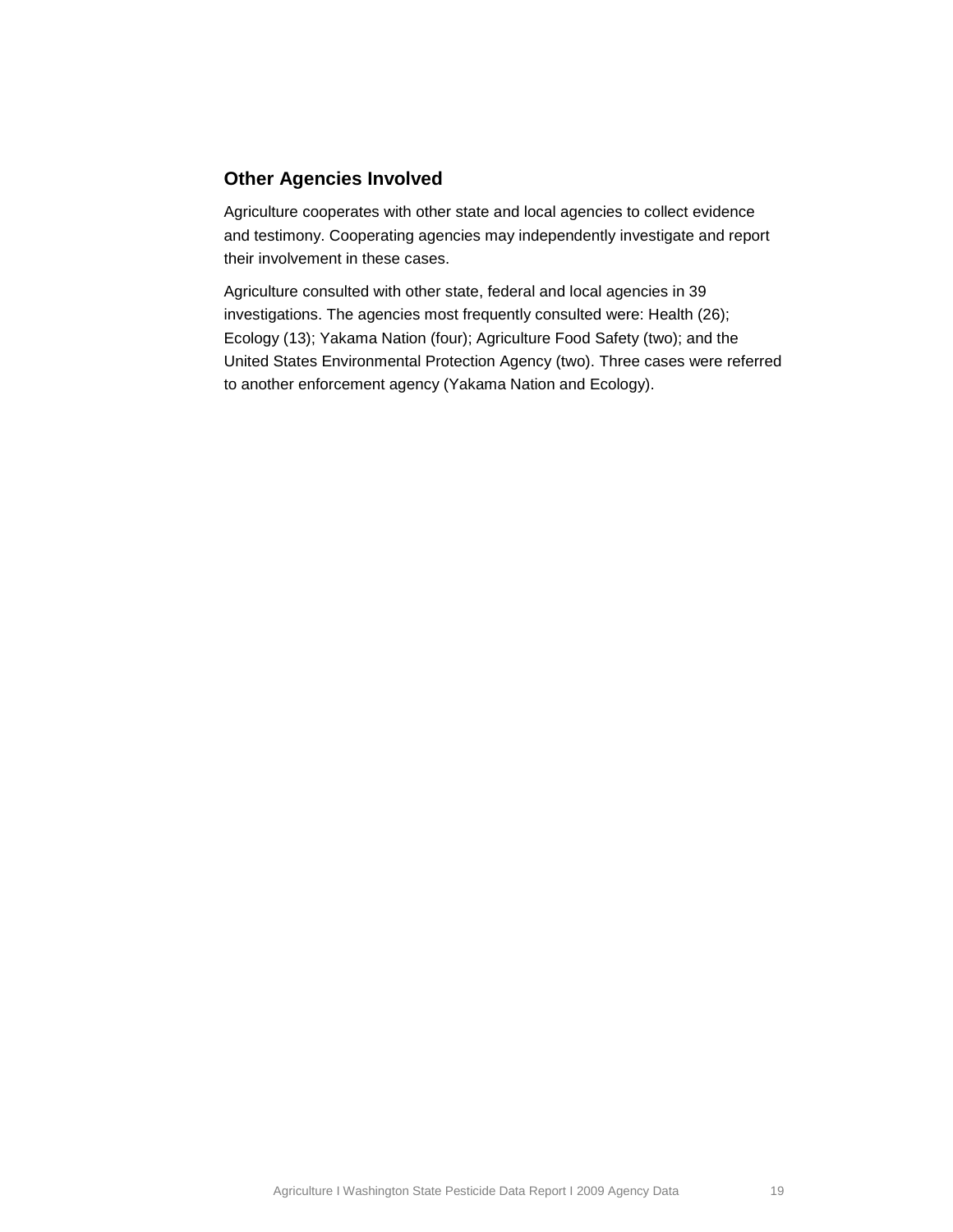## Other Agencies Involved

Agriculture cooperates with other state and local agencies to collect evidence and testimony. Cooperating agencies may independently investigate and report their involvement in these cases.

Agriculture consulted with other state, federal and local agencies in 39 investigations. The agencies most frequently consulted were: Health (26); Ecology (13); Yakama Nation (four); Agriculture Food Safety (two); and the United States Environmental Protection Agency (two). Three cases were referred to another enforcement agency (Yakama Nation and Ecology).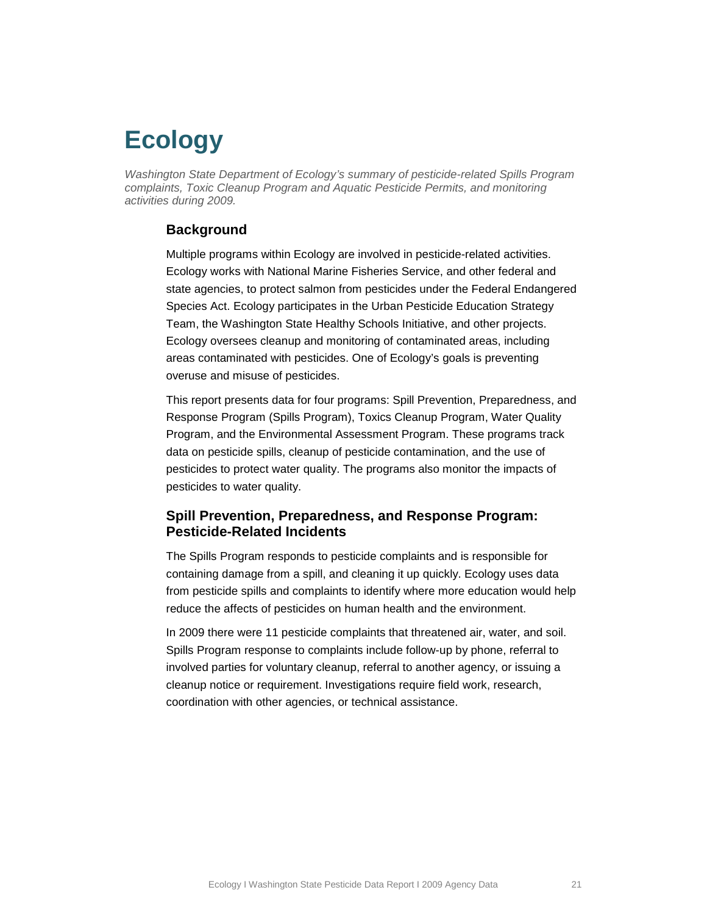# Ecology

*Washington State Department of Ecology's summary of pesticide-related Spills Program complaints, Toxic Cleanup Program and Aquatic Pesticide Permits, and monitoring activities during 2009.*

## Background

Multiple programs within Ecology are involved in pesticide-related activities. Ecology works with National Marine Fisheries Service, and other federal and state agencies, to protect salmon from pesticides under the Federal Endangered Species Act. Ecology participates in the Urban Pesticide Education Strategy Team, the Washington State Healthy Schools Initiative, and other projects. Ecology oversees cleanup and monitoring of contaminated areas, including areas contaminated with pesticides. One of Ecology's goals is preventing overuse and misuse of pesticides.

This report presents data for four programs: Spill Prevention, Preparedness, and Response Program (Spills Program), Toxics Cleanup Program, Water Quality Program, and the Environmental Assessment Program. These programs track data on pesticide spills, cleanup of pesticide contamination, and the use of pesticides to protect water quality. The programs also monitor the impacts of pesticides to water quality.

## Spill Prevention, Preparedness, and Response Program: Pesticide-Related Incidents

The Spills Program responds to pesticide complaints and is responsible for containing damage from a spill, and cleaning it up quickly. Ecology uses data from pesticide spills and complaints to identify where more education would help reduce the affects of pesticides on human health and the environment.

In 2009 there were 11 pesticide complaints that threatened air, water, and soil. Spills Program response to complaints include follow-up by phone, referral to involved parties for voluntary cleanup, referral to another agency, or issuing a cleanup notice or requirement. Investigations require field work, research, coordination with other agencies, or technical assistance.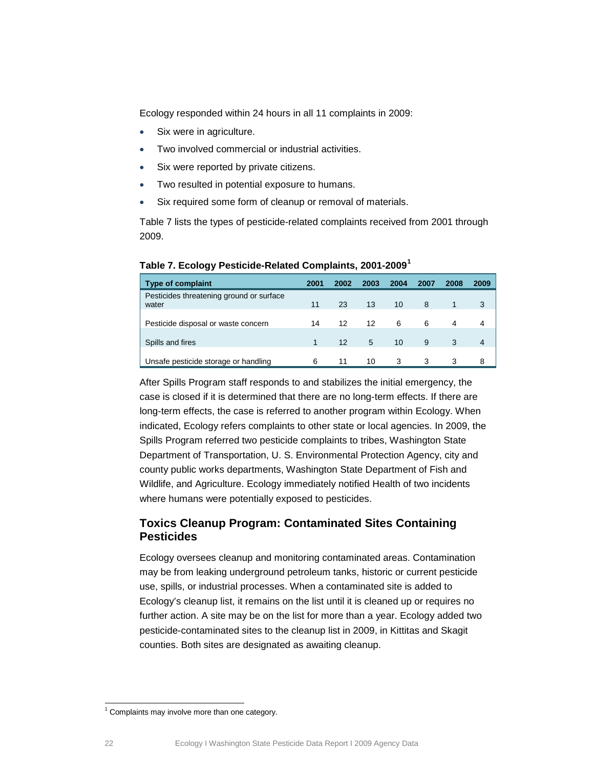Ecology responded within 24 hours in all 11 complaints in 2009:

- Six were in agriculture.
- Two involved commercial or industrial activities.
- Six were reported by private citizens.
- Two resulted in potential exposure to humans.
- Six required some form of cleanup or removal of materials.

Table 7 lists the types of pesticide-related complaints received from 2001 through 2009.

**Table 7. Ecology Pesticide-Related Complaints, 2001-2009**[1]

| Type of complaint | 2001 | 2002 | 2003 | 2004 | 2007 | 2008 | 2009 |
|---|---|---|---|---|---|---|---|
| Pesticides threatening ground or surface water | 11 | 23 | 13 | 10 | 8 | 1 | 3 |
| Pesticide disposal or waste concern | 14 | 12 | 12 | 6 | 6 | 4 | 4 |
| Spills and fires | 1 | 12 | 5 | 10 | 9 | 3 | 4 |
| Unsafe pesticide storage or handling | 6 | 11 | 10 | 3 | 3 | 3 | 8 |

After Spills Program staff responds to and stabilizes the initial emergency, the case is closed if it is determined that there are no long-term effects. If there are long-term effects, the case is referred to another program within Ecology. When indicated, Ecology refers complaints to other state or local agencies. In 2009, the Spills Program referred two pesticide complaints to tribes, Washington State Department of Transportation, U. S. Environmental Protection Agency, city and county public works departments, Washington State Department of Fish and Wildlife, and Agriculture. Ecology immediately notified Health of two incidents where humans were potentially exposed to pesticides.

## Toxics Cleanup Program: Contaminated Sites Containing Pesticides

Ecology oversees cleanup and monitoring contaminated areas. Contamination may be from leaking underground petroleum tanks, historic or current pesticide use, spills, or industrial processes. When a contaminated site is added to Ecology's cleanup list, it remains on the list until it is cleaned up or requires no further action. A site may be on the list for more than a year. Ecology added two pesticide-contaminated sites to the cleanup list in 2009, in Kittitas and Skagit counties. Both sites are designated as awaiting cleanup.

[1] Complaints may involve more than one category.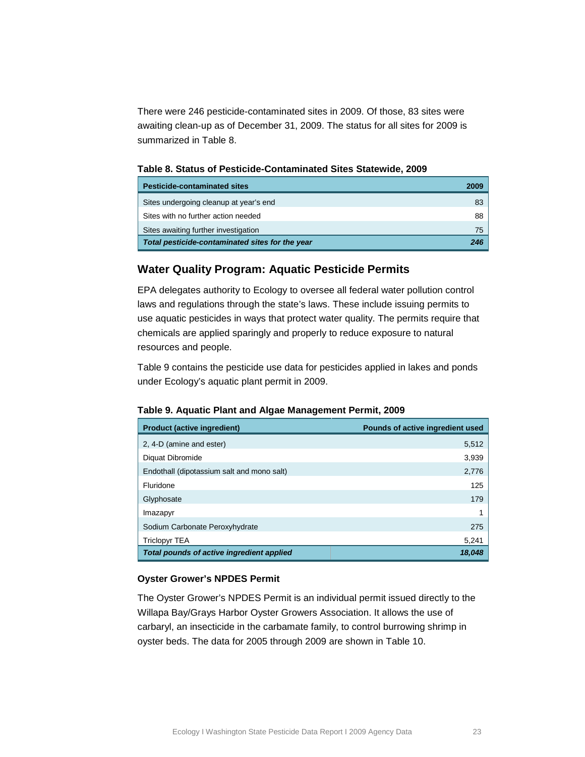There were 246 pesticide-contaminated sites in 2009. Of those, 83 sites were awaiting clean-up as of December 31, 2009. The status for all sites for 2009 is summarized in Table 8.

**Table 8. Status of Pesticide-Contaminated Sites Statewide, 2009**

| Pesticide-contaminated sites | 2009 |
|---|---|
| Sites undergoing cleanup at year's end | 83 |
| Sites with no further action needed | 88 |
| Sites awaiting further investigation | 75 |
| ***Total pesticide-contaminated sites for the year*** | ***246*** |

## Water Quality Program: Aquatic Pesticide Permits

EPA delegates authority to Ecology to oversee all federal water pollution control laws and regulations through the state's laws. These include issuing permits to use aquatic pesticides in ways that protect water quality. The permits require that chemicals are applied sparingly and properly to reduce exposure to natural resources and people.

Table 9 contains the pesticide use data for pesticides applied in lakes and ponds under Ecology's aquatic plant permit in 2009.

**Table 9. Aquatic Plant and Algae Management Permit, 2009**

| Product (active ingredient) | Pounds of active ingredient used |
|---|---|
| 2, 4-D (amine and ester) | 5,512 |
| Diquat Dibromide | 3,939 |
| Endothall (dipotassium salt and mono salt) | 2,776 |
| Fluridone | 125 |
| Glyphosate | 179 |
| Imazapyr | 1 |
| Sodium Carbonate Peroxyhydrate | 275 |
| Triclopyr TEA | 5,241 |
| ***Total pounds of active ingredient applied*** | ***18,048*** |

### Oyster Grower's NPDES Permit

The Oyster Grower's NPDES Permit is an individual permit issued directly to the Willapa Bay/Grays Harbor Oyster Growers Association. It allows the use of carbaryl, an insecticide in the carbamate family, to control burrowing shrimp in oyster beds. The data for 2005 through 2009 are shown in Table 10.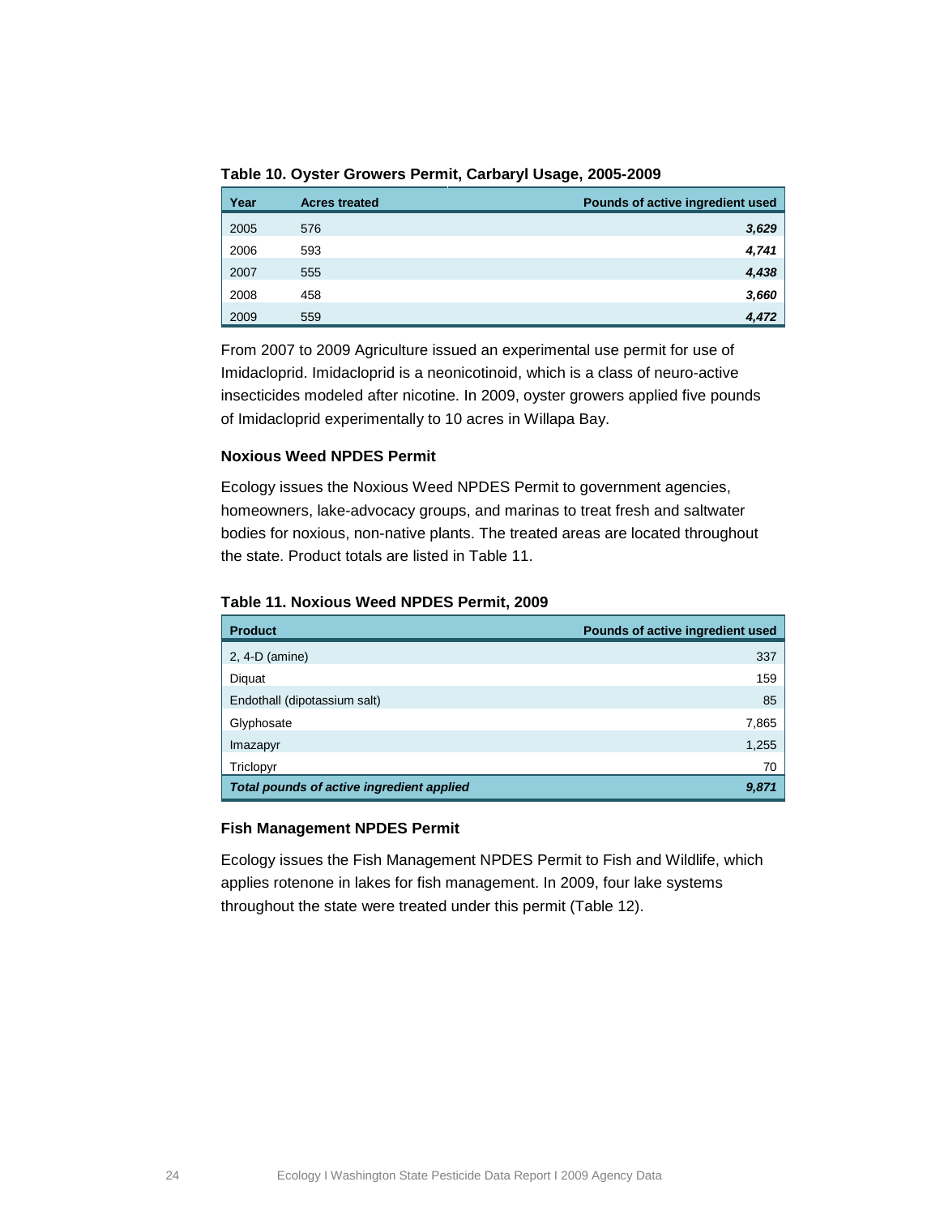**Table 10. Oyster Growers Permit, Carbaryl Usage, 2005-2009**

| Year | Acres treated | Pounds of active ingredient used |
|---|---|---|
| 2005 | 576 | ***3,629*** |
| 2006 | 593 | ***4,741*** |
| 2007 | 555 | ***4,438*** |
| 2008 | 458 | ***3,660*** |
| 2009 | 559 | ***4,472*** |

From 2007 to 2009 Agriculture issued an experimental use permit for use of Imidacloprid. Imidacloprid is a neonicotinoid, which is a class of neuro-active insecticides modeled after nicotine. In 2009, oyster growers applied five pounds of Imidacloprid experimentally to 10 acres in Willapa Bay.

### Noxious Weed NPDES Permit

Ecology issues the Noxious Weed NPDES Permit to government agencies, homeowners, lake-advocacy groups, and marinas to treat fresh and saltwater bodies for noxious, non-native plants. The treated areas are located throughout the state. Product totals are listed in Table 11.

**Table 11. Noxious Weed NPDES Permit, 2009**

| Product | Pounds of active ingredient used |
|---|---|
| 2, 4-D (amine) | 337 |
| Diquat | 159 |
| Endothall (dipotassium salt) | 85 |
| Glyphosate | 7,865 |
| Imazapyr | 1,255 |
| Triclopyr | 70 |
| ***Total pounds of active ingredient applied*** | ***9,871*** |

### Fish Management NPDES Permit

Ecology issues the Fish Management NPDES Permit to Fish and Wildlife, which applies rotenone in lakes for fish management. In 2009, four lake systems throughout the state were treated under this permit (Table 12).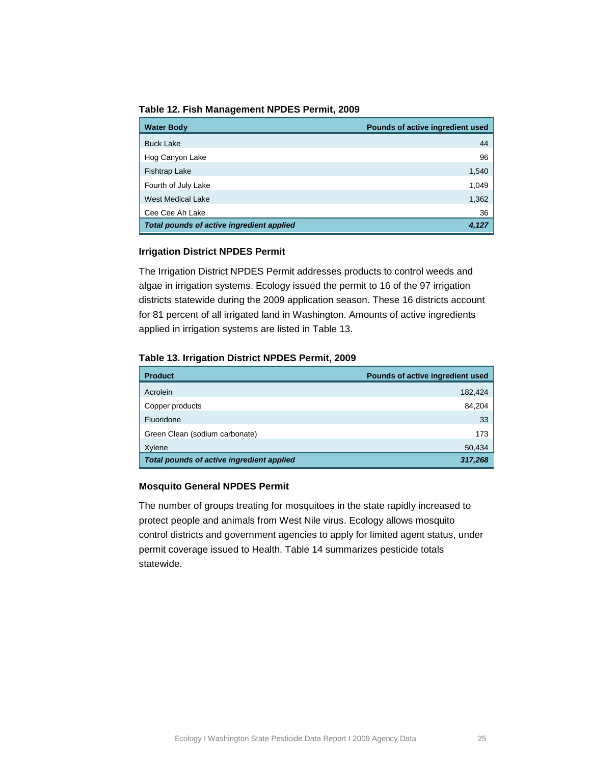**Table 12. Fish Management NPDES Permit, 2009**

| Water Body | Pounds of active ingredient used |
|---|---:|
| Buck Lake | 44 |
| Hog Canyon Lake | 96 |
| Fishtrap Lake | 1,540 |
| Fourth of July Lake | 1,049 |
| West Medical Lake | 1,362 |
| Cee Cee Ah Lake | 36 |
| ***Total pounds of active ingredient applied*** | ***4,127*** |

### Irrigation District NPDES Permit

The Irrigation District NPDES Permit addresses products to control weeds and algae in irrigation systems. Ecology issued the permit to 16 of the 97 irrigation districts statewide during the 2009 application season. These 16 districts account for 81 percent of all irrigated land in Washington. Amounts of active ingredients applied in irrigation systems are listed in Table 13.

**Table 13. Irrigation District NPDES Permit, 2009**

| Product | Pounds of active ingredient used |
|---|---:|
| Acrolein | 182,424 |
| Copper products | 84,204 |
| Fluoridone | 33 |
| Green Clean (sodium carbonate) | 173 |
| Xylene | 50,434 |
| ***Total pounds of active ingredient applied*** | ***317,268*** |

### Mosquito General NPDES Permit

The number of groups treating for mosquitoes in the state rapidly increased to protect people and animals from West Nile virus. Ecology allows mosquito control districts and government agencies to apply for limited agent status, under permit coverage issued to Health. Table 14 summarizes pesticide totals statewide.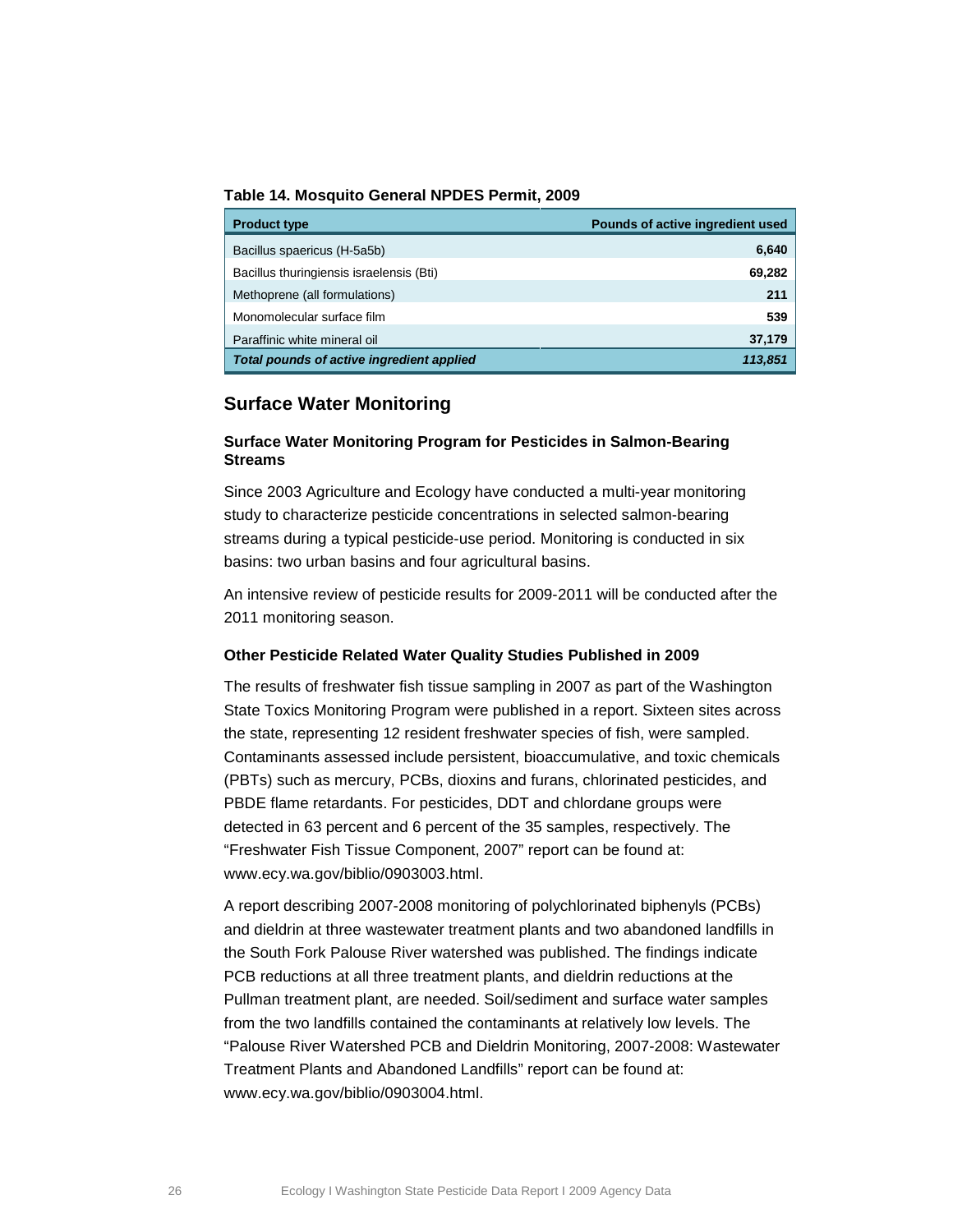**Table 14. Mosquito General NPDES Permit, 2009**

| Product type | Pounds of active ingredient used |
|---|---|
| Bacillus spaericus (H-5a5b) | **6,640** |
| Bacillus thuringiensis israelensis (Bti) | **69,282** |
| Methoprene (all formulations) | **211** |
| Monomolecular surface film | **539** |
| Paraffinic white mineral oil | **37,179** |
| ***Total pounds of active ingredient applied*** | ***113,851*** |

## Surface Water Monitoring

### Surface Water Monitoring Program for Pesticides in Salmon-Bearing Streams

Since 2003 Agriculture and Ecology have conducted a multi-year monitoring study to characterize pesticide concentrations in selected salmon-bearing streams during a typical pesticide-use period. Monitoring is conducted in six basins: two urban basins and four agricultural basins.

An intensive review of pesticide results for 2009-2011 will be conducted after the 2011 monitoring season.

### Other Pesticide Related Water Quality Studies Published in 2009

The results of freshwater fish tissue sampling in 2007 as part of the Washington State Toxics Monitoring Program were published in a report. Sixteen sites across the state, representing 12 resident freshwater species of fish, were sampled. Contaminants assessed include persistent, bioaccumulative, and toxic chemicals (PBTs) such as mercury, PCBs, dioxins and furans, chlorinated pesticides, and PBDE flame retardants. For pesticides, DDT and chlordane groups were detected in 63 percent and 6 percent of the 35 samples, respectively. The "Freshwater Fish Tissue Component, 2007" report can be found at: www.ecy.wa.gov/biblio/0903003.html.

A report describing 2007-2008 monitoring of polychlorinated biphenyls (PCBs) and dieldrin at three wastewater treatment plants and two abandoned landfills in the South Fork Palouse River watershed was published. The findings indicate PCB reductions at all three treatment plants, and dieldrin reductions at the Pullman treatment plant, are needed. Soil/sediment and surface water samples from the two landfills contained the contaminants at relatively low levels. The "Palouse River Watershed PCB and Dieldrin Monitoring, 2007-2008: Wastewater Treatment Plants and Abandoned Landfills" report can be found at: www.ecy.wa.gov/biblio/0903004.html.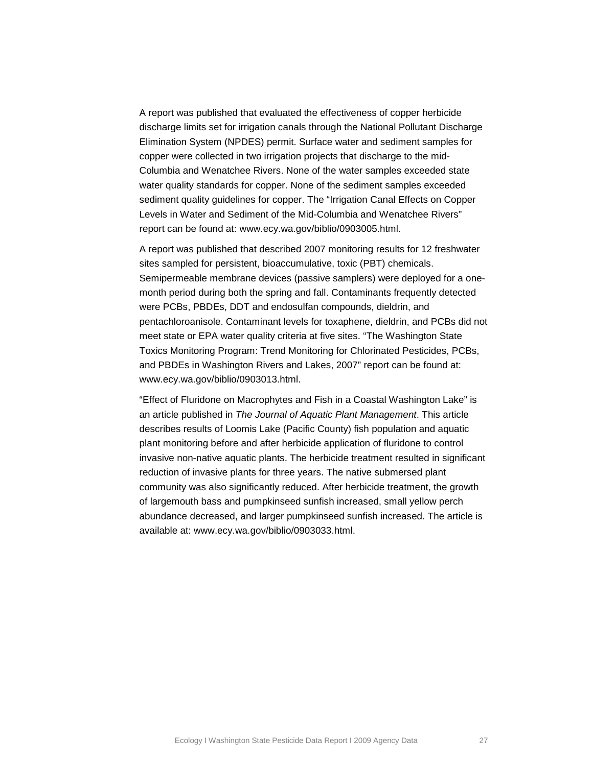A report was published that evaluated the effectiveness of copper herbicide discharge limits set for irrigation canals through the National Pollutant Discharge Elimination System (NPDES) permit. Surface water and sediment samples for copper were collected in two irrigation projects that discharge to the mid-Columbia and Wenatchee Rivers. None of the water samples exceeded state water quality standards for copper. None of the sediment samples exceeded sediment quality guidelines for copper. The "Irrigation Canal Effects on Copper Levels in Water and Sediment of the Mid-Columbia and Wenatchee Rivers" report can be found at: www.ecy.wa.gov/biblio/0903005.html.

A report was published that described 2007 monitoring results for 12 freshwater sites sampled for persistent, bioaccumulative, toxic (PBT) chemicals. Semipermeable membrane devices (passive samplers) were deployed for a one-month period during both the spring and fall. Contaminants frequently detected were PCBs, PBDEs, DDT and endosulfan compounds, dieldrin, and pentachloroanisole. Contaminant levels for toxaphene, dieldrin, and PCBs did not meet state or EPA water quality criteria at five sites. "The Washington State Toxics Monitoring Program: Trend Monitoring for Chlorinated Pesticides, PCBs, and PBDEs in Washington Rivers and Lakes, 2007" report can be found at: www.ecy.wa.gov/biblio/0903013.html.

"Effect of Fluridone on Macrophytes and Fish in a Coastal Washington Lake" is an article published in *The Journal of Aquatic Plant Management*. This article describes results of Loomis Lake (Pacific County) fish population and aquatic plant monitoring before and after herbicide application of fluridone to control invasive non-native aquatic plants. The herbicide treatment resulted in significant reduction of invasive plants for three years. The native submersed plant community was also significantly reduced. After herbicide treatment, the growth of largemouth bass and pumpkinseed sunfish increased, small yellow perch abundance decreased, and larger pumpkinseed sunfish increased. The article is available at: www.ecy.wa.gov/biblio/0903033.html.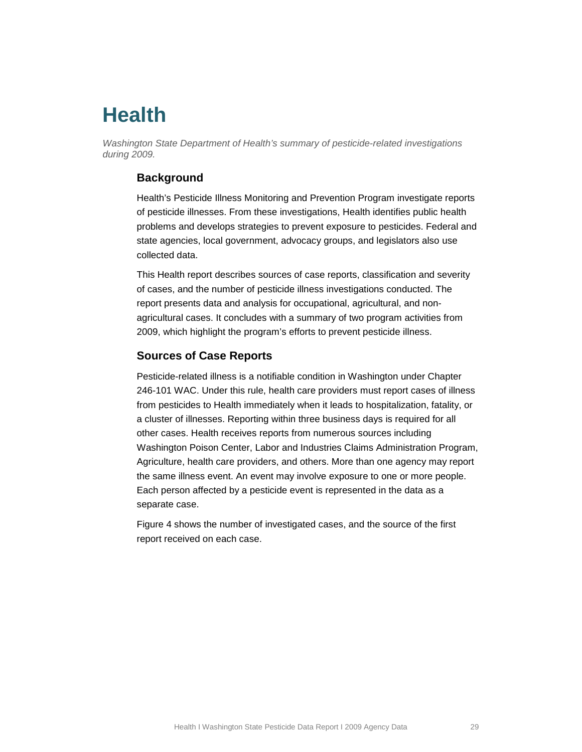# Health

*Washington State Department of Health's summary of pesticide-related investigations during 2009.*

## Background

Health's Pesticide Illness Monitoring and Prevention Program investigate reports of pesticide illnesses. From these investigations, Health identifies public health problems and develops strategies to prevent exposure to pesticides. Federal and state agencies, local government, advocacy groups, and legislators also use collected data.

This Health report describes sources of case reports, classification and severity of cases, and the number of pesticide illness investigations conducted. The report presents data and analysis for occupational, agricultural, and non-agricultural cases. It concludes with a summary of two program activities from 2009, which highlight the program's efforts to prevent pesticide illness.

## Sources of Case Reports

Pesticide-related illness is a notifiable condition in Washington under Chapter 246-101 WAC. Under this rule, health care providers must report cases of illness from pesticides to Health immediately when it leads to hospitalization, fatality, or a cluster of illnesses. Reporting within three business days is required for all other cases. Health receives reports from numerous sources including Washington Poison Center, Labor and Industries Claims Administration Program, Agriculture, health care providers, and others. More than one agency may report the same illness event. An event may involve exposure to one or more people. Each person affected by a pesticide event is represented in the data as a separate case.

Figure 4 shows the number of investigated cases, and the source of the first report received on each case.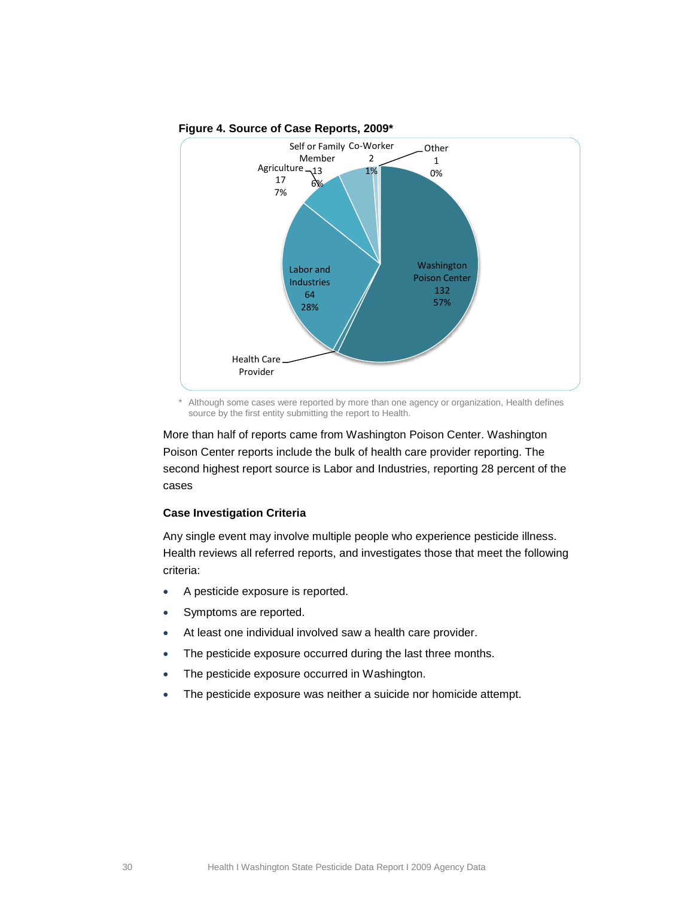**Figure 4. Source of Case Reports, 2009***

| Source | Number | Percent |
|---|---|---|
| Washington Poison Center | 132 | 57% |
| Labor and Industries | 64 | 28% |
| Agriculture | 17 | 7% |
| Self or Family Member | 13 | 6% |
| Co-Worker | 2 | 1% |
| Other | 1 | 0% |
| Health Care Provider | | |

\* Although some cases were reported by more than one agency or organization, Health defines source by the first entity submitting the report to Health.

More than half of reports came from Washington Poison Center. Washington Poison Center reports include the bulk of health care provider reporting. The second highest report source is Labor and Industries, reporting 28 percent of the cases

### Case Investigation Criteria

Any single event may involve multiple people who experience pesticide illness. Health reviews all referred reports, and investigates those that meet the following criteria:

- A pesticide exposure is reported.
- Symptoms are reported.
- At least one individual involved saw a health care provider.
- The pesticide exposure occurred during the last three months.
- The pesticide exposure occurred in Washington.
- The pesticide exposure was neither a suicide nor homicide attempt.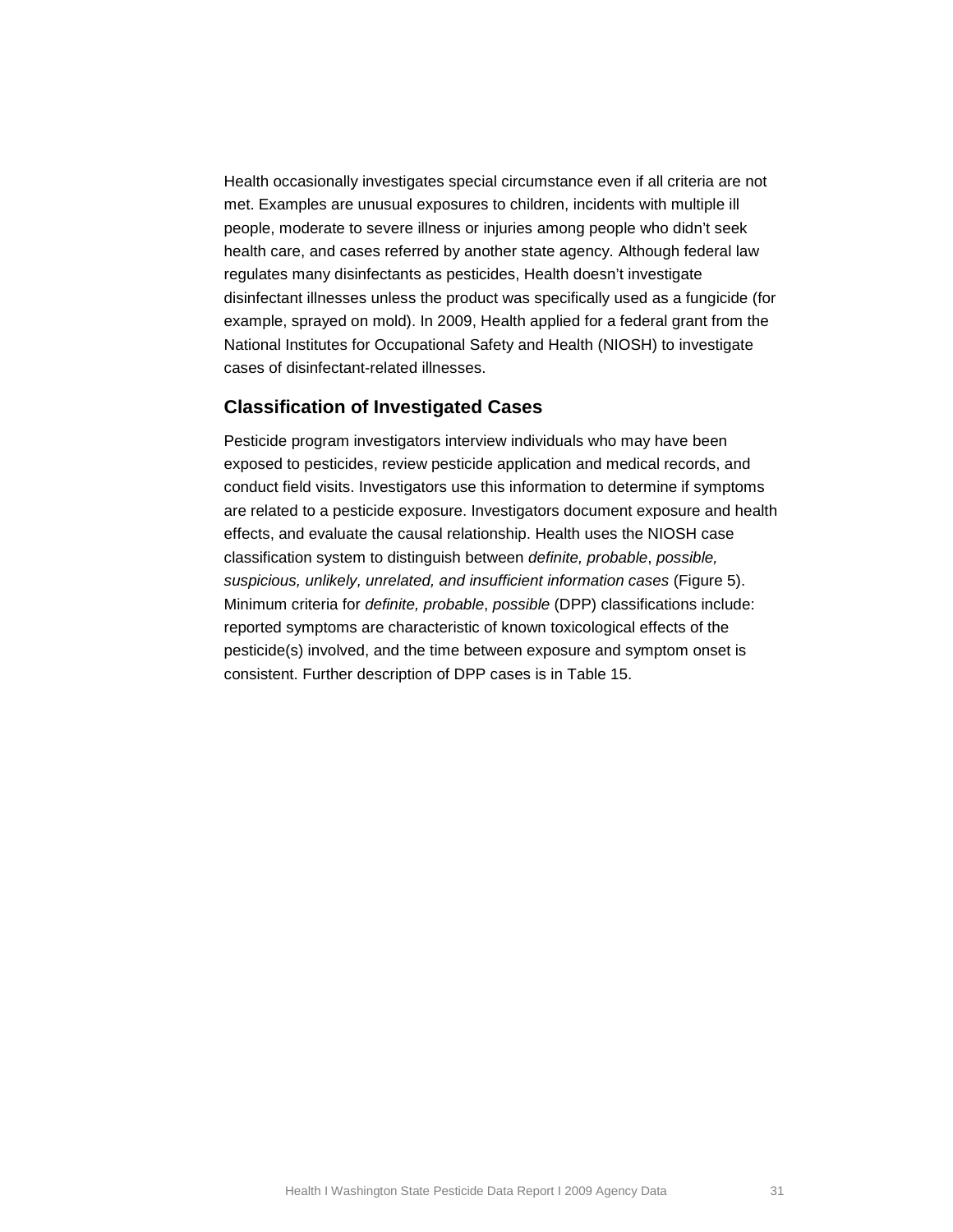Health occasionally investigates special circumstance even if all criteria are not met. Examples are unusual exposures to children, incidents with multiple ill people, moderate to severe illness or injuries among people who didn't seek health care, and cases referred by another state agency. Although federal law regulates many disinfectants as pesticides, Health doesn't investigate disinfectant illnesses unless the product was specifically used as a fungicide (for example, sprayed on mold). In 2009, Health applied for a federal grant from the National Institutes for Occupational Safety and Health (NIOSH) to investigate cases of disinfectant-related illnesses.

## Classification of Investigated Cases

Pesticide program investigators interview individuals who may have been exposed to pesticides, review pesticide application and medical records, and conduct field visits. Investigators use this information to determine if symptoms are related to a pesticide exposure. Investigators document exposure and health effects, and evaluate the causal relationship. Health uses the NIOSH case classification system to distinguish between *definite, probable*, *possible, suspicious, unlikely, unrelated, and insufficient information cases* (Figure 5). Minimum criteria for *definite, probable*, *possible* (DPP) classifications include: reported symptoms are characteristic of known toxicological effects of the pesticide(s) involved, and the time between exposure and symptom onset is consistent. Further description of DPP cases is in Table 15.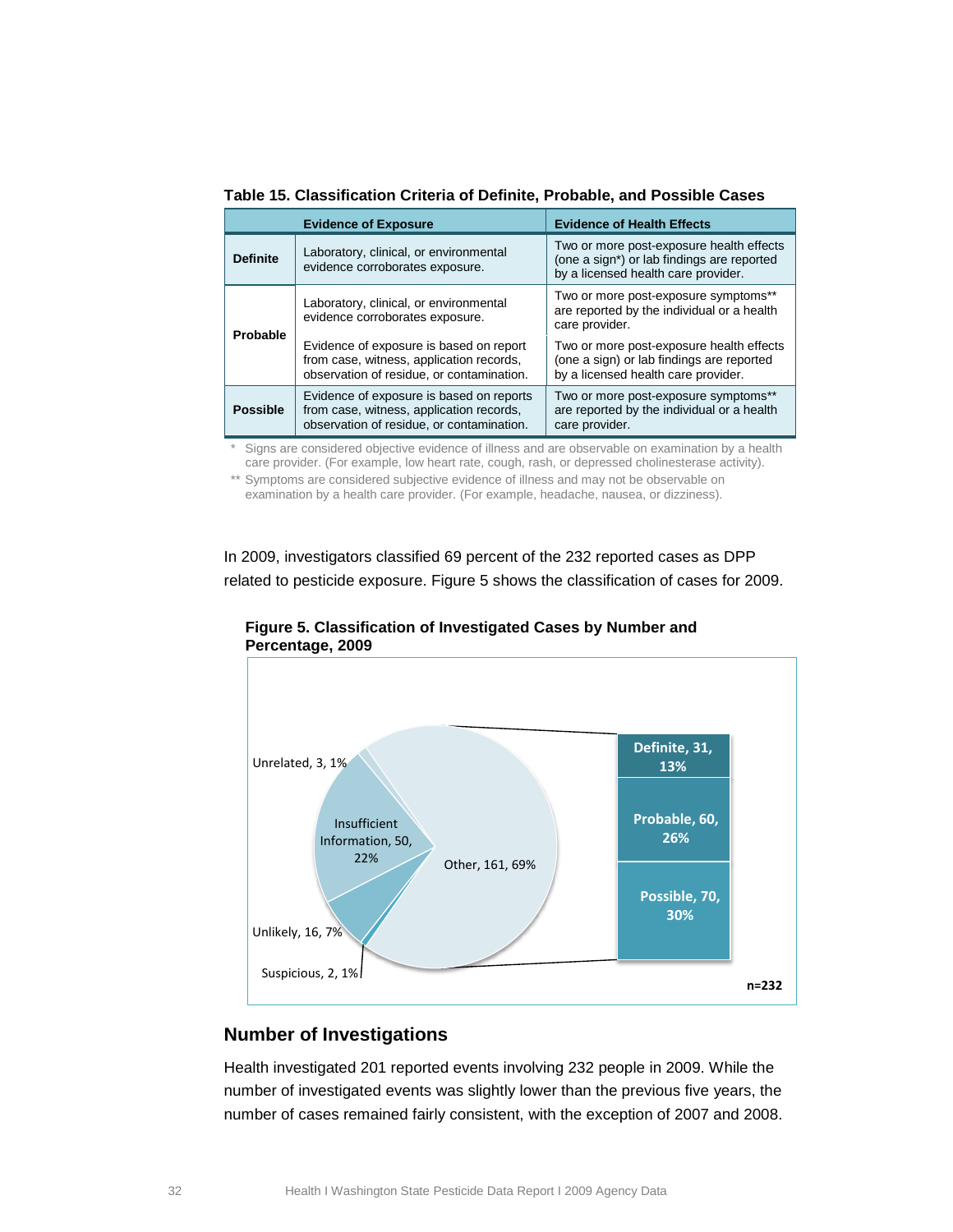**Table 15. Classification Criteria of Definite, Probable, and Possible Cases**

| | Evidence of Exposure | Evidence of Health Effects |
|---|---|---|
| **Definite** | Laboratory, clinical, or environmental evidence corroborates exposure. | Two or more post-exposure health effects (one a sign*) or lab findings are reported by a licensed health care provider. |
| **Probable** | Laboratory, clinical, or environmental evidence corroborates exposure. | Two or more post-exposure symptoms** are reported by the individual or a health care provider. |
| | Evidence of exposure is based on report from case, witness, application records, observation of residue, or contamination. | Two or more post-exposure health effects (one a sign) or lab findings are reported by a licensed health care provider. |
| **Possible** | Evidence of exposure is based on reports from case, witness, application records, observation of residue, or contamination. | Two or more post-exposure symptoms** are reported by the individual or a health care provider. |

\* Signs are considered objective evidence of illness and are observable on examination by a health care provider. (For example, low heart rate, cough, rash, or depressed cholinesterase activity).

\*\* Symptoms are considered subjective evidence of illness and may not be observable on examination by a health care provider. (For example, headache, nausea, or dizziness).

In 2009, investigators classified 69 percent of the 232 reported cases as DPP related to pesticide exposure. Figure 5 shows the classification of cases for 2009.

**Figure 5. Classification of Investigated Cases by Number and Percentage, 2009**

| Classification | Number | Percentage |
|---|---|---|
| Other | 161 | 69% |
| – Definite | 31 | 13% |
| – Probable | 60 | 26% |
| – Possible | 70 | 30% |
| Insufficient Information | 50 | 22% |
| Unlikely | 16 | 7% |
| Unrelated | 3 | 1% |
| Suspicious | 2 | 1% |

n=232

## Number of Investigations

Health investigated 201 reported events involving 232 people in 2009. While the number of investigated events was slightly lower than the previous five years, the number of cases remained fairly consistent, with the exception of 2007 and 2008.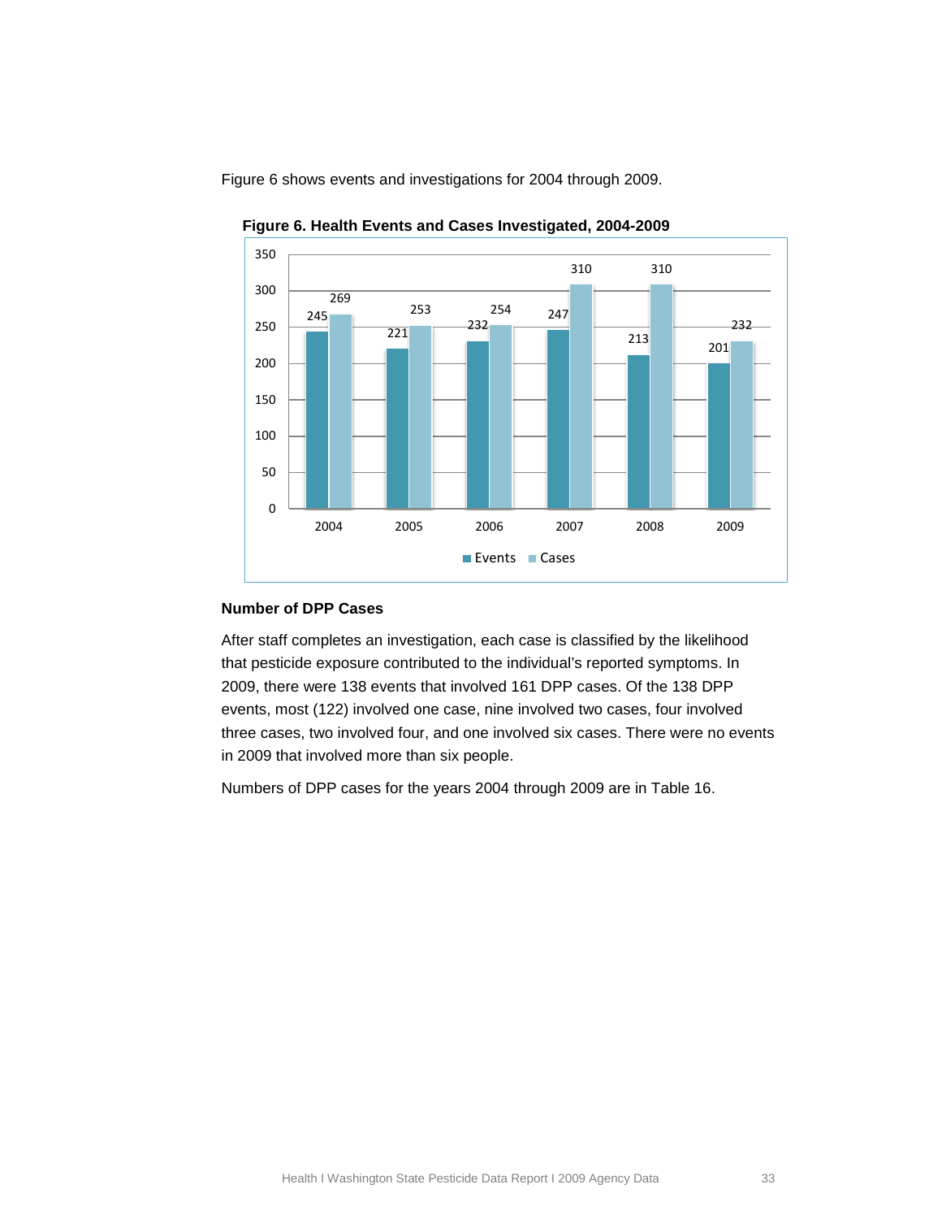Figure 6 shows events and investigations for 2004 through 2009.

**Figure 6. Health Events and Cases Investigated, 2004-2009**

| Year | Events | Cases |
|---|---|---|
| 2004 | 245 | 269 |
| 2005 | 221 | 253 |
| 2006 | 232 | 254 |
| 2007 | 247 | 310 |
| 2008 | 213 | 310 |
| 2009 | 201 | 232 |

### Number of DPP Cases

After staff completes an investigation, each case is classified by the likelihood that pesticide exposure contributed to the individual's reported symptoms. In 2009, there were 138 events that involved 161 DPP cases. Of the 138 DPP events, most (122) involved one case, nine involved two cases, four involved three cases, two involved four, and one involved six cases. There were no events in 2009 that involved more than six people.

Numbers of DPP cases for the years 2004 through 2009 are in Table 16.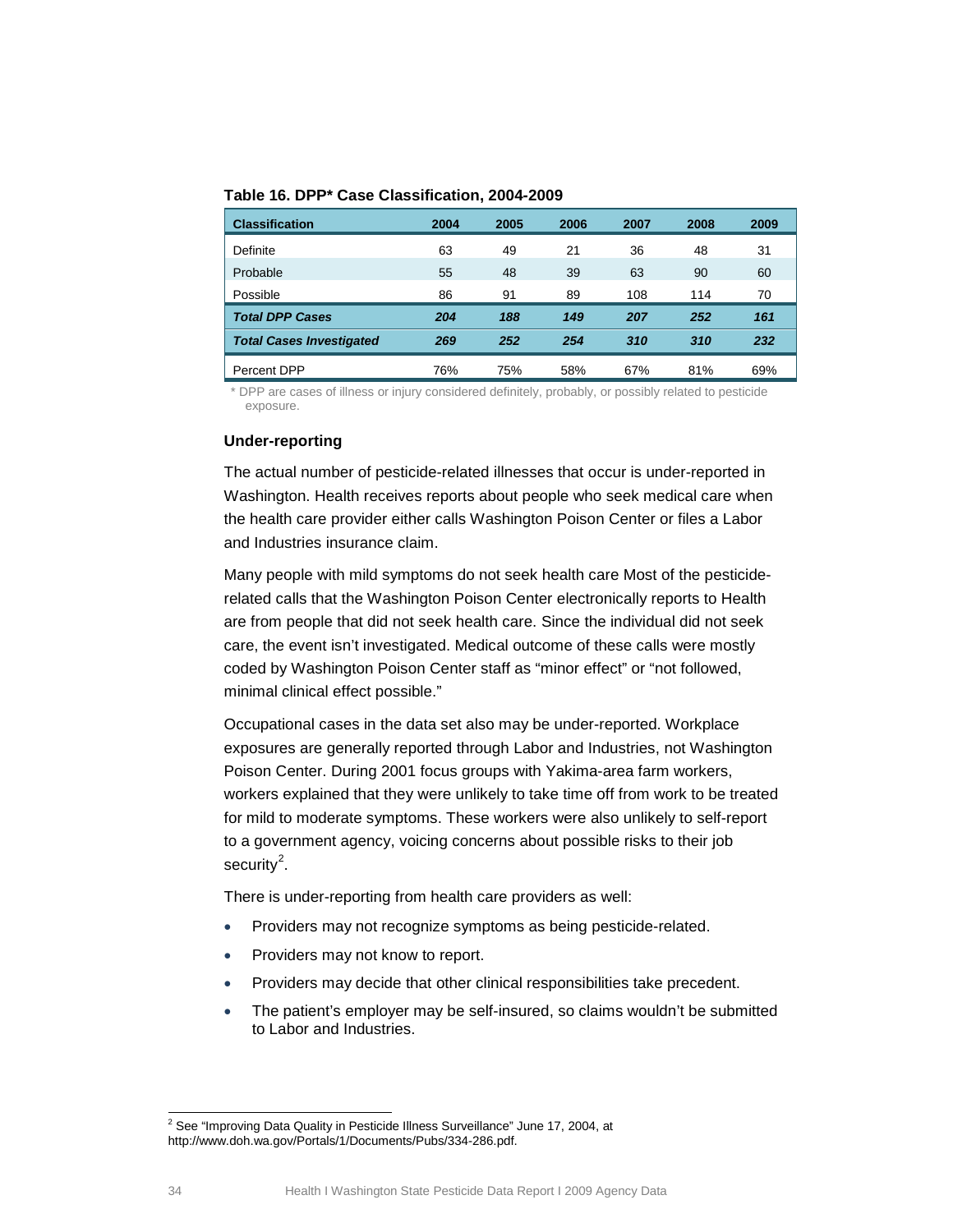**Table 16. DPP* Case Classification, 2004-2009**

| Classification | 2004 | 2005 | 2006 | 2007 | 2008 | 2009 |
|---|---|---|---|---|---|---|
| Definite | 63 | 49 | 21 | 36 | 48 | 31 |
| Probable | 55 | 48 | 39 | 63 | 90 | 60 |
| Possible | 86 | 91 | 89 | 108 | 114 | 70 |
| ***Total DPP Cases*** | ***204*** | ***188*** | ***149*** | ***207*** | ***252*** | ***161*** |
| ***Total Cases Investigated*** | ***269*** | ***252*** | ***254*** | ***310*** | ***310*** | ***232*** |
| Percent DPP | 76% | 75% | 58% | 67% | 81% | 69% |

* DPP are cases of illness or injury considered definitely, probably, or possibly related to pesticide exposure.

### Under-reporting

The actual number of pesticide-related illnesses that occur is under-reported in Washington. Health receives reports about people who seek medical care when the health care provider either calls Washington Poison Center or files a Labor and Industries insurance claim.

Many people with mild symptoms do not seek health care Most of the pesticide-related calls that the Washington Poison Center electronically reports to Health are from people that did not seek health care. Since the individual did not seek care, the event isn't investigated. Medical outcome of these calls were mostly coded by Washington Poison Center staff as "minor effect" or "not followed, minimal clinical effect possible."

Occupational cases in the data set also may be under-reported. Workplace exposures are generally reported through Labor and Industries, not Washington Poison Center. During 2001 focus groups with Yakima-area farm workers, workers explained that they were unlikely to take time off from work to be treated for mild to moderate symptoms. These workers were also unlikely to self-report to a government agency, voicing concerns about possible risks to their job security[2].

There is under-reporting from health care providers as well:

- Providers may not recognize symptoms as being pesticide-related.
- Providers may not know to report.
- Providers may decide that other clinical responsibilities take precedent.
- The patient's employer may be self-insured, so claims wouldn't be submitted to Labor and Industries.

[2] See "Improving Data Quality in Pesticide Illness Surveillance" June 17, 2004, at http://www.doh.wa.gov/Portals/1/Documents/Pubs/334-286.pdf.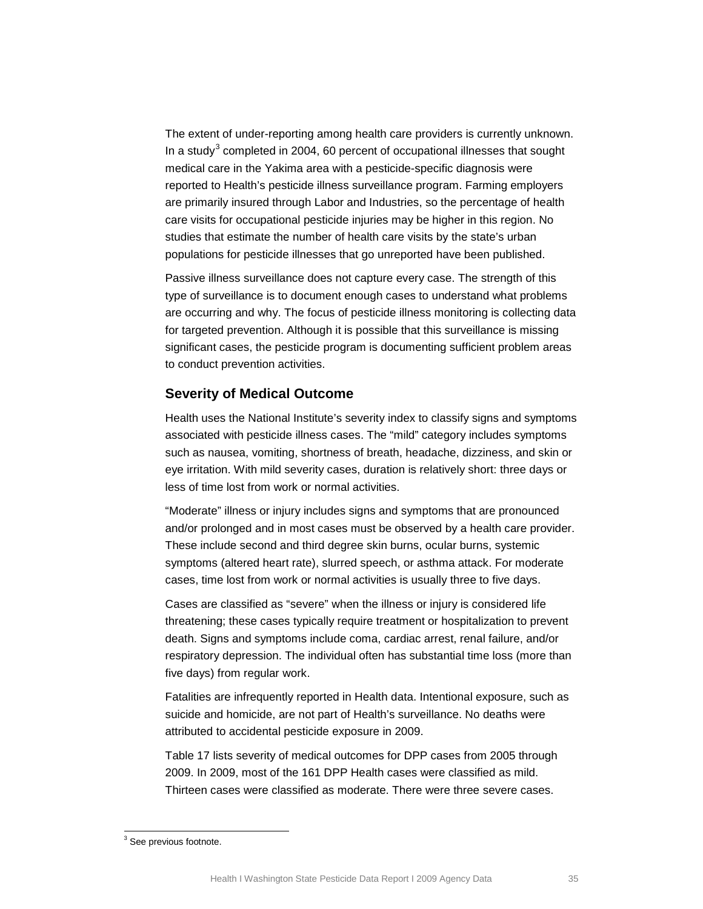The extent of under-reporting among health care providers is currently unknown. In a study[3] completed in 2004, 60 percent of occupational illnesses that sought medical care in the Yakima area with a pesticide-specific diagnosis were reported to Health's pesticide illness surveillance program. Farming employers are primarily insured through Labor and Industries, so the percentage of health care visits for occupational pesticide injuries may be higher in this region. No studies that estimate the number of health care visits by the state's urban populations for pesticide illnesses that go unreported have been published.

Passive illness surveillance does not capture every case. The strength of this type of surveillance is to document enough cases to understand what problems are occurring and why. The focus of pesticide illness monitoring is collecting data for targeted prevention. Although it is possible that this surveillance is missing significant cases, the pesticide program is documenting sufficient problem areas to conduct prevention activities.

## Severity of Medical Outcome

Health uses the National Institute's severity index to classify signs and symptoms associated with pesticide illness cases. The "mild" category includes symptoms such as nausea, vomiting, shortness of breath, headache, dizziness, and skin or eye irritation. With mild severity cases, duration is relatively short: three days or less of time lost from work or normal activities.

"Moderate" illness or injury includes signs and symptoms that are pronounced and/or prolonged and in most cases must be observed by a health care provider. These include second and third degree skin burns, ocular burns, systemic symptoms (altered heart rate), slurred speech, or asthma attack. For moderate cases, time lost from work or normal activities is usually three to five days.

Cases are classified as "severe" when the illness or injury is considered life threatening; these cases typically require treatment or hospitalization to prevent death. Signs and symptoms include coma, cardiac arrest, renal failure, and/or respiratory depression. The individual often has substantial time loss (more than five days) from regular work.

Fatalities are infrequently reported in Health data. Intentional exposure, such as suicide and homicide, are not part of Health's surveillance. No deaths were attributed to accidental pesticide exposure in 2009.

Table 17 lists severity of medical outcomes for DPP cases from 2005 through 2009. In 2009, most of the 161 DPP Health cases were classified as mild. Thirteen cases were classified as moderate. There were three severe cases.

[3] See previous footnote.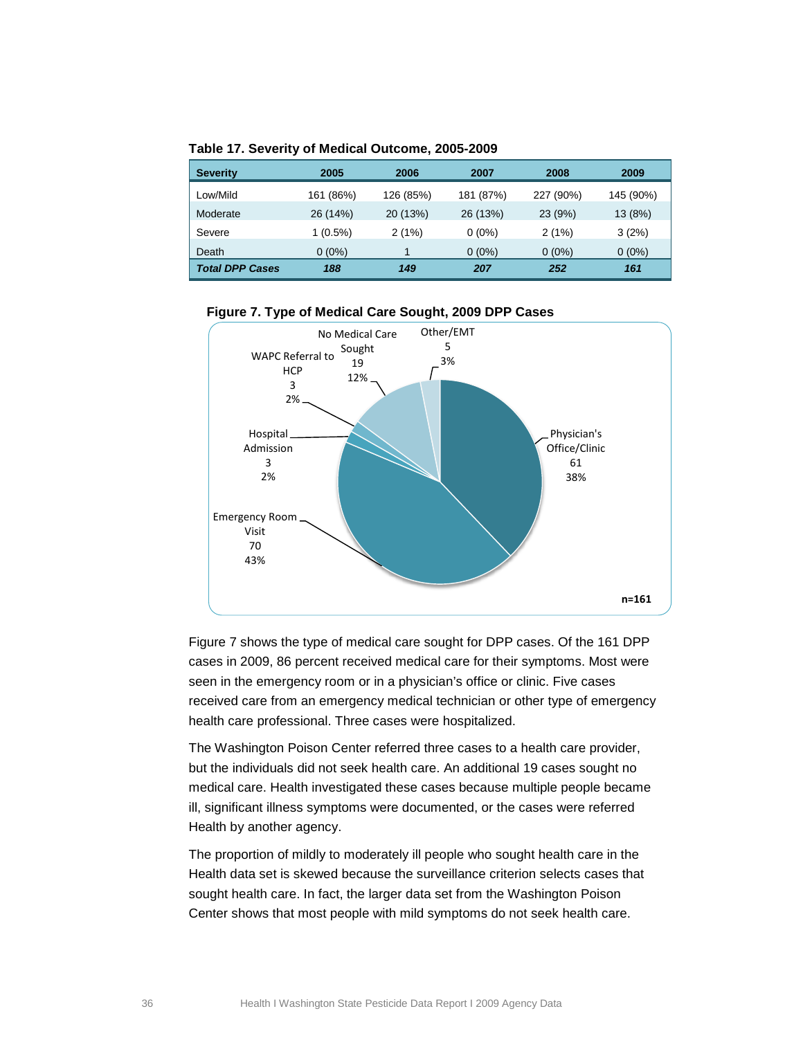**Table 17. Severity of Medical Outcome, 2005-2009**

| Severity | 2005 | 2006 | 2007 | 2008 | 2009 |
|---|---|---|---|---|---|
| Low/Mild | 161 (86%) | 126 (85%) | 181 (87%) | 227 (90%) | 145 (90%) |
| Moderate | 26 (14%) | 20 (13%) | 26 (13%) | 23 (9%) | 13 (8%) |
| Severe | 1 (0.5%) | 2 (1%) | 0 (0%) | 2 (1%) | 3 (2%) |
| Death | 0 (0%) | 1 | 0 (0%) | 0 (0%) | 0 (0%) |
| ***Total DPP Cases*** | ***188*** | ***149*** | ***207*** | ***252*** | ***161*** |

**Figure 7. Type of Medical Care Sought, 2009 DPP Cases**

| Type of Medical Care | Cases | Percent |
|---|---|---|
| Physician's Office/Clinic | 61 | 38% |
| Emergency Room Visit | 70 | 43% |
| Hospital Admission | 3 | 2% |
| WAPC Referral to HCP | 3 | 2% |
| No Medical Care Sought | 19 | 12% |
| Other/EMT | 5 | 3% |

n=161

Figure 7 shows the type of medical care sought for DPP cases. Of the 161 DPP cases in 2009, 86 percent received medical care for their symptoms. Most were seen in the emergency room or in a physician's office or clinic. Five cases received care from an emergency medical technician or other type of emergency health care professional. Three cases were hospitalized.

The Washington Poison Center referred three cases to a health care provider, but the individuals did not seek health care. An additional 19 cases sought no medical care. Health investigated these cases because multiple people became ill, significant illness symptoms were documented, or the cases were referred Health by another agency.

The proportion of mildly to moderately ill people who sought health care in the Health data set is skewed because the surveillance criterion selects cases that sought health care. In fact, the larger data set from the Washington Poison Center shows that most people with mild symptoms do not seek health care.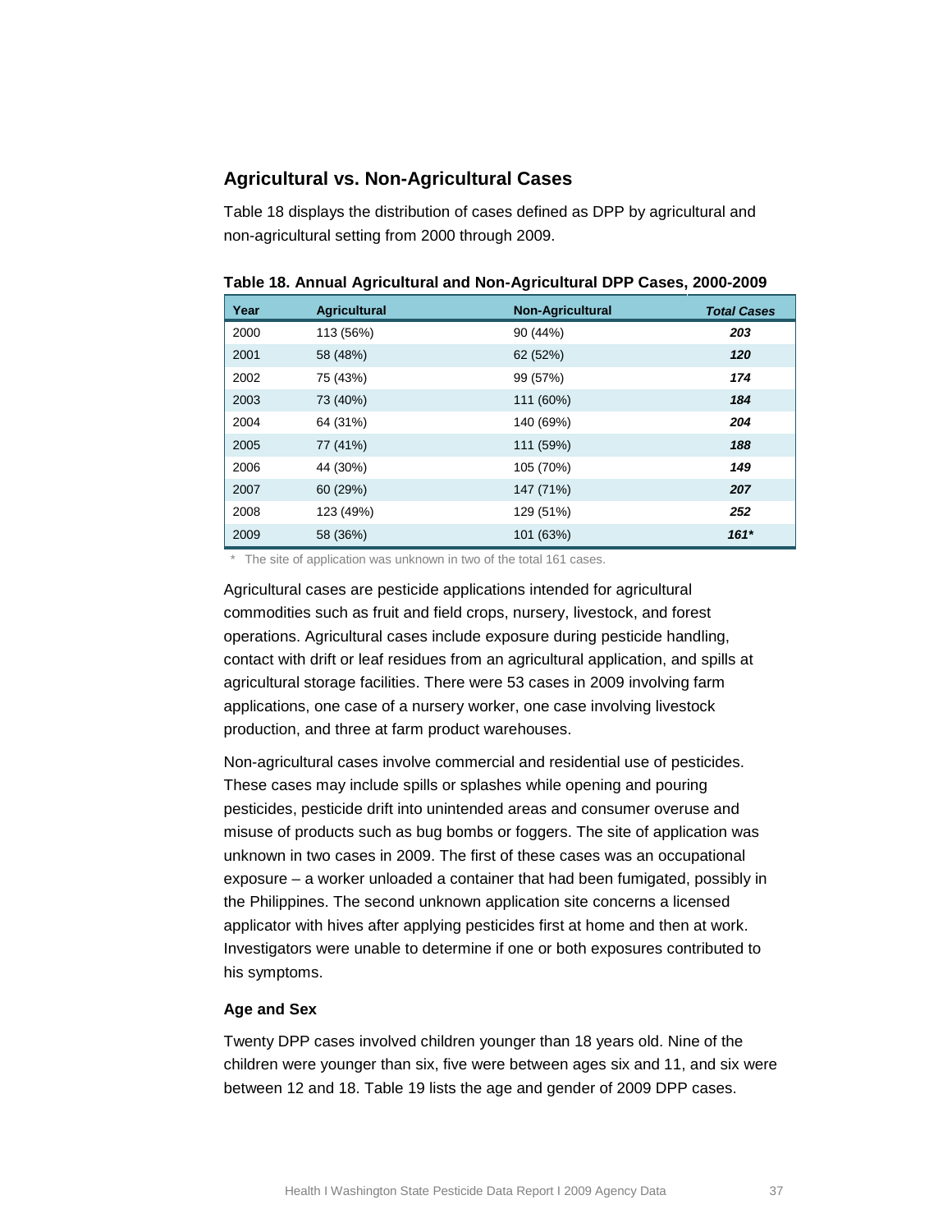## Agricultural vs. Non-Agricultural Cases

Table 18 displays the distribution of cases defined as DPP by agricultural and non-agricultural setting from 2000 through 2009.

**Table 18. Annual Agricultural and Non-Agricultural DPP Cases, 2000-2009**

| Year | Agricultural | Non-Agricultural | *Total Cases* |
|---|---|---|---|
| 2000 | 113 (56%) | 90 (44%) | ***203*** |
| 2001 | 58 (48%) | 62 (52%) | ***120*** |
| 2002 | 75 (43%) | 99 (57%) | ***174*** |
| 2003 | 73 (40%) | 111 (60%) | ***184*** |
| 2004 | 64 (31%) | 140 (69%) | ***204*** |
| 2005 | 77 (41%) | 111 (59%) | ***188*** |
| 2006 | 44 (30%) | 105 (70%) | ***149*** |
| 2007 | 60 (29%) | 147 (71%) | ***207*** |
| 2008 | 123 (49%) | 129 (51%) | ***252*** |
| 2009 | 58 (36%) | 101 (63%) | ***161**** |

\* The site of application was unknown in two of the total 161 cases.

Agricultural cases are pesticide applications intended for agricultural commodities such as fruit and field crops, nursery, livestock, and forest operations. Agricultural cases include exposure during pesticide handling, contact with drift or leaf residues from an agricultural application, and spills at agricultural storage facilities. There were 53 cases in 2009 involving farm applications, one case of a nursery worker, one case involving livestock production, and three at farm product warehouses.

Non-agricultural cases involve commercial and residential use of pesticides. These cases may include spills or splashes while opening and pouring pesticides, pesticide drift into unintended areas and consumer overuse and misuse of products such as bug bombs or foggers. The site of application was unknown in two cases in 2009. The first of these cases was an occupational exposure – a worker unloaded a container that had been fumigated, possibly in the Philippines. The second unknown application site concerns a licensed applicator with hives after applying pesticides first at home and then at work. Investigators were unable to determine if one or both exposures contributed to his symptoms.

### Age and Sex

Twenty DPP cases involved children younger than 18 years old. Nine of the children were younger than six, five were between ages six and 11, and six were between 12 and 18. Table 19 lists the age and gender of 2009 DPP cases.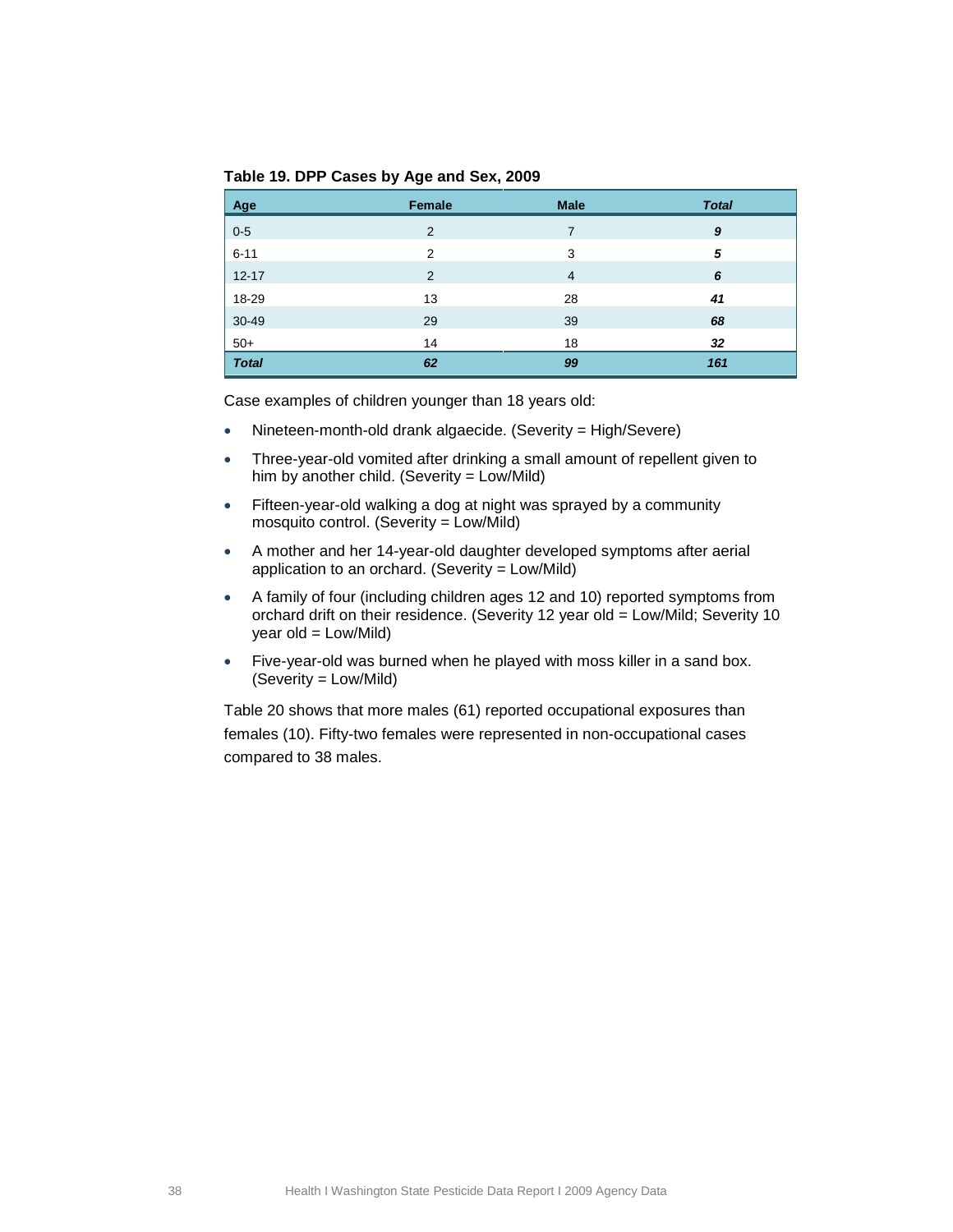**Table 19. DPP Cases by Age and Sex, 2009**

| Age | Female | Male | *Total* |
| --- | --- | --- | --- |
| 0-5 | 2 | 7 | ***9*** |
| 6-11 | 2 | 3 | ***5*** |
| 12-17 | 2 | 4 | ***6*** |
| 18-29 | 13 | 28 | ***41*** |
| 30-49 | 29 | 39 | ***68*** |
| 50+ | 14 | 18 | ***32*** |
| ***Total*** | ***62*** | ***99*** | ***161*** |

Case examples of children younger than 18 years old:

- Nineteen-month-old drank algaecide. (Severity = High/Severe)
- Three-year-old vomited after drinking a small amount of repellent given to him by another child. (Severity = Low/Mild)
- Fifteen-year-old walking a dog at night was sprayed by a community mosquito control. (Severity = Low/Mild)
- A mother and her 14-year-old daughter developed symptoms after aerial application to an orchard. (Severity = Low/Mild)
- A family of four (including children ages 12 and 10) reported symptoms from orchard drift on their residence. (Severity 12 year old = Low/Mild; Severity 10 year old = Low/Mild)
- Five-year-old was burned when he played with moss killer in a sand box. (Severity = Low/Mild)

Table 20 shows that more males (61) reported occupational exposures than females (10). Fifty-two females were represented in non-occupational cases compared to 38 males.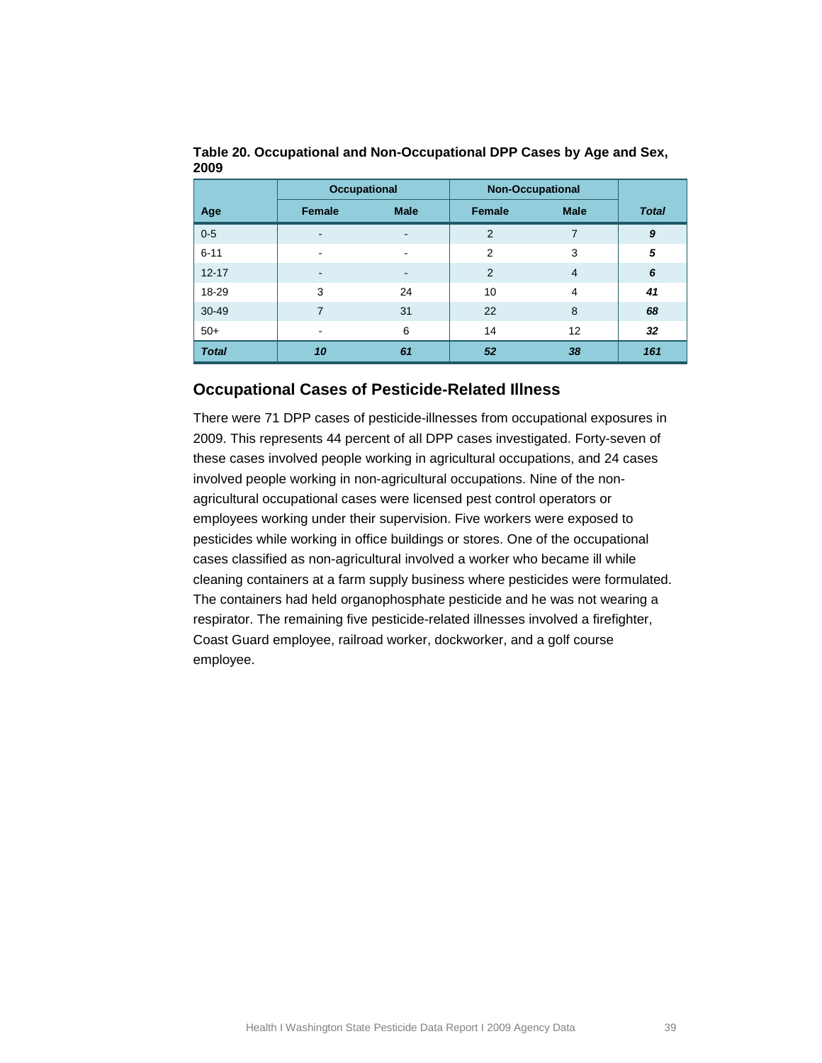**Table 20. Occupational and Non-Occupational DPP Cases by Age and Sex, 2009**

| Age | Occupational | | Non-Occupational | | *Total* |
|---|---|---|---|---|---|
| | Female | Male | Female | Male | |
| 0-5 | - | - | 2 | 7 | ***9*** |
| 6-11 | - | - | 2 | 3 | ***5*** |
| 12-17 | - | - | 2 | 4 | ***6*** |
| 18-29 | 3 | 24 | 10 | 4 | ***41*** |
| 30-49 | 7 | 31 | 22 | 8 | ***68*** |
| 50+ | - | 6 | 14 | 12 | ***32*** |
| ***Total*** | ***10*** | ***61*** | ***52*** | ***38*** | ***161*** |

## Occupational Cases of Pesticide-Related Illness

There were 71 DPP cases of pesticide-illnesses from occupational exposures in 2009. This represents 44 percent of all DPP cases investigated. Forty-seven of these cases involved people working in agricultural occupations, and 24 cases involved people working in non-agricultural occupations. Nine of the non-agricultural occupational cases were licensed pest control operators or employees working under their supervision. Five workers were exposed to pesticides while working in office buildings or stores. One of the occupational cases classified as non-agricultural involved a worker who became ill while cleaning containers at a farm supply business where pesticides were formulated. The containers had held organophosphate pesticide and he was not wearing a respirator. The remaining five pesticide-related illnesses involved a firefighter, Coast Guard employee, railroad worker, dockworker, and a golf course employee.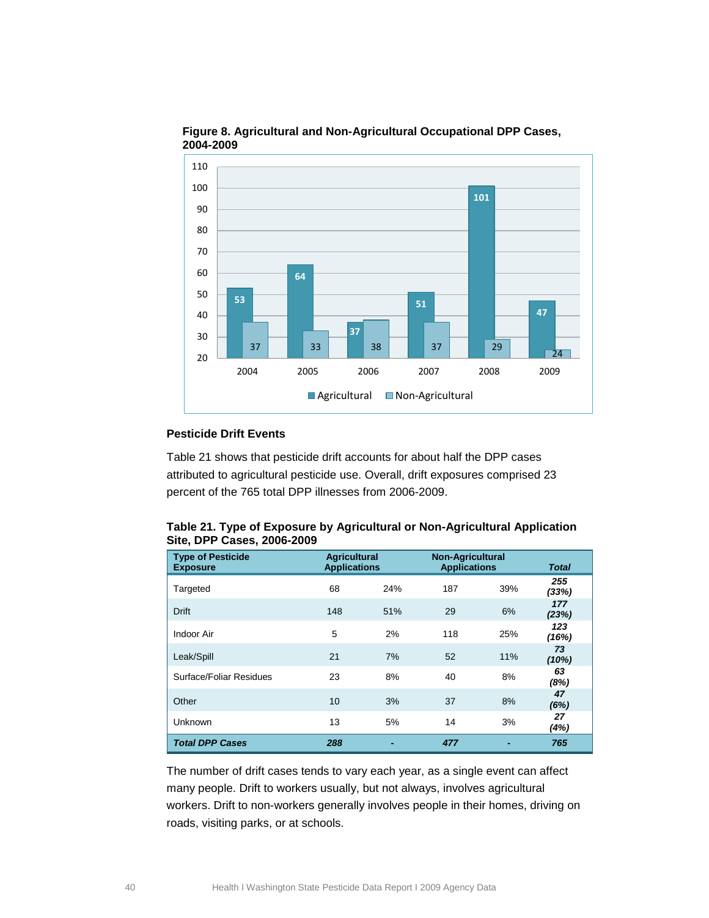**Figure 8. Agricultural and Non-Agricultural Occupational DPP Cases, 2004-2009**

| Year | Agricultural | Non-Agricultural |
|---|---|---|
| 2004 | 53 | 37 |
| 2005 | 64 | 33 |
| 2006 | 37 | 38 |
| 2007 | 51 | 37 |
| 2008 | 101 | 29 |
| 2009 | 47 | 24 |

### Pesticide Drift Events

Table 21 shows that pesticide drift accounts for about half the DPP cases attributed to agricultural pesticide use. Overall, drift exposures comprised 23 percent of the 765 total DPP illnesses from 2006-2009.

**Table 21. Type of Exposure by Agricultural or Non-Agricultural Application Site, DPP Cases, 2006-2009**

| Type of Pesticide Exposure | Agricultural Applications | | Non-Agricultural Applications | | *Total* |
|---|---|---|---|---|---|
| Targeted | 68 | 24% | 187 | 39% | *255 (33%)* |
| Drift | 148 | 51% | 29 | 6% | *177 (23%)* |
| Indoor Air | 5 | 2% | 118 | 25% | *123 (16%)* |
| Leak/Spill | 21 | 7% | 52 | 11% | *73 (10%)* |
| Surface/Foliar Residues | 23 | 8% | 40 | 8% | *63 (8%)* |
| Other | 10 | 3% | 37 | 8% | *47 (6%)* |
| Unknown | 13 | 5% | 14 | 3% | *27 (4%)* |
| ***Total DPP Cases*** | ***288*** | **-** | ***477*** | **-** | ***765*** |

The number of drift cases tends to vary each year, as a single event can affect many people. Drift to workers usually, but not always, involves agricultural workers. Drift to non-workers generally involves people in their homes, driving on roads, visiting parks, or at schools.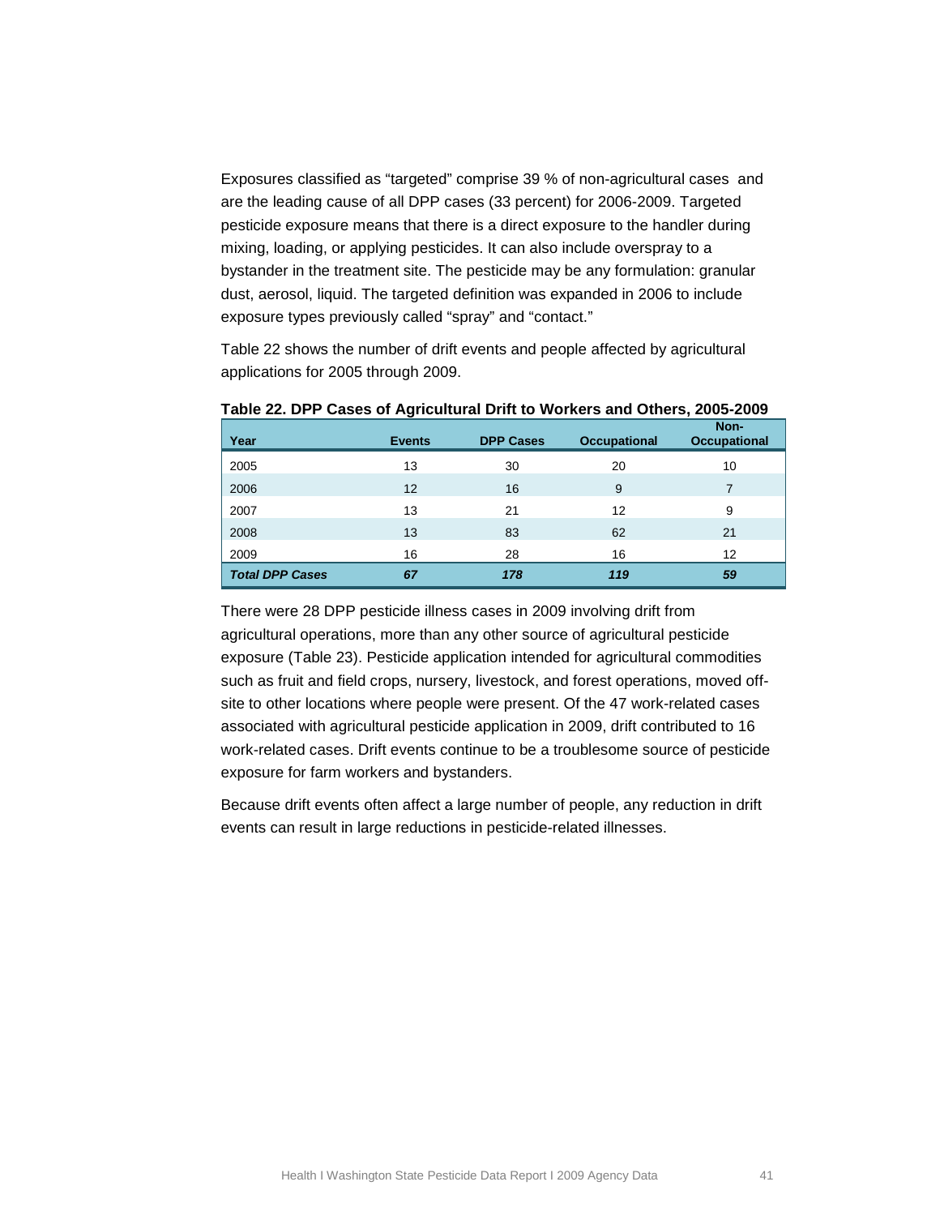Exposures classified as "targeted" comprise 39 % of non-agricultural cases and are the leading cause of all DPP cases (33 percent) for 2006-2009. Targeted pesticide exposure means that there is a direct exposure to the handler during mixing, loading, or applying pesticides. It can also include overspray to a bystander in the treatment site. The pesticide may be any formulation: granular dust, aerosol, liquid. The targeted definition was expanded in 2006 to include exposure types previously called "spray" and "contact."

Table 22 shows the number of drift events and people affected by agricultural applications for 2005 through 2009.

**Table 22. DPP Cases of Agricultural Drift to Workers and Others, 2005-2009**

| Year | Events | DPP Cases | Occupational | Non-Occupational |
|---|---|---|---|---|
| 2005 | 13 | 30 | 20 | 10 |
| 2006 | 12 | 16 | 9 | 7 |
| 2007 | 13 | 21 | 12 | 9 |
| 2008 | 13 | 83 | 62 | 21 |
| 2009 | 16 | 28 | 16 | 12 |
| ***Total DPP Cases*** | ***67*** | ***178*** | ***119*** | ***59*** |

There were 28 DPP pesticide illness cases in 2009 involving drift from agricultural operations, more than any other source of agricultural pesticide exposure (Table 23). Pesticide application intended for agricultural commodities such as fruit and field crops, nursery, livestock, and forest operations, moved off-site to other locations where people were present. Of the 47 work-related cases associated with agricultural pesticide application in 2009, drift contributed to 16 work-related cases. Drift events continue to be a troublesome source of pesticide exposure for farm workers and bystanders.

Because drift events often affect a large number of people, any reduction in drift events can result in large reductions in pesticide-related illnesses.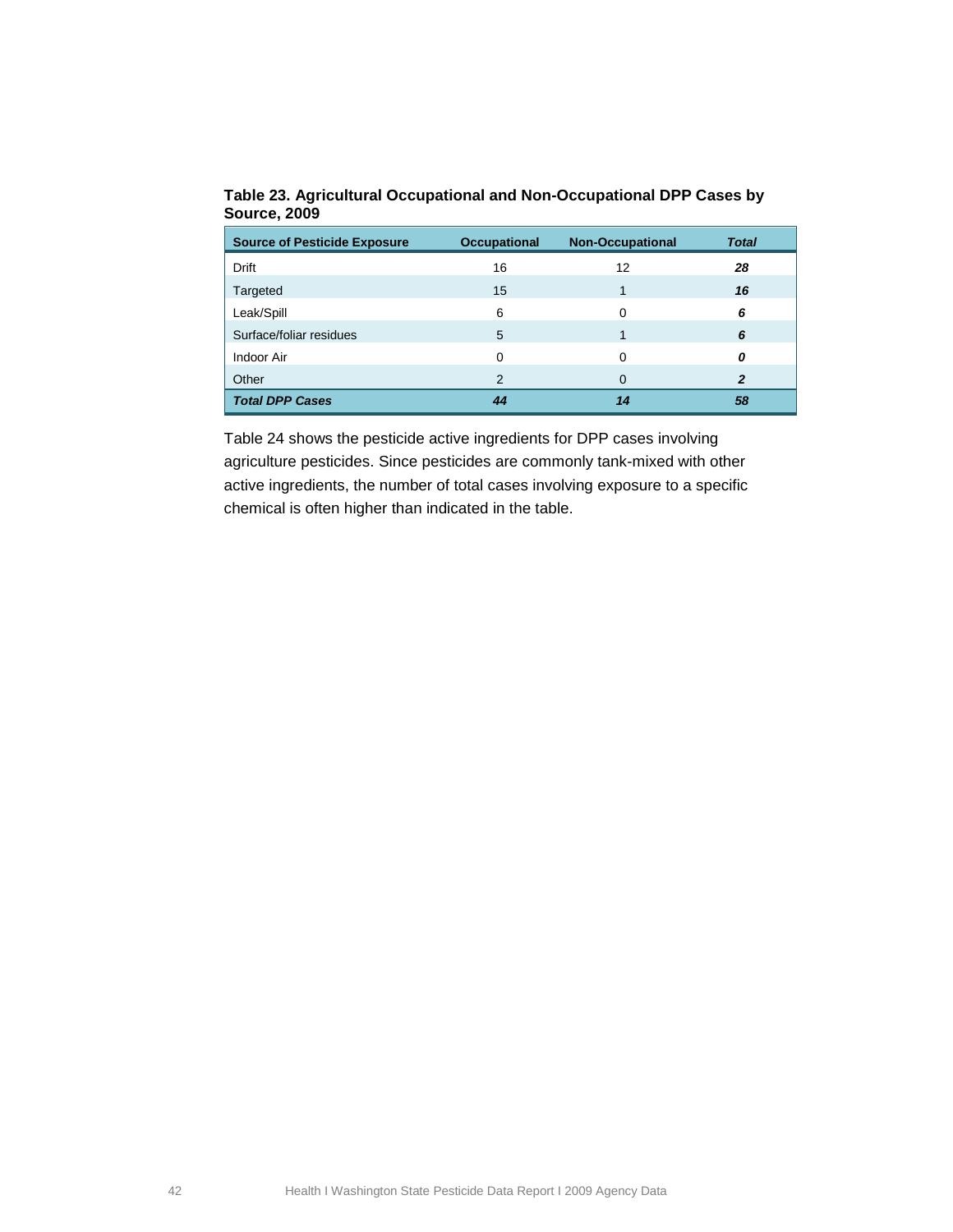**Table 23. Agricultural Occupational and Non-Occupational DPP Cases by Source, 2009**

| Source of Pesticide Exposure | Occupational | Non-Occupational | *Total* |
|---|---|---|---|
| Drift | 16 | 12 | ***28*** |
| Targeted | 15 | 1 | ***16*** |
| Leak/Spill | 6 | 0 | ***6*** |
| Surface/foliar residues | 5 | 1 | ***6*** |
| Indoor Air | 0 | 0 | ***0*** |
| Other | 2 | 0 | ***2*** |
| ***Total DPP Cases*** | ***44*** | ***14*** | ***58*** |

Table 24 shows the pesticide active ingredients for DPP cases involving agriculture pesticides. Since pesticides are commonly tank-mixed with other active ingredients, the number of total cases involving exposure to a specific chemical is often higher than indicated in the table.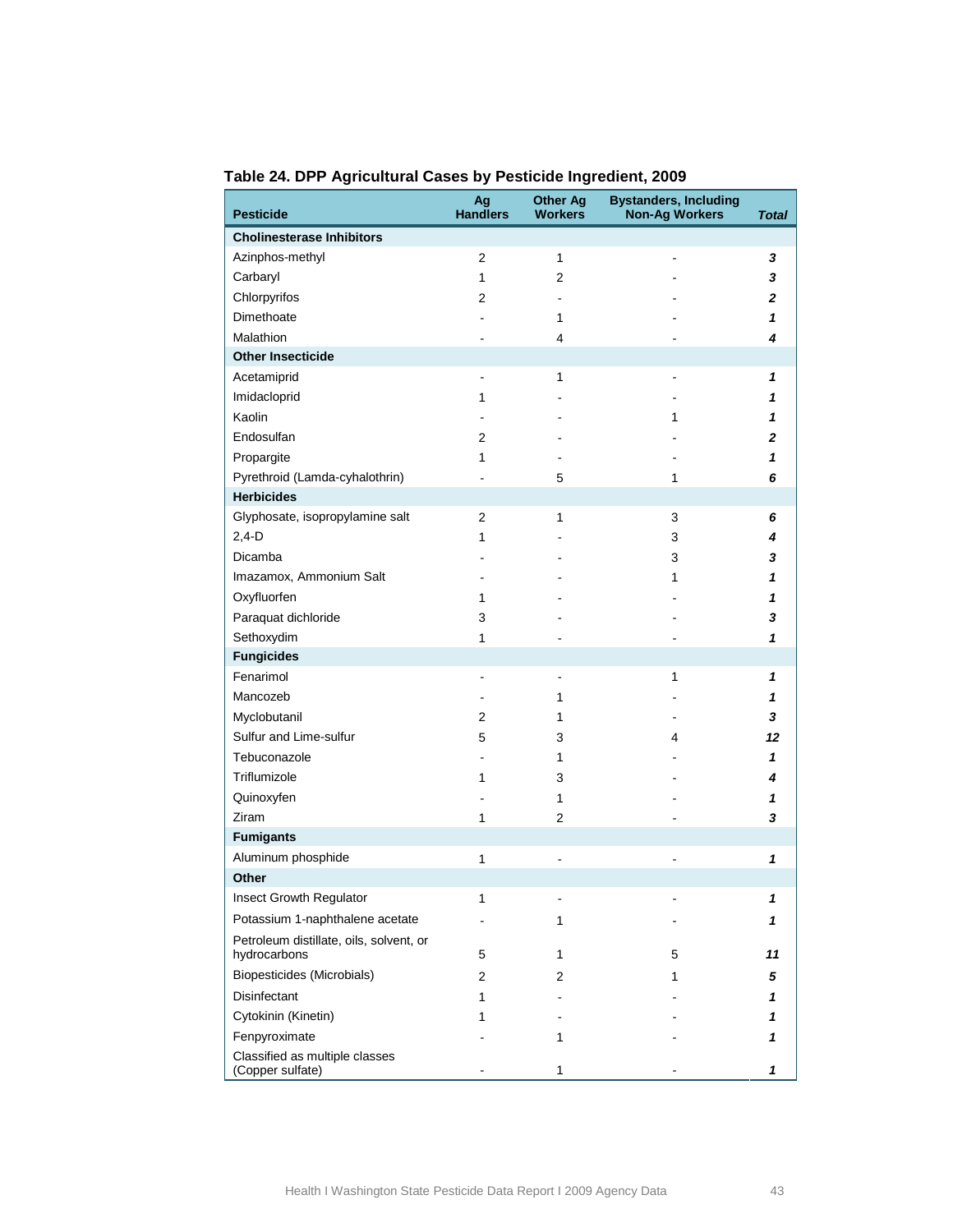**Table 24. DPP Agricultural Cases by Pesticide Ingredient, 2009**

| Pesticide | Ag Handlers | Other Ag Workers | Bystanders, Including Non-Ag Workers | *Total* |
|---|---|---|---|---|
| **Cholinesterase Inhibitors** | | | | |
| Azinphos-methyl | 2 | 1 | - | ***3*** |
| Carbaryl | 1 | 2 | - | ***3*** |
| Chlorpyrifos | 2 | - | - | ***2*** |
| Dimethoate | - | 1 | - | ***1*** |
| Malathion | - | 4 | - | ***4*** |
| **Other Insecticide** | | | | |
| Acetamiprid | - | 1 | - | ***1*** |
| Imidacloprid | 1 | - | - | ***1*** |
| Kaolin | - | - | 1 | ***1*** |
| Endosulfan | 2 | - | - | ***2*** |
| Propargite | 1 | - | - | ***1*** |
| Pyrethroid (Lamda-cyhalothrin) | - | 5 | 1 | ***6*** |
| **Herbicides** | | | | |
| Glyphosate, isopropylamine salt | 2 | 1 | 3 | ***6*** |
| 2,4-D | 1 | - | 3 | ***4*** |
| Dicamba | - | - | 3 | ***3*** |
| Imazamox, Ammonium Salt | - | - | 1 | ***1*** |
| Oxyfluorfen | 1 | - | - | ***1*** |
| Paraquat dichloride | 3 | - | - | ***3*** |
| Sethoxydim | 1 | - | - | ***1*** |
| **Fungicides** | | | | |
| Fenarimol | - | - | 1 | ***1*** |
| Mancozeb | - | 1 | - | ***1*** |
| Myclobutanil | 2 | 1 | - | ***3*** |
| Sulfur and Lime-sulfur | 5 | 3 | 4 | ***12*** |
| Tebuconazole | - | 1 | - | ***1*** |
| Triflumizole | 1 | 3 | - | ***4*** |
| Quinoxyfen | - | 1 | - | ***1*** |
| Ziram | 1 | 2 | - | ***3*** |
| **Fumigants** | | | | |
| Aluminum phosphide | 1 | - | - | ***1*** |
| **Other** | | | | |
| Insect Growth Regulator | 1 | - | - | ***1*** |
| Potassium 1-naphthalene acetate | - | 1 | - | ***1*** |
| Petroleum distillate, oils, solvent, or hydrocarbons | 5 | 1 | 5 | ***11*** |
| Biopesticides (Microbials) | 2 | 2 | 1 | ***5*** |
| Disinfectant | 1 | - | - | ***1*** |
| Cytokinin (Kinetin) | 1 | - | - | ***1*** |
| Fenpyroximate | - | 1 | - | ***1*** |
| Classified as multiple classes (Copper sulfate) | - | 1 | - | ***1*** |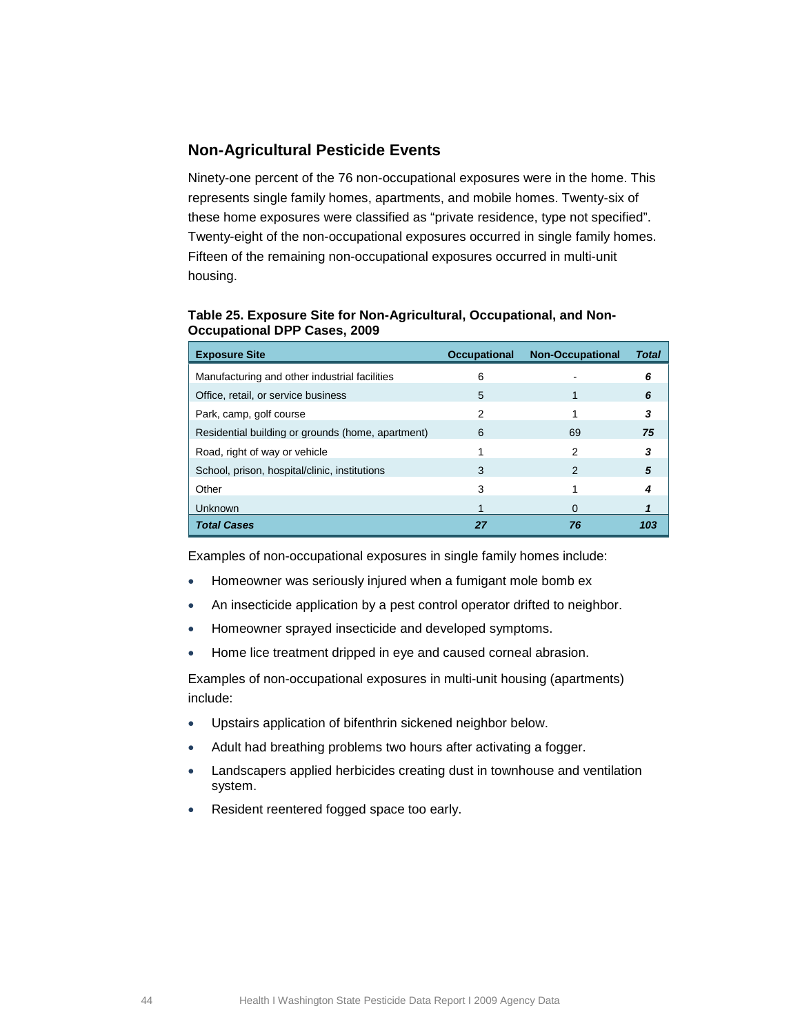## Non-Agricultural Pesticide Events

Ninety-one percent of the 76 non-occupational exposures were in the home. This represents single family homes, apartments, and mobile homes. Twenty-six of these home exposures were classified as "private residence, type not specified". Twenty-eight of the non-occupational exposures occurred in single family homes. Fifteen of the remaining non-occupational exposures occurred in multi-unit housing.

**Table 25. Exposure Site for Non-Agricultural, Occupational, and Non-Occupational DPP Cases, 2009**

| Exposure Site | Occupational | Non-Occupational | *Total* |
|---|---|---|---|
| Manufacturing and other industrial facilities | 6 | - | ***6*** |
| Office, retail, or service business | 5 | 1 | ***6*** |
| Park, camp, golf course | 2 | 1 | ***3*** |
| Residential building or grounds (home, apartment) | 6 | 69 | ***75*** |
| Road, right of way or vehicle | 1 | 2 | ***3*** |
| School, prison, hospital/clinic, institutions | 3 | 2 | ***5*** |
| Other | 3 | 1 | ***4*** |
| Unknown | 1 | 0 | ***1*** |
| ***Total Cases*** | ***27*** | ***76*** | ***103*** |

Examples of non-occupational exposures in single family homes include:

- Homeowner was seriously injured when a fumigant mole bomb ex
- An insecticide application by a pest control operator drifted to neighbor.
- Homeowner sprayed insecticide and developed symptoms.
- Home lice treatment dripped in eye and caused corneal abrasion.

Examples of non-occupational exposures in multi-unit housing (apartments) include:

- Upstairs application of bifenthrin sickened neighbor below.
- Adult had breathing problems two hours after activating a fogger.
- Landscapers applied herbicides creating dust in townhouse and ventilation system.
- Resident reentered fogged space too early.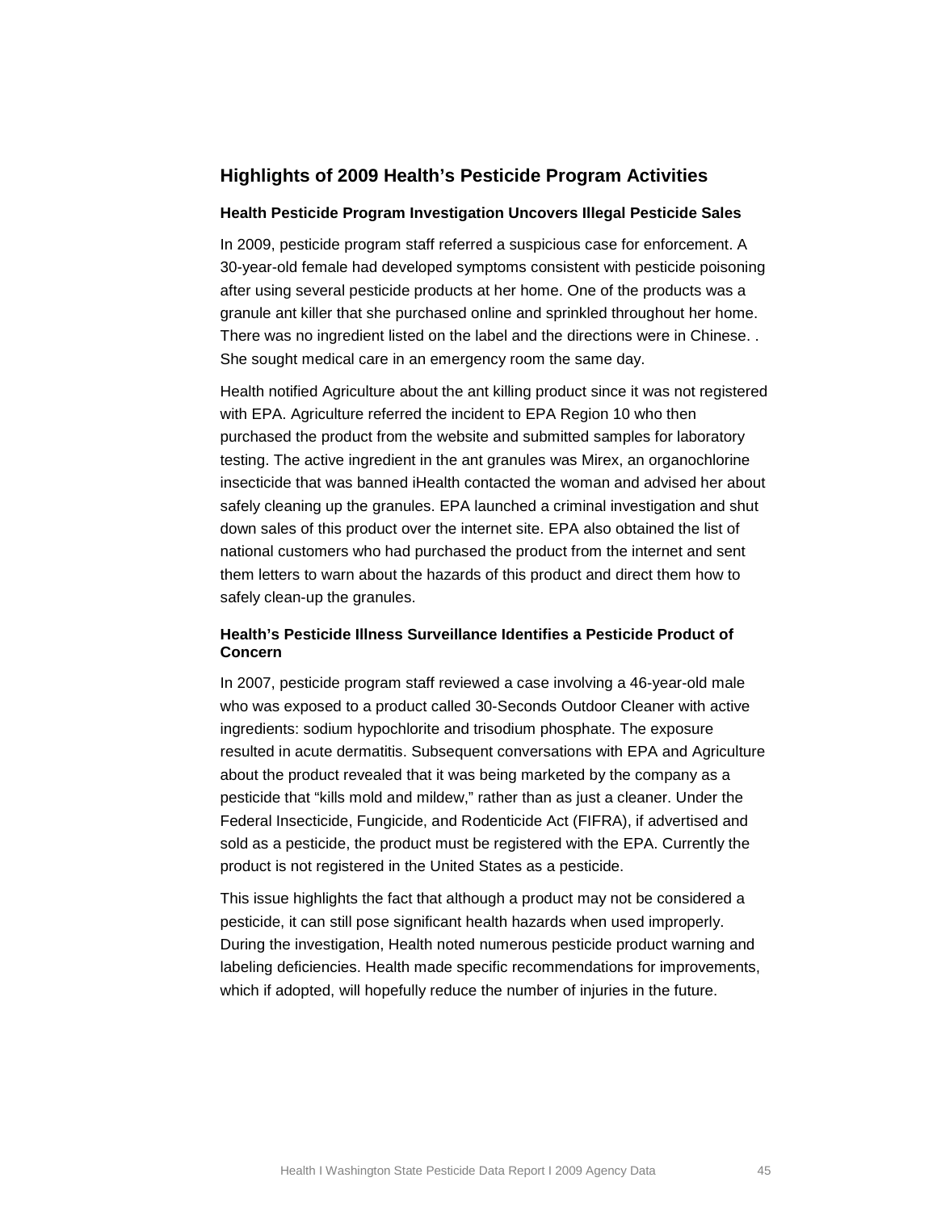## Highlights of 2009 Health's Pesticide Program Activities

### Health Pesticide Program Investigation Uncovers Illegal Pesticide Sales

In 2009, pesticide program staff referred a suspicious case for enforcement. A 30-year-old female had developed symptoms consistent with pesticide poisoning after using several pesticide products at her home. One of the products was a granule ant killer that she purchased online and sprinkled throughout her home. There was no ingredient listed on the label and the directions were in Chinese. . She sought medical care in an emergency room the same day.

Health notified Agriculture about the ant killing product since it was not registered with EPA. Agriculture referred the incident to EPA Region 10 who then purchased the product from the website and submitted samples for laboratory testing. The active ingredient in the ant granules was Mirex, an organochlorine insecticide that was banned iHealth contacted the woman and advised her about safely cleaning up the granules. EPA launched a criminal investigation and shut down sales of this product over the internet site. EPA also obtained the list of national customers who had purchased the product from the internet and sent them letters to warn about the hazards of this product and direct them how to safely clean-up the granules.

### Health's Pesticide Illness Surveillance Identifies a Pesticide Product of Concern

In 2007, pesticide program staff reviewed a case involving a 46-year-old male who was exposed to a product called 30-Seconds Outdoor Cleaner with active ingredients: sodium hypochlorite and trisodium phosphate. The exposure resulted in acute dermatitis. Subsequent conversations with EPA and Agriculture about the product revealed that it was being marketed by the company as a pesticide that "kills mold and mildew," rather than as just a cleaner. Under the Federal Insecticide, Fungicide, and Rodenticide Act (FIFRA), if advertised and sold as a pesticide, the product must be registered with the EPA. Currently the product is not registered in the United States as a pesticide.

This issue highlights the fact that although a product may not be considered a pesticide, it can still pose significant health hazards when used improperly. During the investigation, Health noted numerous pesticide product warning and labeling deficiencies. Health made specific recommendations for improvements, which if adopted, will hopefully reduce the number of injuries in the future.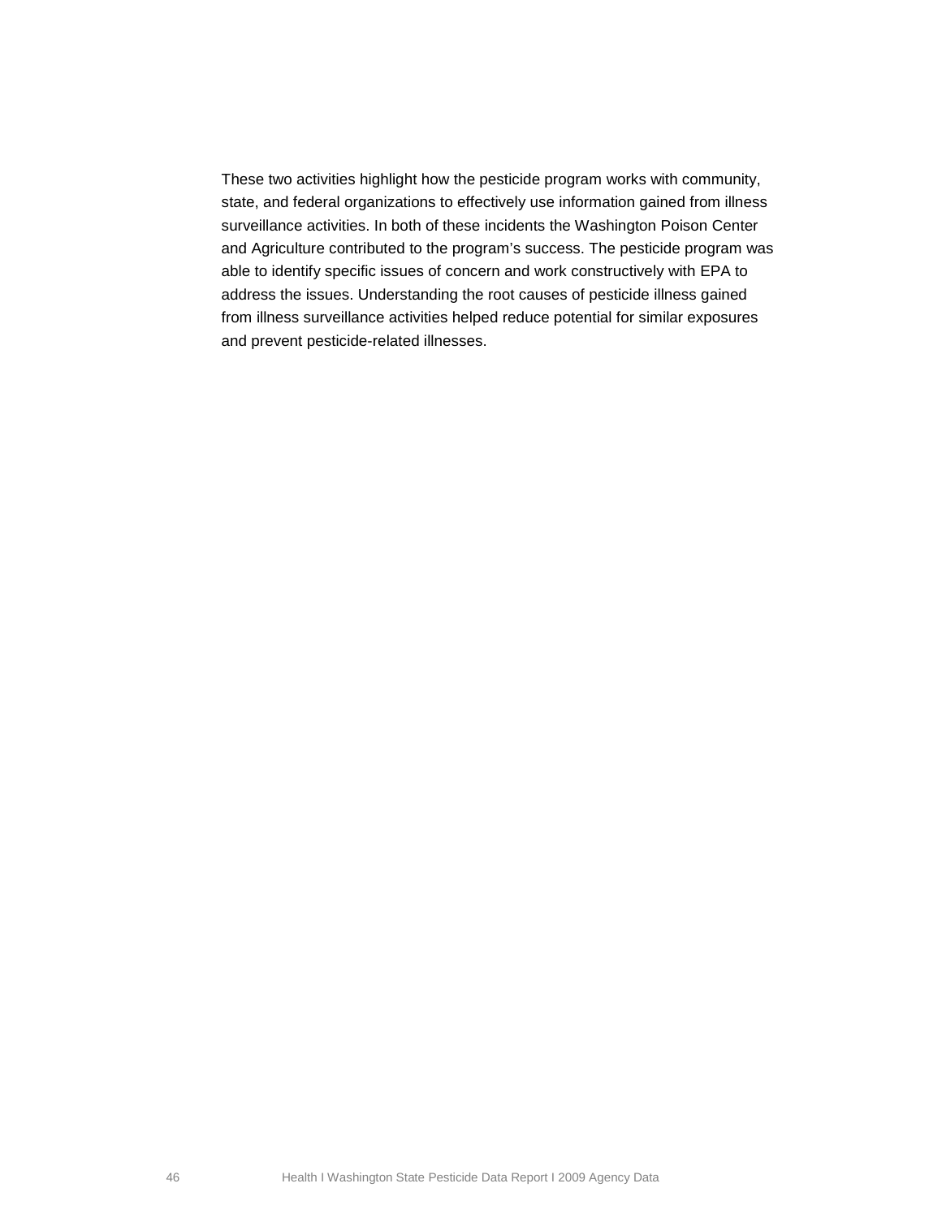These two activities highlight how the pesticide program works with community, state, and federal organizations to effectively use information gained from illness surveillance activities. In both of these incidents the Washington Poison Center and Agriculture contributed to the program's success. The pesticide program was able to identify specific issues of concern and work constructively with EPA to address the issues. Understanding the root causes of pesticide illness gained from illness surveillance activities helped reduce potential for similar exposures and prevent pesticide-related illnesses.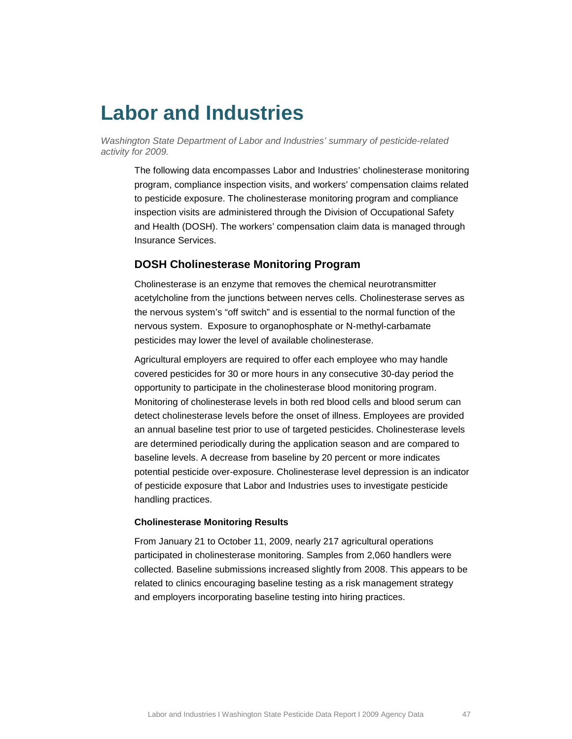# Labor and Industries

*Washington State Department of Labor and Industries' summary of pesticide-related activity for 2009.*

The following data encompasses Labor and Industries' cholinesterase monitoring program, compliance inspection visits, and workers' compensation claims related to pesticide exposure. The cholinesterase monitoring program and compliance inspection visits are administered through the Division of Occupational Safety and Health (DOSH). The workers' compensation claim data is managed through Insurance Services.

## DOSH Cholinesterase Monitoring Program

Cholinesterase is an enzyme that removes the chemical neurotransmitter acetylcholine from the junctions between nerves cells. Cholinesterase serves as the nervous system's "off switch" and is essential to the normal function of the nervous system. Exposure to organophosphate or N-methyl-carbamate pesticides may lower the level of available cholinesterase.

Agricultural employers are required to offer each employee who may handle covered pesticides for 30 or more hours in any consecutive 30-day period the opportunity to participate in the cholinesterase blood monitoring program. Monitoring of cholinesterase levels in both red blood cells and blood serum can detect cholinesterase levels before the onset of illness. Employees are provided an annual baseline test prior to use of targeted pesticides. Cholinesterase levels are determined periodically during the application season and are compared to baseline levels. A decrease from baseline by 20 percent or more indicates potential pesticide over-exposure. Cholinesterase level depression is an indicator of pesticide exposure that Labor and Industries uses to investigate pesticide handling practices.

### Cholinesterase Monitoring Results

From January 21 to October 11, 2009, nearly 217 agricultural operations participated in cholinesterase monitoring. Samples from 2,060 handlers were collected. Baseline submissions increased slightly from 2008. This appears to be related to clinics encouraging baseline testing as a risk management strategy and employers incorporating baseline testing into hiring practices.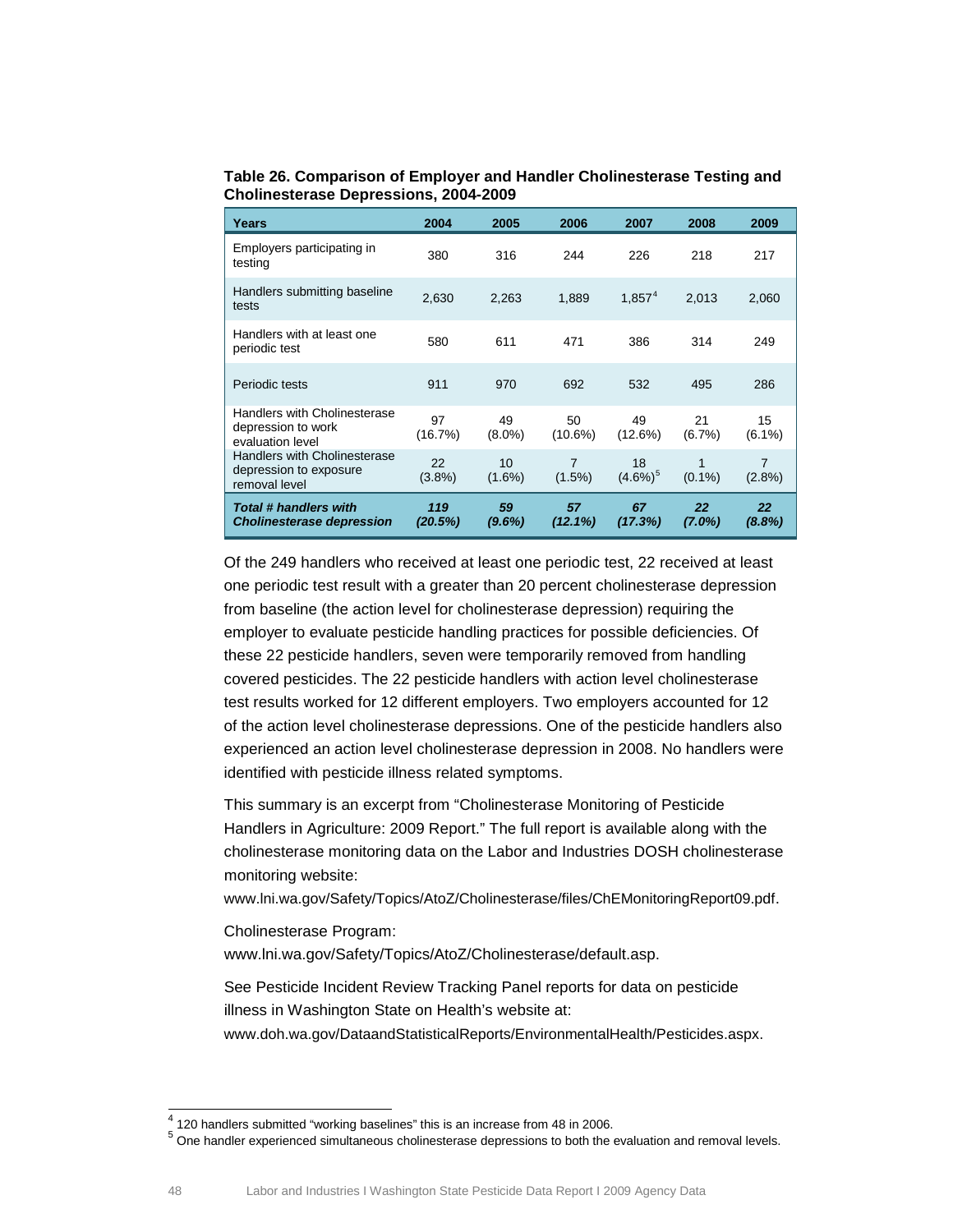**Table 26. Comparison of Employer and Handler Cholinesterase Testing and Cholinesterase Depressions, 2004-2009**

| Years | 2004 | 2005 | 2006 | 2007 | 2008 | 2009 |
|---|---|---|---|---|---|---|
| Employers participating in testing | 380 | 316 | 244 | 226 | 218 | 217 |
| Handlers submitting baseline tests | 2,630 | 2,263 | 1,889 | 1,857[4] | 2,013 | 2,060 |
| Handlers with at least one periodic test | 580 | 611 | 471 | 386 | 314 | 249 |
| Periodic tests | 911 | 970 | 692 | 532 | 495 | 286 |
| Handlers with Cholinesterase depression to work evaluation level | 97 (16.7%) | 49 (8.0%) | 50 (10.6%) | 49 (12.6%) | 21 (6.7%) | 15 (6.1%) |
| Handlers with Cholinesterase depression to exposure removal level | 22 (3.8%) | 10 (1.6%) | 7 (1.5%) | 18 (4.6%)[5] | 1 (0.1%) | 7 (2.8%) |
| ***Total # handlers with Cholinesterase depression*** | ***119 (20.5%)*** | ***59 (9.6%)*** | ***57 (12.1%)*** | ***67 (17.3%)*** | ***22 (7.0%)*** | ***22 (8.8%)*** |

Of the 249 handlers who received at least one periodic test, 22 received at least one periodic test result with a greater than 20 percent cholinesterase depression from baseline (the action level for cholinesterase depression) requiring the employer to evaluate pesticide handling practices for possible deficiencies. Of these 22 pesticide handlers, seven were temporarily removed from handling covered pesticides. The 22 pesticide handlers with action level cholinesterase test results worked for 12 different employers. Two employers accounted for 12 of the action level cholinesterase depressions. One of the pesticide handlers also experienced an action level cholinesterase depression in 2008. No handlers were identified with pesticide illness related symptoms.

This summary is an excerpt from "Cholinesterase Monitoring of Pesticide Handlers in Agriculture: 2009 Report." The full report is available along with the cholinesterase monitoring data on the Labor and Industries DOSH cholinesterase monitoring website:
www.lni.wa.gov/Safety/Topics/AtoZ/Cholinesterase/files/ChEMonitoringReport09.pdf.

Cholinesterase Program:
www.lni.wa.gov/Safety/Topics/AtoZ/Cholinesterase/default.asp.

See Pesticide Incident Review Tracking Panel reports for data on pesticide illness in Washington State on Health's website at:
www.doh.wa.gov/DataandStatisticalReports/EnvironmentalHealth/Pesticides.aspx.

---

[4] 120 handlers submitted "working baselines" this is an increase from 48 in 2006.

[5] One handler experienced simultaneous cholinesterase depressions to both the evaluation and removal levels.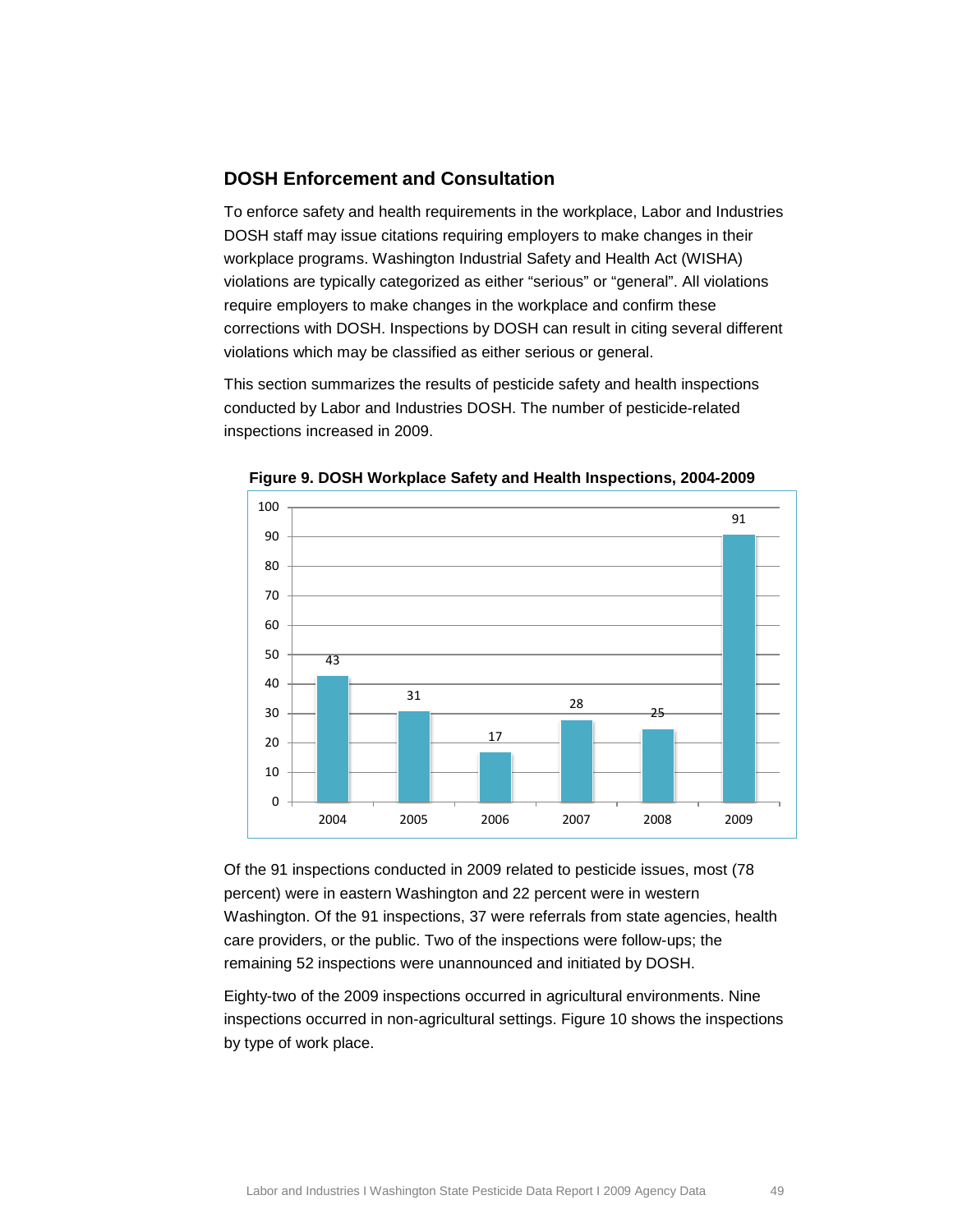## DOSH Enforcement and Consultation

To enforce safety and health requirements in the workplace, Labor and Industries DOSH staff may issue citations requiring employers to make changes in their workplace programs. Washington Industrial Safety and Health Act (WISHA) violations are typically categorized as either "serious" or "general". All violations require employers to make changes in the workplace and confirm these corrections with DOSH. Inspections by DOSH can result in citing several different violations which may be classified as either serious or general.

This section summarizes the results of pesticide safety and health inspections conducted by Labor and Industries DOSH. The number of pesticide-related inspections increased in 2009.

**Figure 9. DOSH Workplace Safety and Health Inspections, 2004-2009**

| Year | Inspections |
|---|---|
| 2004 | 43 |
| 2005 | 31 |
| 2006 | 17 |
| 2007 | 28 |
| 2008 | 25 |
| 2009 | 91 |

Of the 91 inspections conducted in 2009 related to pesticide issues, most (78 percent) were in eastern Washington and 22 percent were in western Washington. Of the 91 inspections, 37 were referrals from state agencies, health care providers, or the public. Two of the inspections were follow-ups; the remaining 52 inspections were unannounced and initiated by DOSH.

Eighty-two of the 2009 inspections occurred in agricultural environments. Nine inspections occurred in non-agricultural settings. Figure 10 shows the inspections by type of work place.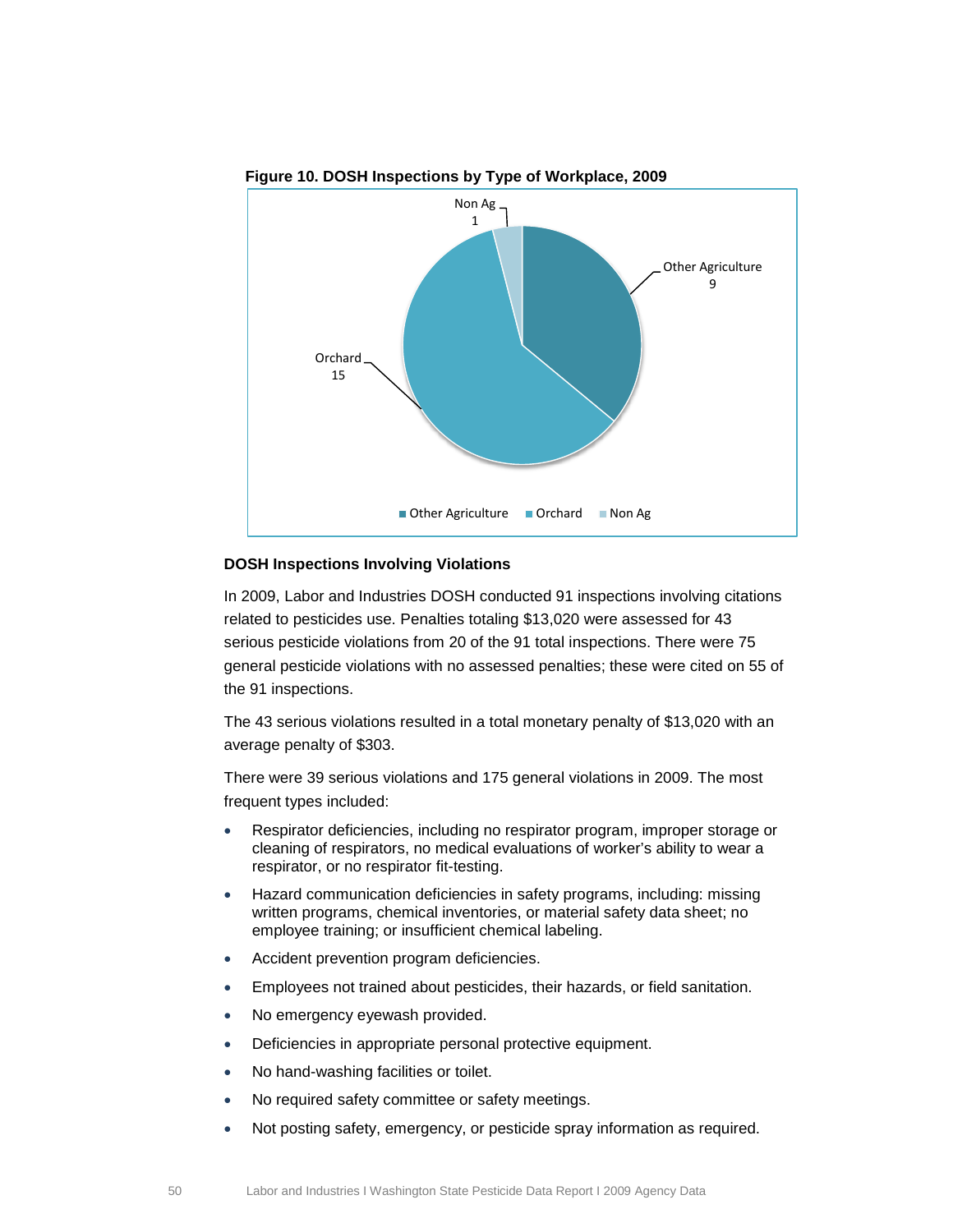**Figure 10. DOSH Inspections by Type of Workplace, 2009**

| Type of Workplace | Inspections |
|---|---|
| Other Agriculture | 9 |
| Orchard | 15 |
| Non Ag | 1 |

### DOSH Inspections Involving Violations

In 2009, Labor and Industries DOSH conducted 91 inspections involving citations related to pesticides use. Penalties totaling $13,020 were assessed for 43 serious pesticide violations from 20 of the 91 total inspections. There were 75 general pesticide violations with no assessed penalties; these were cited on 55 of the 91 inspections.

The 43 serious violations resulted in a total monetary penalty of $13,020 with an average penalty of $303.

There were 39 serious violations and 175 general violations in 2009. The most frequent types included:

- Respirator deficiencies, including no respirator program, improper storage or cleaning of respirators, no medical evaluations of worker's ability to wear a respirator, or no respirator fit-testing.
- Hazard communication deficiencies in safety programs, including: missing written programs, chemical inventories, or material safety data sheet; no employee training; or insufficient chemical labeling.
- Accident prevention program deficiencies.
- Employees not trained about pesticides, their hazards, or field sanitation.
- No emergency eyewash provided.
- Deficiencies in appropriate personal protective equipment.
- No hand-washing facilities or toilet.
- No required safety committee or safety meetings.
- Not posting safety, emergency, or pesticide spray information as required.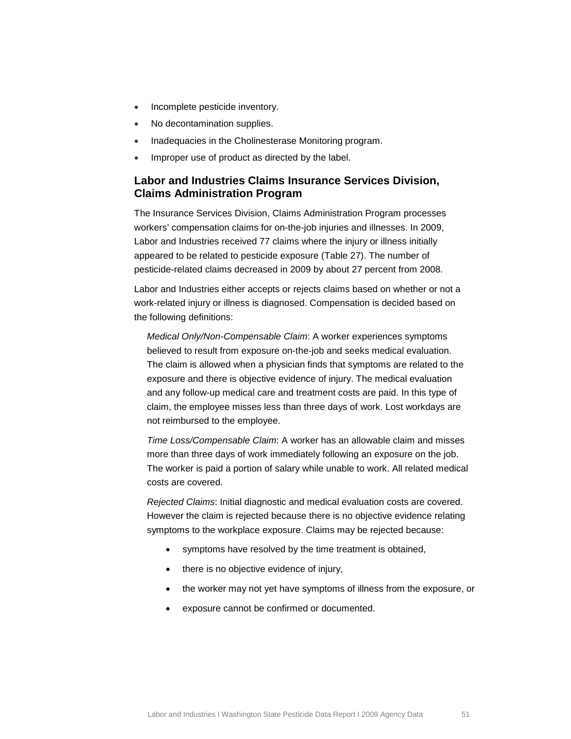- Incomplete pesticide inventory.
- No decontamination supplies.
- Inadequacies in the Cholinesterase Monitoring program.
- Improper use of product as directed by the label.

### Labor and Industries Claims Insurance Services Division, Claims Administration Program

The Insurance Services Division, Claims Administration Program processes workers' compensation claims for on-the-job injuries and illnesses. In 2009, Labor and Industries received 77 claims where the injury or illness initially appeared to be related to pesticide exposure (Table 27). The number of pesticide-related claims decreased in 2009 by about 27 percent from 2008.

Labor and Industries either accepts or rejects claims based on whether or not a work-related injury or illness is diagnosed. Compensation is decided based on the following definitions:

*Medical Only/Non-Compensable Claim*: A worker experiences symptoms believed to result from exposure on-the-job and seeks medical evaluation. The claim is allowed when a physician finds that symptoms are related to the exposure and there is objective evidence of injury. The medical evaluation and any follow-up medical care and treatment costs are paid. In this type of claim, the employee misses less than three days of work. Lost workdays are not reimbursed to the employee.

*Time Loss/Compensable Claim*: A worker has an allowable claim and misses more than three days of work immediately following an exposure on the job. The worker is paid a portion of salary while unable to work. All related medical costs are covered.

*Rejected Claims*: Initial diagnostic and medical evaluation costs are covered. However the claim is rejected because there is no objective evidence relating symptoms to the workplace exposure. Claims may be rejected because:

- symptoms have resolved by the time treatment is obtained,
- there is no objective evidence of injury,
- the worker may not yet have symptoms of illness from the exposure, or
- exposure cannot be confirmed or documented.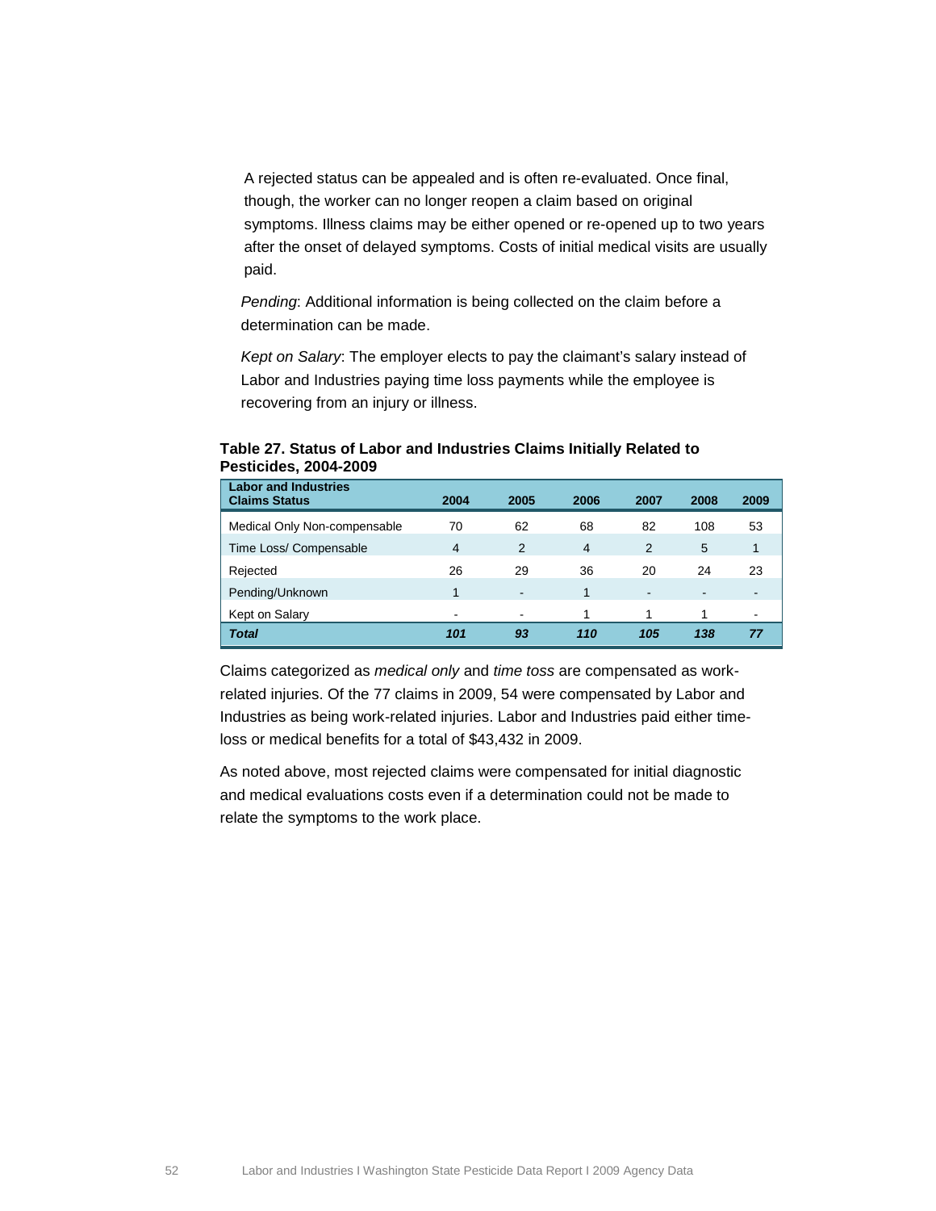A rejected status can be appealed and is often re-evaluated. Once final, though, the worker can no longer reopen a claim based on original symptoms. Illness claims may be either opened or re-opened up to two years after the onset of delayed symptoms. Costs of initial medical visits are usually paid.

*Pending*: Additional information is being collected on the claim before a determination can be made.

*Kept on Salary*: The employer elects to pay the claimant's salary instead of Labor and Industries paying time loss payments while the employee is recovering from an injury or illness.

**Table 27. Status of Labor and Industries Claims Initially Related to Pesticides, 2004-2009**

| Labor and Industries Claims Status | 2004 | 2005 | 2006 | 2007 | 2008 | 2009 |
|---|---|---|---|---|---|---|
| Medical Only Non-compensable | 70 | 62 | 68 | 82 | 108 | 53 |
| Time Loss/ Compensable | 4 | 2 | 4 | 2 | 5 | 1 |
| Rejected | 26 | 29 | 36 | 20 | 24 | 23 |
| Pending/Unknown | 1 | - | 1 | - | - | - |
| Kept on Salary | - | - | 1 | 1 | 1 | - |
| ***Total*** | ***101*** | ***93*** | ***110*** | ***105*** | ***138*** | ***77*** |

Claims categorized as *medical only* and *time toss* are compensated as work-related injuries. Of the 77 claims in 2009, 54 were compensated by Labor and Industries as being work-related injuries. Labor and Industries paid either time-loss or medical benefits for a total of $43,432 in 2009.

As noted above, most rejected claims were compensated for initial diagnostic and medical evaluations costs even if a determination could not be made to relate the symptoms to the work place.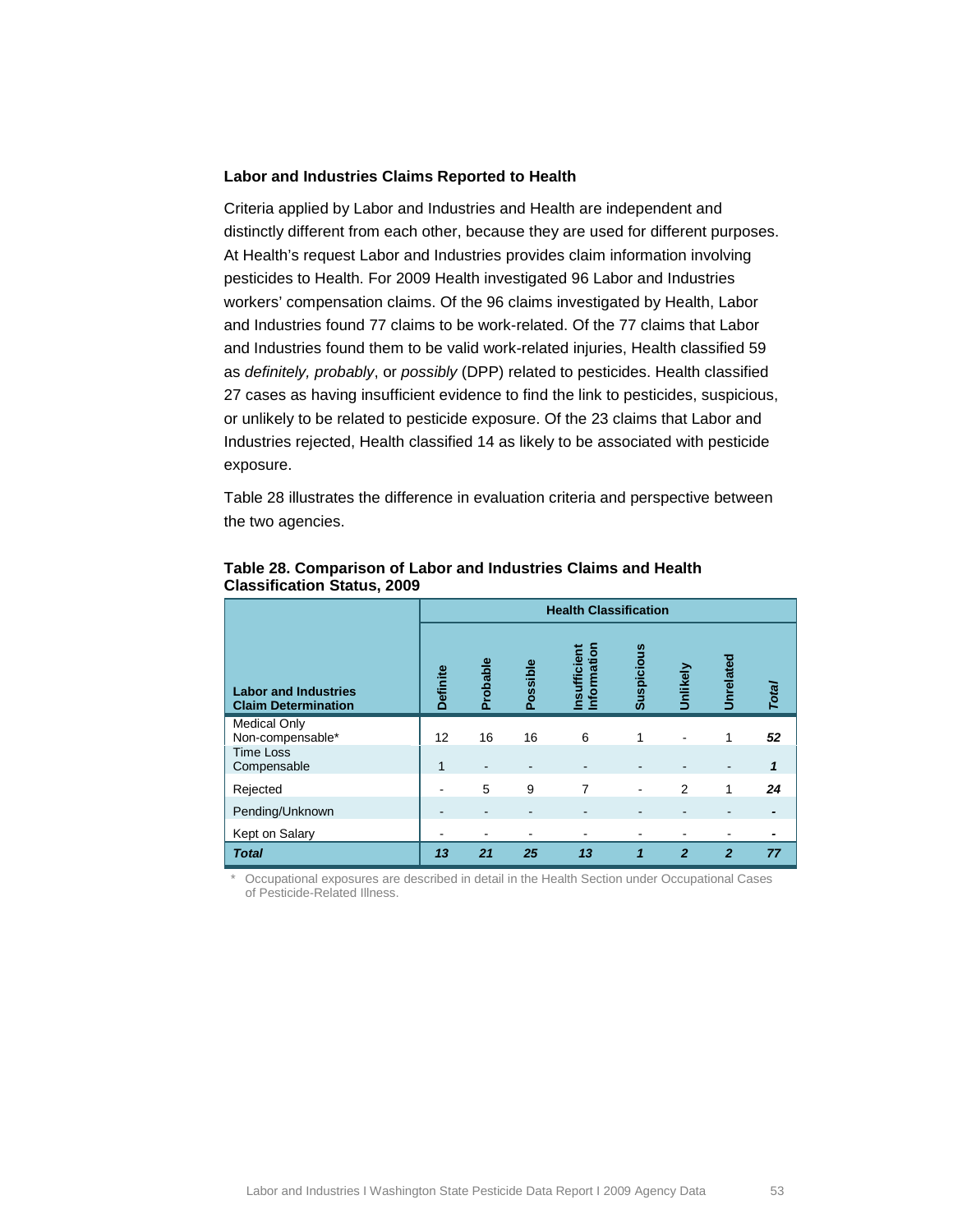### Labor and Industries Claims Reported to Health

Criteria applied by Labor and Industries and Health are independent and distinctly different from each other, because they are used for different purposes. At Health's request Labor and Industries provides claim information involving pesticides to Health. For 2009 Health investigated 96 Labor and Industries workers' compensation claims. Of the 96 claims investigated by Health, Labor and Industries found 77 claims to be work-related. Of the 77 claims that Labor and Industries found them to be valid work-related injuries, Health classified 59 as *definitely, probably*, or *possibly* (DPP) related to pesticides. Health classified 27 cases as having insufficient evidence to find the link to pesticides, suspicious, or unlikely to be related to pesticide exposure. Of the 23 claims that Labor and Industries rejected, Health classified 14 as likely to be associated with pesticide exposure.

Table 28 illustrates the difference in evaluation criteria and perspective between the two agencies.

**Table 28. Comparison of Labor and Industries Claims and Health Classification Status, 2009**

| | Health Classification | | | | | | | |
|---|---|---|---|---|---|---|---|---|
| **Labor and Industries Claim Determination** | **Definite** | **Probable** | **Possible** | **Insufficient Information** | **Suspicious** | **Unlikely** | **Unrelated** | ***Total*** |
| Medical Only Non-compensable* | 12 | 16 | 16 | 6 | 1 | - | 1 | ***52*** |
| Time Loss Compensable | 1 | - | - | - | - | - | - | ***1*** |
| Rejected | - | 5 | 9 | 7 | - | 2 | 1 | ***24*** |
| Pending/Unknown | - | - | - | - | - | - | - | ***-*** |
| Kept on Salary | - | - | - | - | - | - | - | ***-*** |
| ***Total*** | ***13*** | ***21*** | ***25*** | ***13*** | ***1*** | ***2*** | ***2*** | ***77*** |

\* Occupational exposures are described in detail in the Health Section under Occupational Cases of Pesticide-Related Illness.